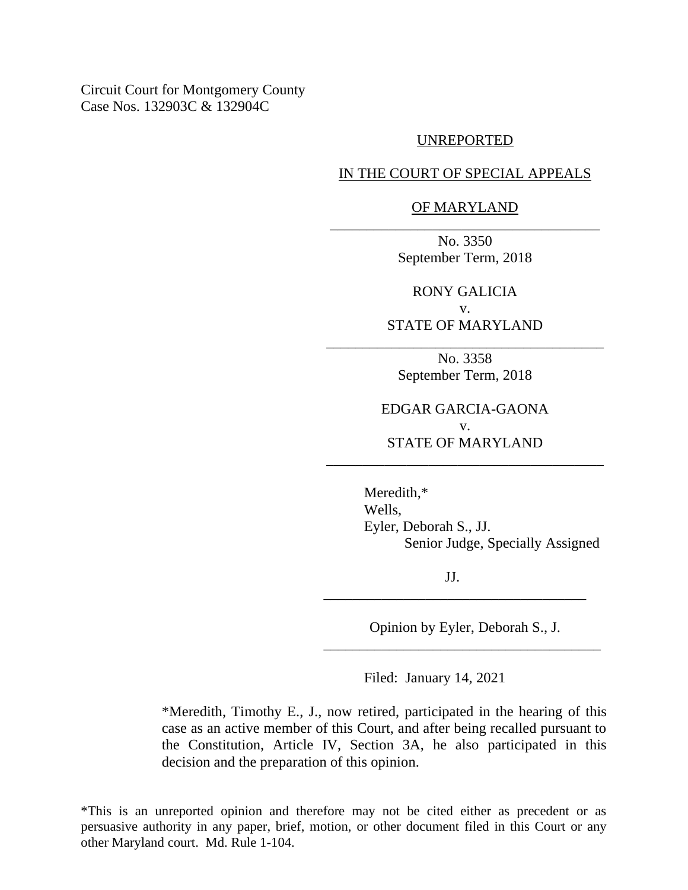Circuit Court for Montgomery County
Case Nos. 132903C & 132904C

UNREPORTED

IN THE COURT OF SPECIAL APPEALS

OF MARYLAND

---

No. 3350
September Term, 2018

RONY GALICIA
v.
STATE OF MARYLAND

---

No. 3358
September Term, 2018

EDGAR GARCIA-GAONA
v.
STATE OF MARYLAND

---

Meredith,*
Wells,
Eyler, Deborah S., JJ.
Senior Judge, Specially Assigned

JJ.

---

Opinion by Eyler, Deborah S., J.

---

Filed: January 14, 2021

*Meredith, Timothy E., J., now retired, participated in the hearing of this case as an active member of this Court, and after being recalled pursuant to the Constitution, Article IV, Section 3A, he also participated in this decision and the preparation of this opinion.

*This is an unreported opinion and therefore may not be cited either as precedent or as persuasive authority in any paper, brief, motion, or other document filed in this Court or any other Maryland court. Md. Rule 1-104.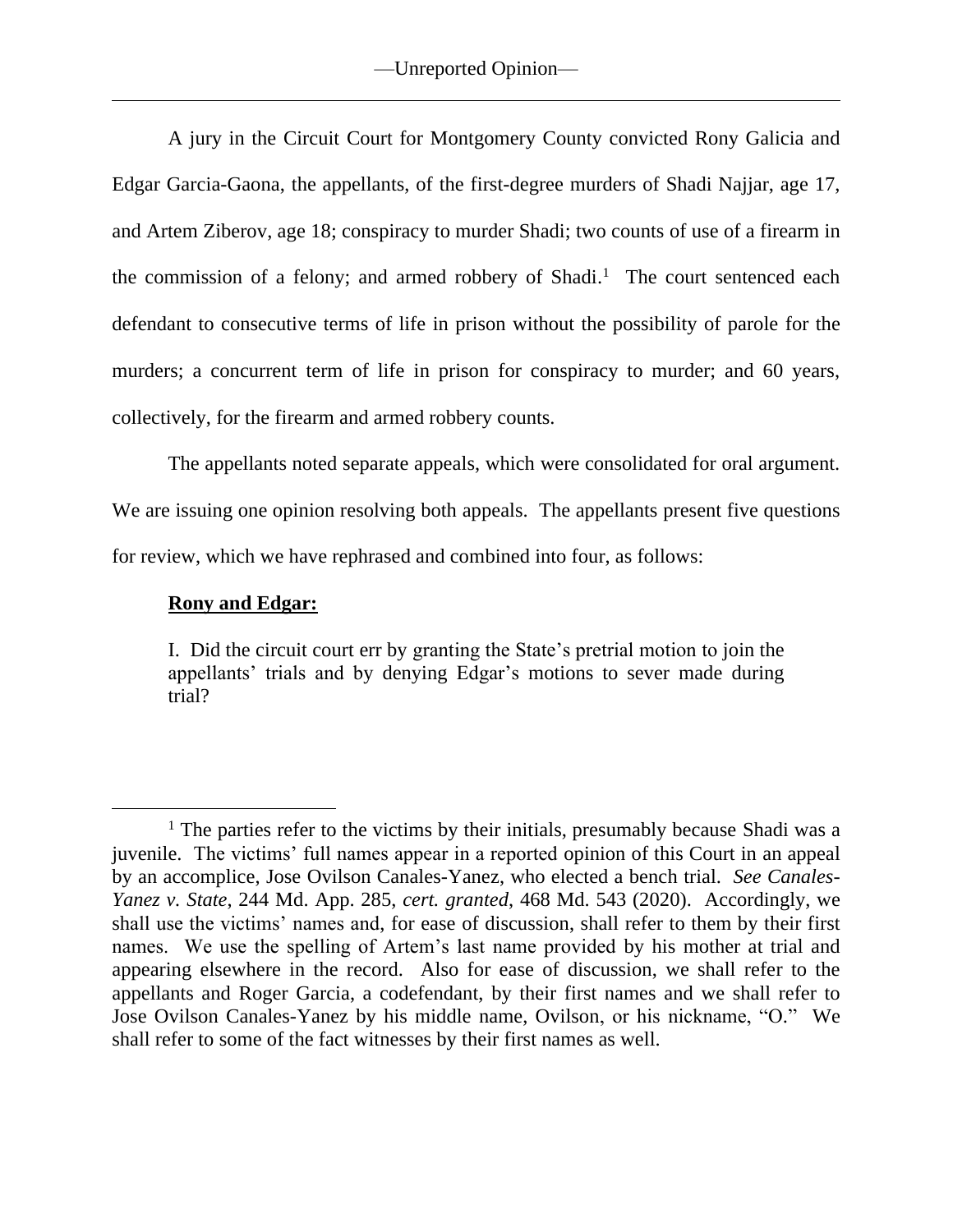A jury in the Circuit Court for Montgomery County convicted Rony Galicia and Edgar Garcia-Gaona, the appellants, of the first-degree murders of Shadi Najjar, age 17, and Artem Ziberov, age 18; conspiracy to murder Shadi; two counts of use of a firearm in the commission of a felony; and armed robbery of Shadi.[1] The court sentenced each defendant to consecutive terms of life in prison without the possibility of parole for the murders; a concurrent term of life in prison for conspiracy to murder; and 60 years, collectively, for the firearm and armed robbery counts.

The appellants noted separate appeals, which were consolidated for oral argument. We are issuing one opinion resolving both appeals. The appellants present five questions for review, which we have rephrased and combined into four, as follows:

**Rony and Edgar:**

> I. Did the circuit court err by granting the State's pretrial motion to join the appellants' trials and by denying Edgar's motions to sever made during trial?

---

[1] The parties refer to the victims by their initials, presumably because Shadi was a juvenile. The victims' full names appear in a reported opinion of this Court in an appeal by an accomplice, Jose Ovilson Canales-Yanez, who elected a bench trial. *See Canales-Yanez v. State*, 244 Md. App. 285, *cert. granted*, 468 Md. 543 (2020). Accordingly, we shall use the victims' names and, for ease of discussion, shall refer to them by their first names. We use the spelling of Artem's last name provided by his mother at trial and appearing elsewhere in the record. Also for ease of discussion, we shall refer to the appellants and Roger Garcia, a codefendant, by their first names and we shall refer to Jose Ovilson Canales-Yanez by his middle name, Ovilson, or his nickname, "O." We shall refer to some of the fact witnesses by their first names as well.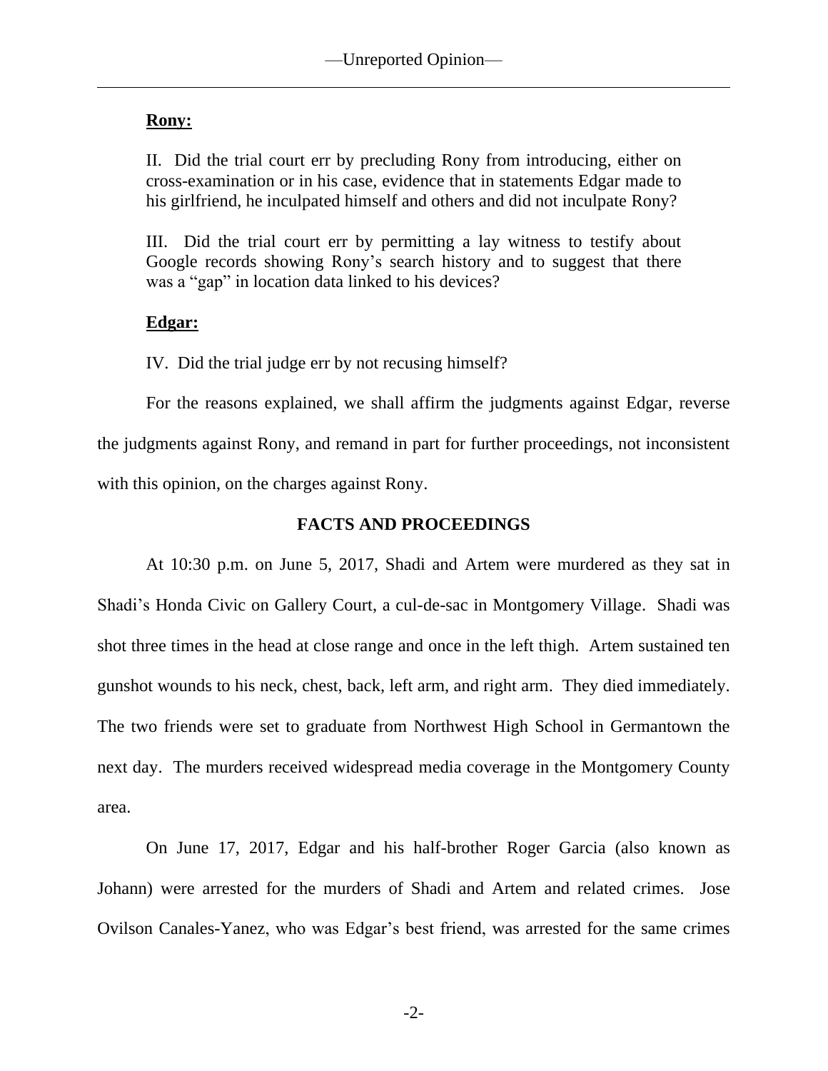**Rony:**

II. Did the trial court err by precluding Rony from introducing, either on cross-examination or in his case, evidence that in statements Edgar made to his girlfriend, he inculpated himself and others and did not inculpate Rony?

III. Did the trial court err by permitting a lay witness to testify about Google records showing Rony's search history and to suggest that there was a "gap" in location data linked to his devices?

**Edgar:**

IV. Did the trial judge err by not recusing himself?

For the reasons explained, we shall affirm the judgments against Edgar, reverse the judgments against Rony, and remand in part for further proceedings, not inconsistent with this opinion, on the charges against Rony.

## FACTS AND PROCEEDINGS

At 10:30 p.m. on June 5, 2017, Shadi and Artem were murdered as they sat in Shadi's Honda Civic on Gallery Court, a cul-de-sac in Montgomery Village. Shadi was shot three times in the head at close range and once in the left thigh. Artem sustained ten gunshot wounds to his neck, chest, back, left arm, and right arm. They died immediately. The two friends were set to graduate from Northwest High School in Germantown the next day. The murders received widespread media coverage in the Montgomery County area.

On June 17, 2017, Edgar and his half-brother Roger Garcia (also known as Johann) were arrested for the murders of Shadi and Artem and related crimes. Jose Ovilson Canales-Yanez, who was Edgar's best friend, was arrested for the same crimes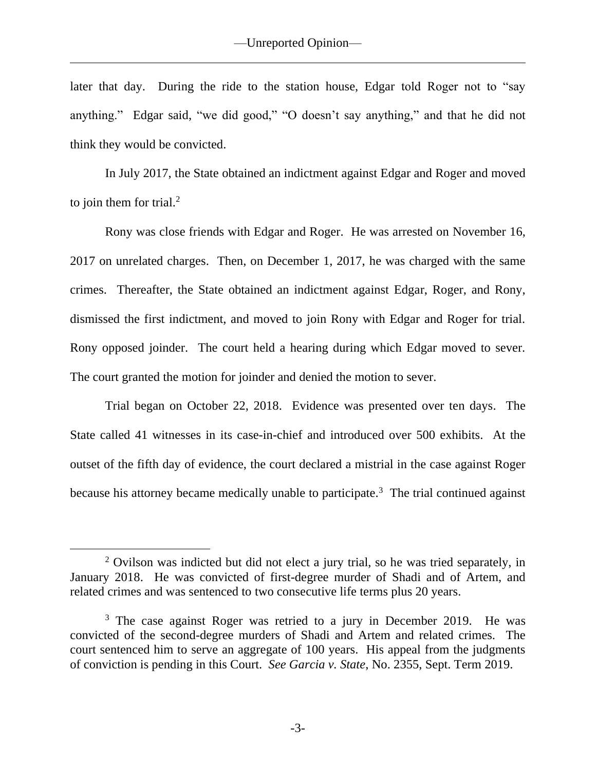later that day. During the ride to the station house, Edgar told Roger not to "say anything." Edgar said, "we did good," "O doesn't say anything," and that he did not think they would be convicted.

In July 2017, the State obtained an indictment against Edgar and Roger and moved to join them for trial.[2]

Rony was close friends with Edgar and Roger. He was arrested on November 16, 2017 on unrelated charges. Then, on December 1, 2017, he was charged with the same crimes. Thereafter, the State obtained an indictment against Edgar, Roger, and Rony, dismissed the first indictment, and moved to join Rony with Edgar and Roger for trial. Rony opposed joinder. The court held a hearing during which Edgar moved to sever. The court granted the motion for joinder and denied the motion to sever.

Trial began on October 22, 2018. Evidence was presented over ten days. The State called 41 witnesses in its case-in-chief and introduced over 500 exhibits. At the outset of the fifth day of evidence, the court declared a mistrial in the case against Roger because his attorney became medically unable to participate.[3] The trial continued against

---

[2] Ovilson was indicted but did not elect a jury trial, so he was tried separately, in January 2018. He was convicted of first-degree murder of Shadi and of Artem, and related crimes and was sentenced to two consecutive life terms plus 20 years.

[3] The case against Roger was retried to a jury in December 2019. He was convicted of the second-degree murders of Shadi and Artem and related crimes. The court sentenced him to serve an aggregate of 100 years. His appeal from the judgments of conviction is pending in this Court. *See Garcia v. State*, No. 2355, Sept. Term 2019.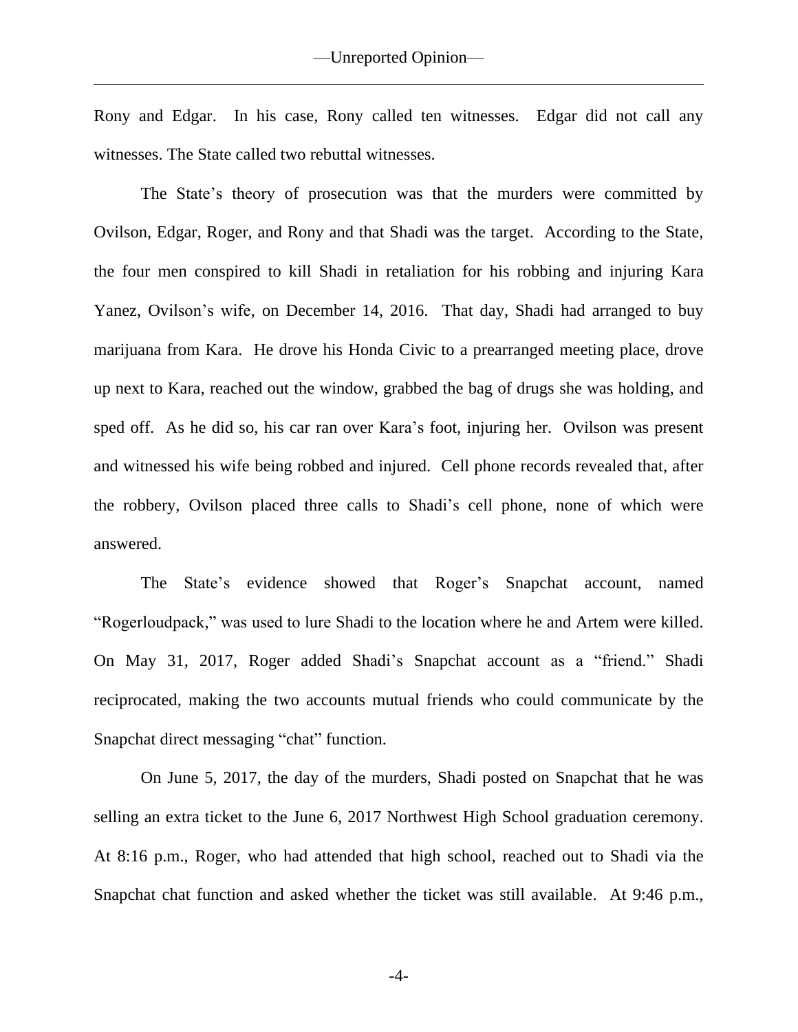Rony and Edgar. In his case, Rony called ten witnesses. Edgar did not call any witnesses. The State called two rebuttal witnesses.

The State's theory of prosecution was that the murders were committed by Ovilson, Edgar, Roger, and Rony and that Shadi was the target. According to the State, the four men conspired to kill Shadi in retaliation for his robbing and injuring Kara Yanez, Ovilson's wife, on December 14, 2016. That day, Shadi had arranged to buy marijuana from Kara. He drove his Honda Civic to a prearranged meeting place, drove up next to Kara, reached out the window, grabbed the bag of drugs she was holding, and sped off. As he did so, his car ran over Kara's foot, injuring her. Ovilson was present and witnessed his wife being robbed and injured. Cell phone records revealed that, after the robbery, Ovilson placed three calls to Shadi's cell phone, none of which were answered.

The State's evidence showed that Roger's Snapchat account, named "Rogerloudpack," was used to lure Shadi to the location where he and Artem were killed. On May 31, 2017, Roger added Shadi's Snapchat account as a "friend." Shadi reciprocated, making the two accounts mutual friends who could communicate by the Snapchat direct messaging "chat" function.

On June 5, 2017, the day of the murders, Shadi posted on Snapchat that he was selling an extra ticket to the June 6, 2017 Northwest High School graduation ceremony. At 8:16 p.m., Roger, who had attended that high school, reached out to Shadi via the Snapchat chat function and asked whether the ticket was still available. At 9:46 p.m.,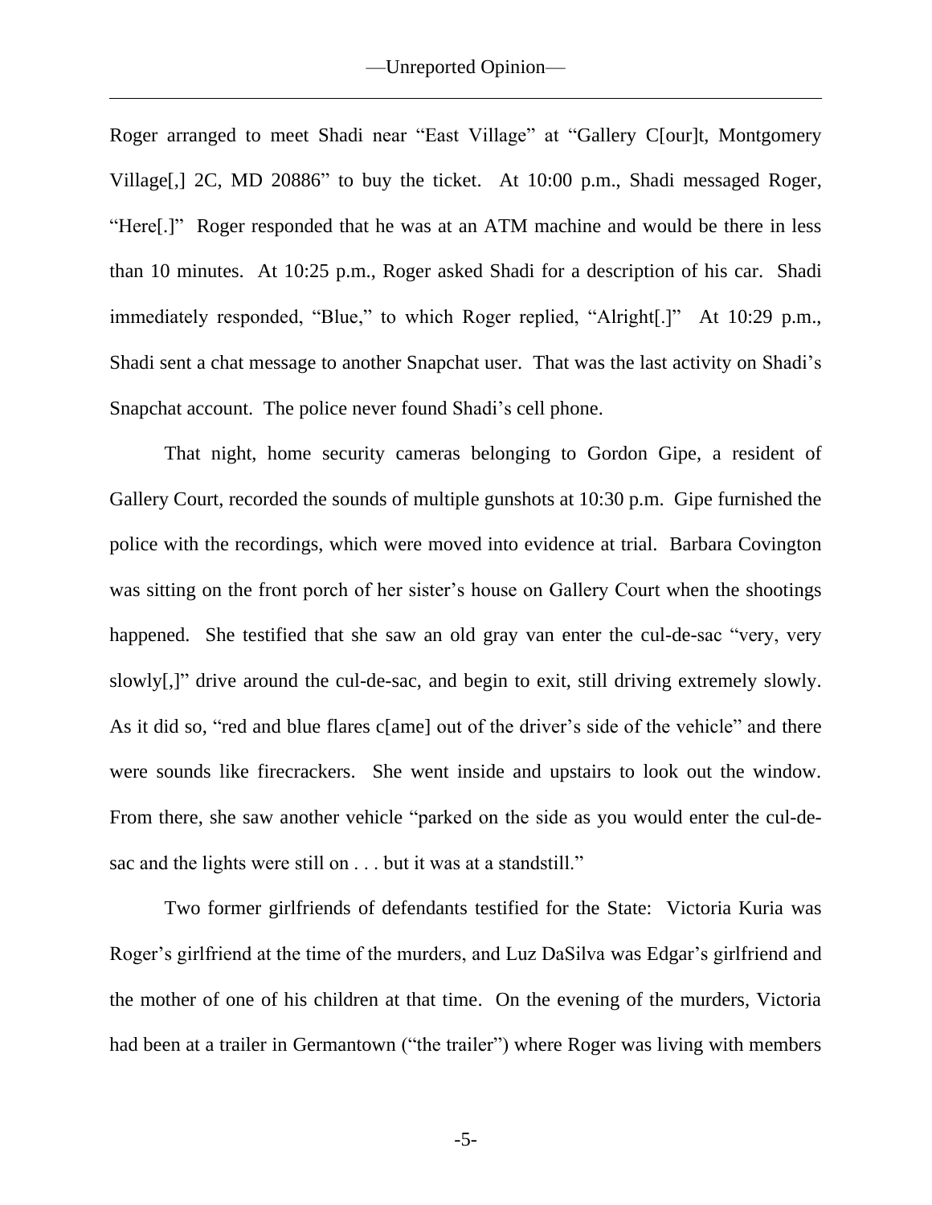Roger arranged to meet Shadi near "East Village" at "Gallery C[our]t, Montgomery Village[,] 2C, MD 20886" to buy the ticket. At 10:00 p.m., Shadi messaged Roger, "Here[.]" Roger responded that he was at an ATM machine and would be there in less than 10 minutes. At 10:25 p.m., Roger asked Shadi for a description of his car. Shadi immediately responded, "Blue," to which Roger replied, "Alright[.]" At 10:29 p.m., Shadi sent a chat message to another Snapchat user. That was the last activity on Shadi's Snapchat account. The police never found Shadi's cell phone.

That night, home security cameras belonging to Gordon Gipe, a resident of Gallery Court, recorded the sounds of multiple gunshots at 10:30 p.m. Gipe furnished the police with the recordings, which were moved into evidence at trial. Barbara Covington was sitting on the front porch of her sister's house on Gallery Court when the shootings happened. She testified that she saw an old gray van enter the cul-de-sac "very, very slowly[,]" drive around the cul-de-sac, and begin to exit, still driving extremely slowly. As it did so, "red and blue flares c[ame] out of the driver's side of the vehicle" and there were sounds like firecrackers. She went inside and upstairs to look out the window. From there, she saw another vehicle "parked on the side as you would enter the cul-de-sac and the lights were still on . . . but it was at a standstill."

Two former girlfriends of defendants testified for the State: Victoria Kuria was Roger's girlfriend at the time of the murders, and Luz DaSilva was Edgar's girlfriend and the mother of one of his children at that time. On the evening of the murders, Victoria had been at a trailer in Germantown ("the trailer") where Roger was living with members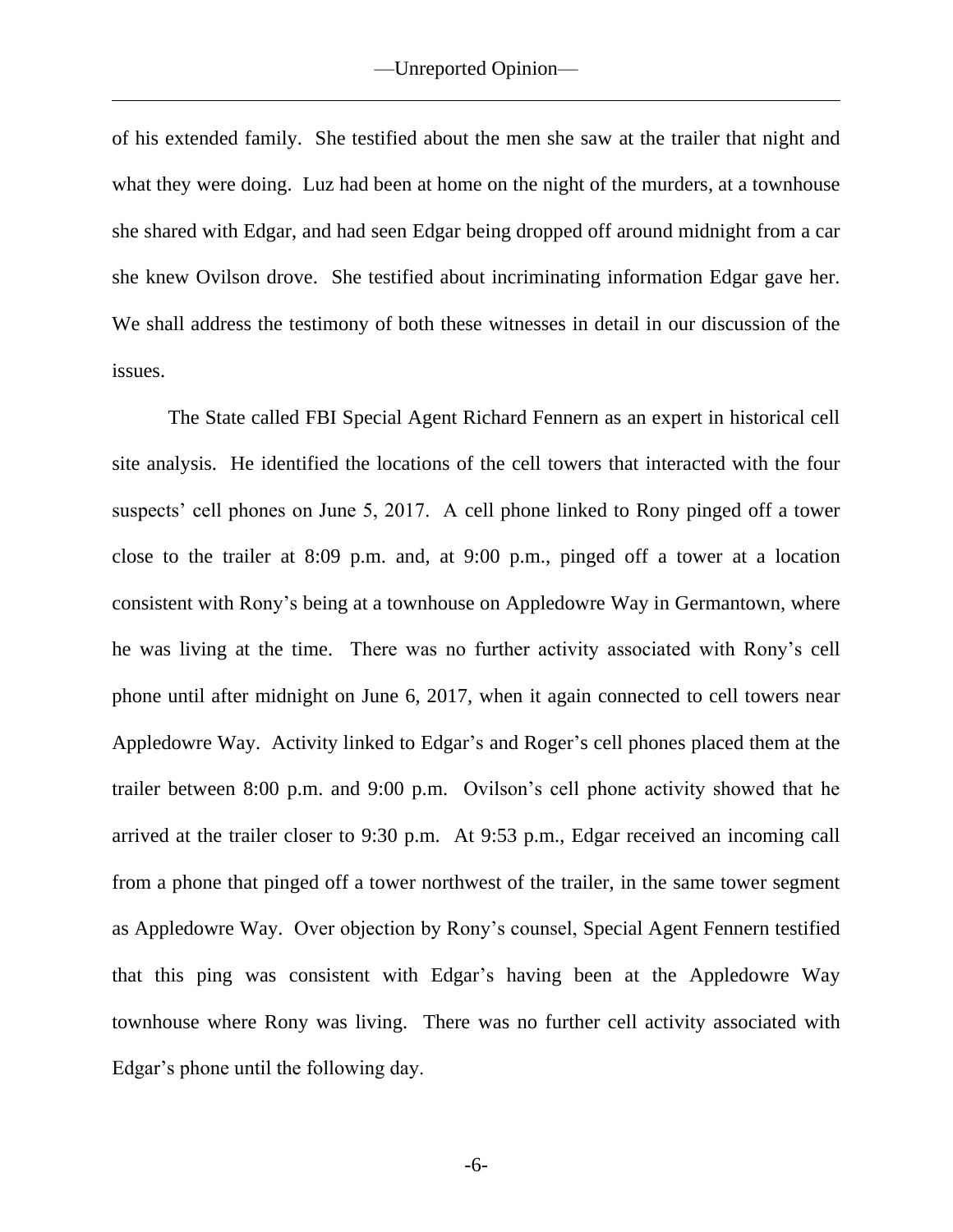of his extended family. She testified about the men she saw at the trailer that night and what they were doing. Luz had been at home on the night of the murders, at a townhouse she shared with Edgar, and had seen Edgar being dropped off around midnight from a car she knew Ovilson drove. She testified about incriminating information Edgar gave her. We shall address the testimony of both these witnesses in detail in our discussion of the issues.

The State called FBI Special Agent Richard Fennern as an expert in historical cell site analysis. He identified the locations of the cell towers that interacted with the four suspects' cell phones on June 5, 2017. A cell phone linked to Rony pinged off a tower close to the trailer at 8:09 p.m. and, at 9:00 p.m., pinged off a tower at a location consistent with Rony's being at a townhouse on Appledowre Way in Germantown, where he was living at the time. There was no further activity associated with Rony's cell phone until after midnight on June 6, 2017, when it again connected to cell towers near Appledowre Way. Activity linked to Edgar's and Roger's cell phones placed them at the trailer between 8:00 p.m. and 9:00 p.m. Ovilson's cell phone activity showed that he arrived at the trailer closer to 9:30 p.m. At 9:53 p.m., Edgar received an incoming call from a phone that pinged off a tower northwest of the trailer, in the same tower segment as Appledowre Way. Over objection by Rony's counsel, Special Agent Fennern testified that this ping was consistent with Edgar's having been at the Appledowre Way townhouse where Rony was living. There was no further cell activity associated with Edgar's phone until the following day.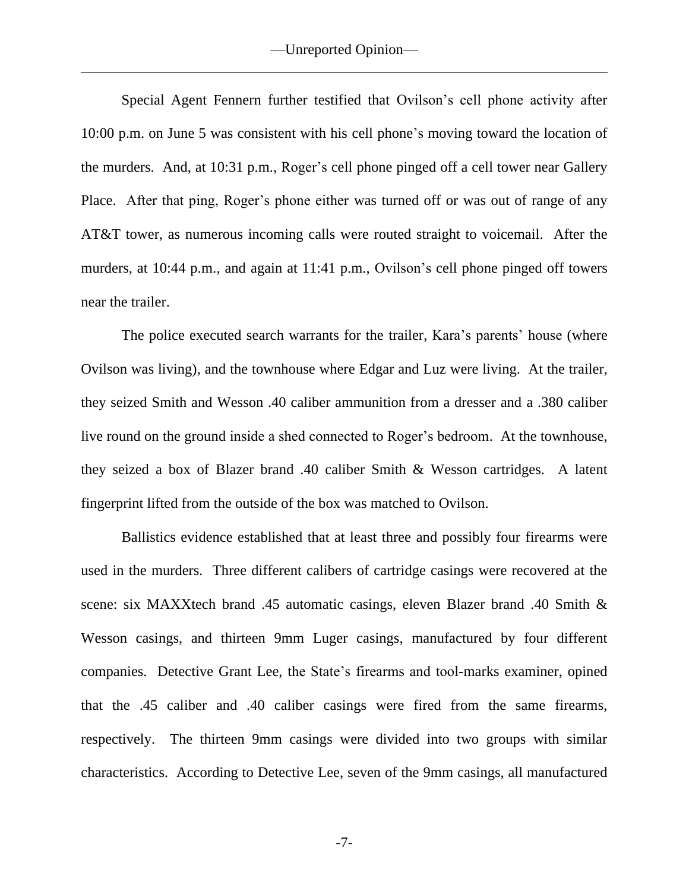Special Agent Fennern further testified that Ovilson's cell phone activity after 10:00 p.m. on June 5 was consistent with his cell phone's moving toward the location of the murders. And, at 10:31 p.m., Roger's cell phone pinged off a cell tower near Gallery Place. After that ping, Roger's phone either was turned off or was out of range of any AT&T tower, as numerous incoming calls were routed straight to voicemail. After the murders, at 10:44 p.m., and again at 11:41 p.m., Ovilson's cell phone pinged off towers near the trailer.

The police executed search warrants for the trailer, Kara's parents' house (where Ovilson was living), and the townhouse where Edgar and Luz were living. At the trailer, they seized Smith and Wesson .40 caliber ammunition from a dresser and a .380 caliber live round on the ground inside a shed connected to Roger's bedroom. At the townhouse, they seized a box of Blazer brand .40 caliber Smith & Wesson cartridges. A latent fingerprint lifted from the outside of the box was matched to Ovilson.

Ballistics evidence established that at least three and possibly four firearms were used in the murders. Three different calibers of cartridge casings were recovered at the scene: six MAXXtech brand .45 automatic casings, eleven Blazer brand .40 Smith & Wesson casings, and thirteen 9mm Luger casings, manufactured by four different companies. Detective Grant Lee, the State's firearms and tool-marks examiner, opined that the .45 caliber and .40 caliber casings were fired from the same firearms, respectively. The thirteen 9mm casings were divided into two groups with similar characteristics. According to Detective Lee, seven of the 9mm casings, all manufactured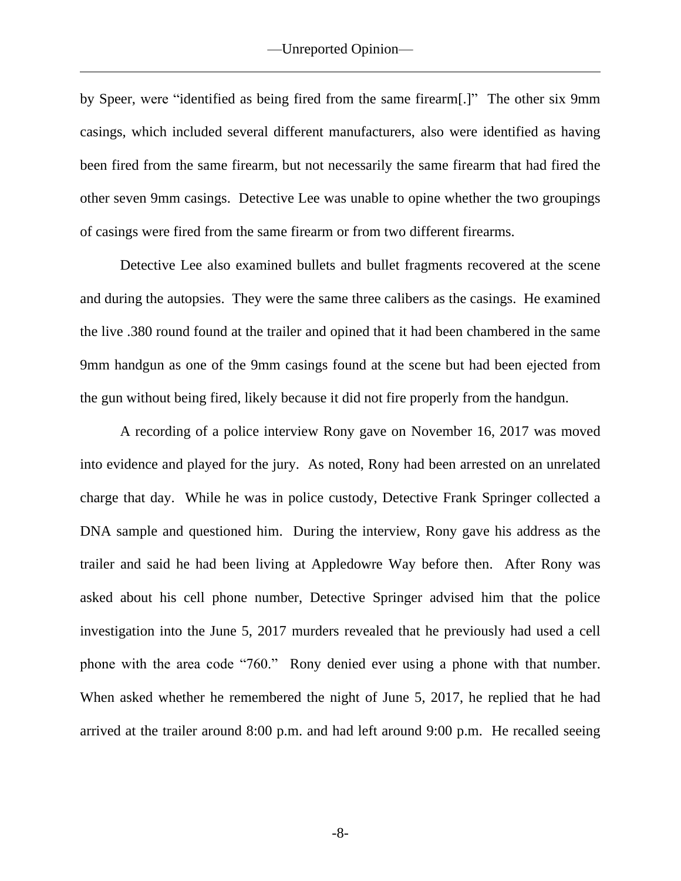by Speer, were "identified as being fired from the same firearm[.]" The other six 9mm casings, which included several different manufacturers, also were identified as having been fired from the same firearm, but not necessarily the same firearm that had fired the other seven 9mm casings. Detective Lee was unable to opine whether the two groupings of casings were fired from the same firearm or from two different firearms.

Detective Lee also examined bullets and bullet fragments recovered at the scene and during the autopsies. They were the same three calibers as the casings. He examined the live .380 round found at the trailer and opined that it had been chambered in the same 9mm handgun as one of the 9mm casings found at the scene but had been ejected from the gun without being fired, likely because it did not fire properly from the handgun.

A recording of a police interview Rony gave on November 16, 2017 was moved into evidence and played for the jury. As noted, Rony had been arrested on an unrelated charge that day. While he was in police custody, Detective Frank Springer collected a DNA sample and questioned him. During the interview, Rony gave his address as the trailer and said he had been living at Appledowre Way before then. After Rony was asked about his cell phone number, Detective Springer advised him that the police investigation into the June 5, 2017 murders revealed that he previously had used a cell phone with the area code "760." Rony denied ever using a phone with that number. When asked whether he remembered the night of June 5, 2017, he replied that he had arrived at the trailer around 8:00 p.m. and had left around 9:00 p.m. He recalled seeing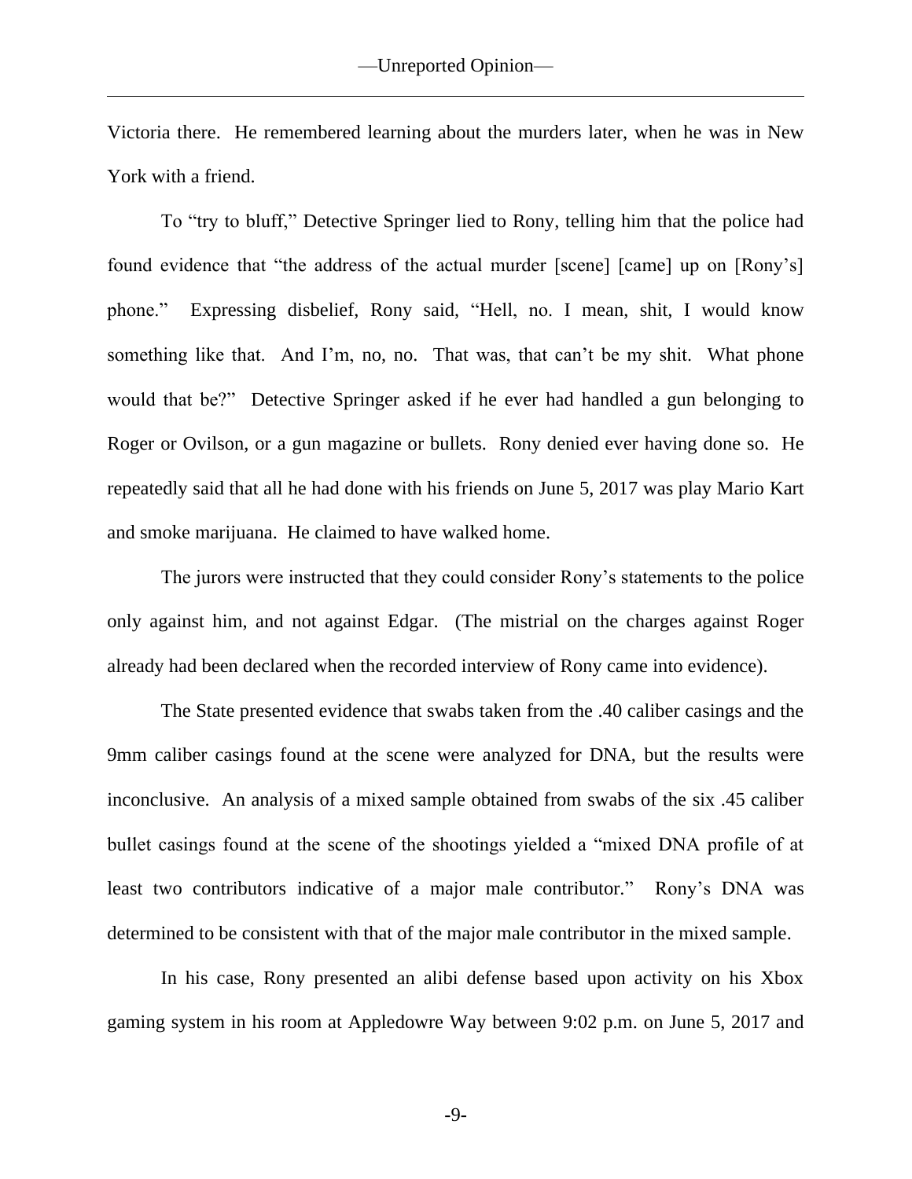Victoria there. He remembered learning about the murders later, when he was in New York with a friend.

To "try to bluff," Detective Springer lied to Rony, telling him that the police had found evidence that "the address of the actual murder [scene] [came] up on [Rony's] phone." Expressing disbelief, Rony said, "Hell, no. I mean, shit, I would know something like that. And I'm, no, no. That was, that can't be my shit. What phone would that be?" Detective Springer asked if he ever had handled a gun belonging to Roger or Ovilson, or a gun magazine or bullets. Rony denied ever having done so. He repeatedly said that all he had done with his friends on June 5, 2017 was play Mario Kart and smoke marijuana. He claimed to have walked home.

The jurors were instructed that they could consider Rony's statements to the police only against him, and not against Edgar. (The mistrial on the charges against Roger already had been declared when the recorded interview of Rony came into evidence).

The State presented evidence that swabs taken from the .40 caliber casings and the 9mm caliber casings found at the scene were analyzed for DNA, but the results were inconclusive. An analysis of a mixed sample obtained from swabs of the six .45 caliber bullet casings found at the scene of the shootings yielded a "mixed DNA profile of at least two contributors indicative of a major male contributor." Rony's DNA was determined to be consistent with that of the major male contributor in the mixed sample.

In his case, Rony presented an alibi defense based upon activity on his Xbox gaming system in his room at Appledowre Way between 9:02 p.m. on June 5, 2017 and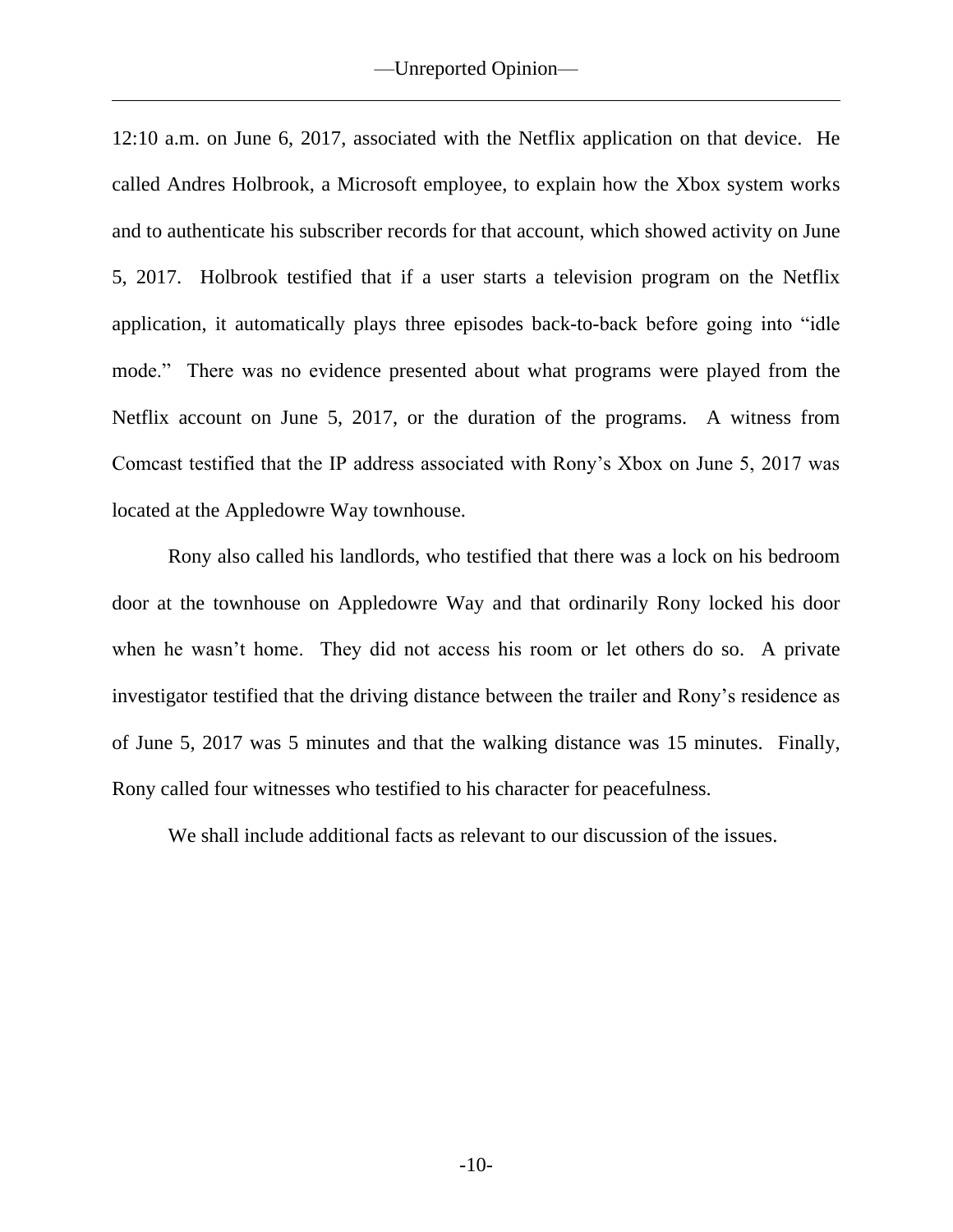12:10 a.m. on June 6, 2017, associated with the Netflix application on that device. He called Andres Holbrook, a Microsoft employee, to explain how the Xbox system works and to authenticate his subscriber records for that account, which showed activity on June 5, 2017. Holbrook testified that if a user starts a television program on the Netflix application, it automatically plays three episodes back-to-back before going into "idle mode." There was no evidence presented about what programs were played from the Netflix account on June 5, 2017, or the duration of the programs. A witness from Comcast testified that the IP address associated with Rony's Xbox on June 5, 2017 was located at the Appledowre Way townhouse.

Rony also called his landlords, who testified that there was a lock on his bedroom door at the townhouse on Appledowre Way and that ordinarily Rony locked his door when he wasn't home. They did not access his room or let others do so. A private investigator testified that the driving distance between the trailer and Rony's residence as of June 5, 2017 was 5 minutes and that the walking distance was 15 minutes. Finally, Rony called four witnesses who testified to his character for peacefulness.

We shall include additional facts as relevant to our discussion of the issues.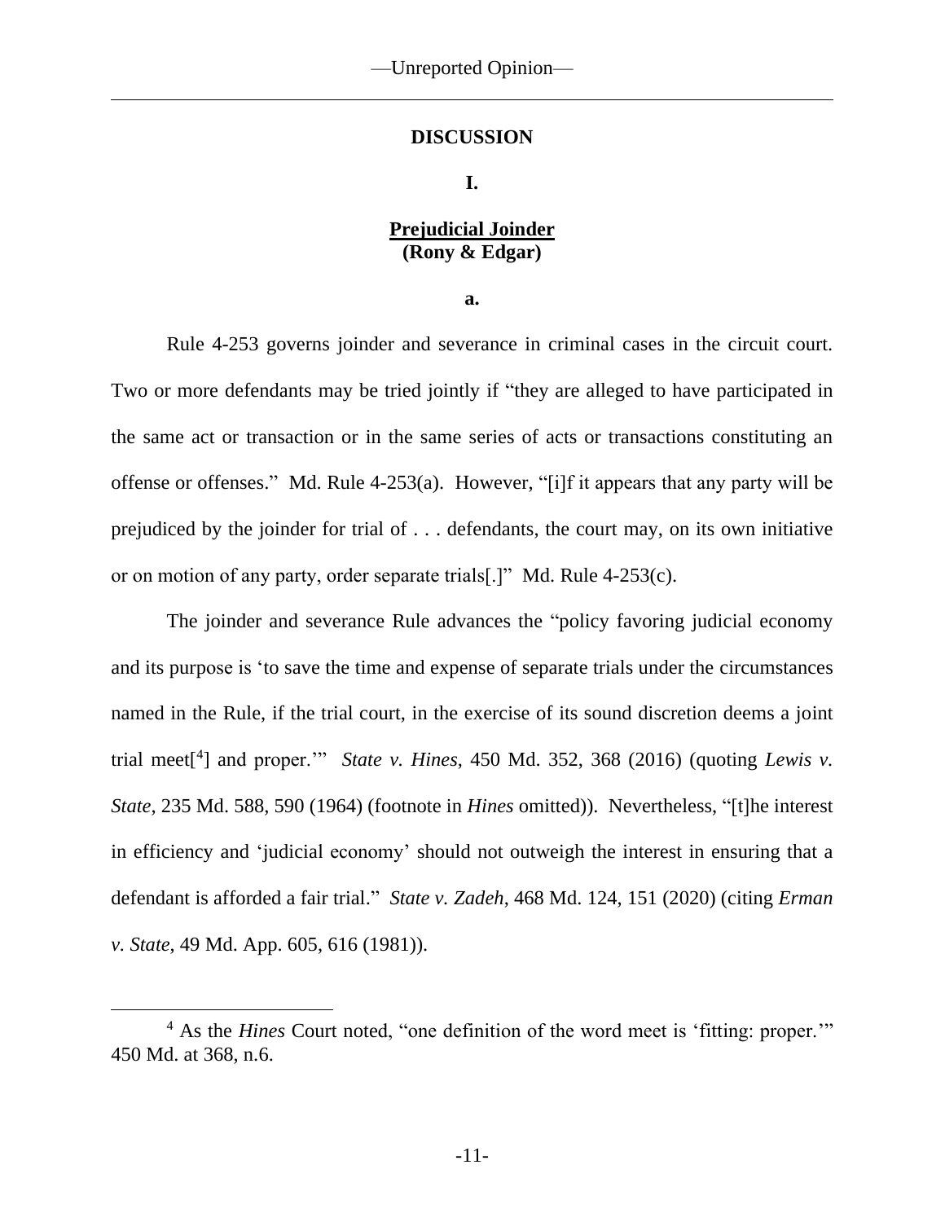## DISCUSSION

### I.

### Prejudicial Joinder (Rony & Edgar)

#### a.

Rule 4-253 governs joinder and severance in criminal cases in the circuit court. Two or more defendants may be tried jointly if "they are alleged to have participated in the same act or transaction or in the same series of acts or transactions constituting an offense or offenses." Md. Rule 4-253(a). However, "[i]f it appears that any party will be prejudiced by the joinder for trial of . . . defendants, the court may, on its own initiative or on motion of any party, order separate trials[.]" Md. Rule 4-253(c).

The joinder and severance Rule advances the "policy favoring judicial economy and its purpose is 'to save the time and expense of separate trials under the circumstances named in the Rule, if the trial court, in the exercise of its sound discretion deems a joint trial meet[4] and proper.'" *State v. Hines*, 450 Md. 352, 368 (2016) (quoting *Lewis v. State*, 235 Md. 588, 590 (1964) (footnote in *Hines* omitted)). Nevertheless, "[t]he interest in efficiency and 'judicial economy' should not outweigh the interest in ensuring that a defendant is afforded a fair trial." *State v. Zadeh*, 468 Md. 124, 151 (2020) (citing *Erman v. State*, 49 Md. App. 605, 616 (1981)).

[4] As the *Hines* Court noted, "one definition of the word meet is 'fitting: proper.'" 450 Md. at 368, n.6.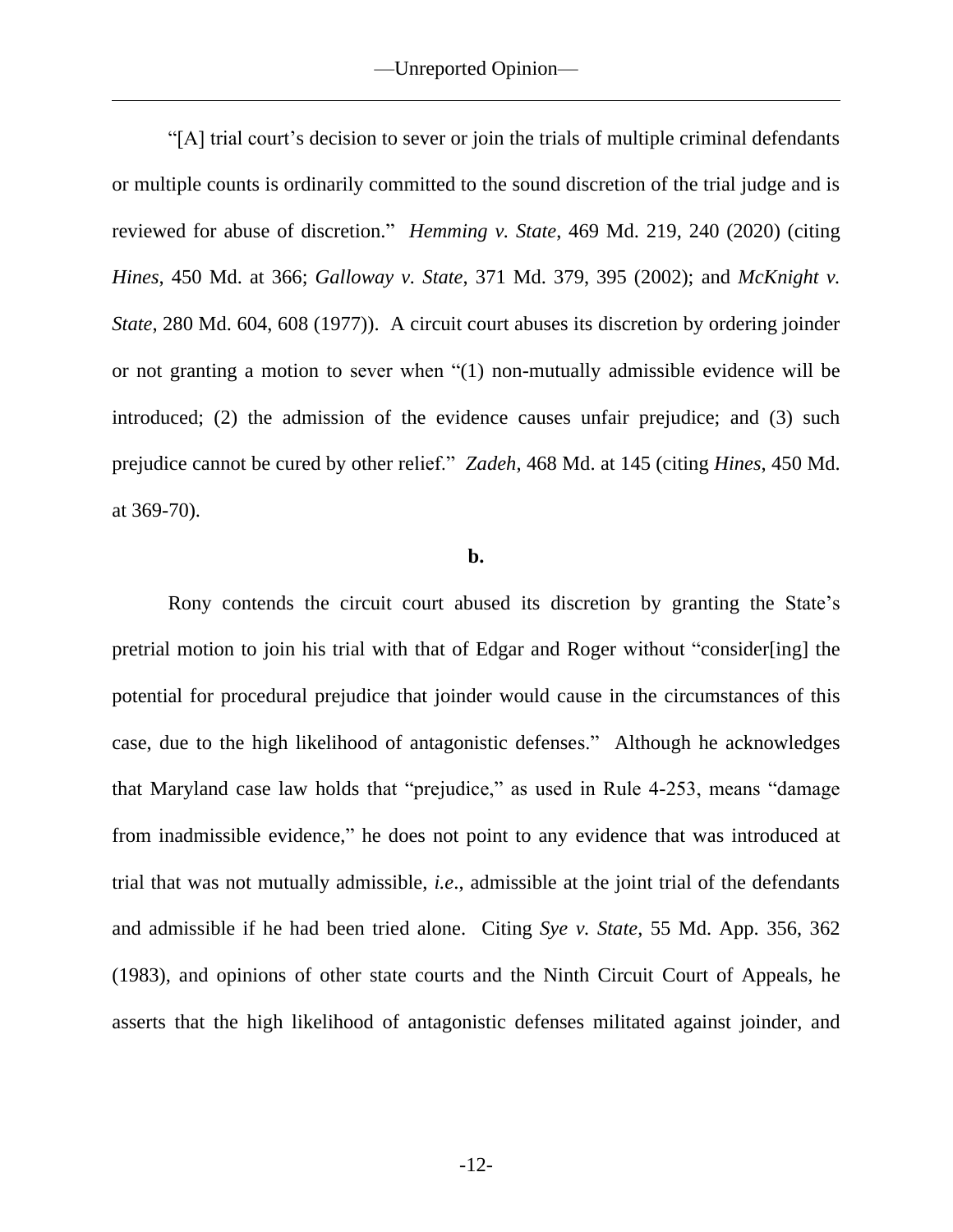"[A] trial court's decision to sever or join the trials of multiple criminal defendants or multiple counts is ordinarily committed to the sound discretion of the trial judge and is reviewed for abuse of discretion." *Hemming v. State*, 469 Md. 219, 240 (2020) (citing *Hines*, 450 Md. at 366; *Galloway v. State*, 371 Md. 379, 395 (2002); and *McKnight v. State*, 280 Md. 604, 608 (1977)). A circuit court abuses its discretion by ordering joinder or not granting a motion to sever when "(1) non-mutually admissible evidence will be introduced; (2) the admission of the evidence causes unfair prejudice; and (3) such prejudice cannot be cured by other relief." *Zadeh*, 468 Md. at 145 (citing *Hines*, 450 Md. at 369-70).

**b.**

Rony contends the circuit court abused its discretion by granting the State's pretrial motion to join his trial with that of Edgar and Roger without "consider[ing] the potential for procedural prejudice that joinder would cause in the circumstances of this case, due to the high likelihood of antagonistic defenses." Although he acknowledges that Maryland case law holds that "prejudice," as used in Rule 4-253, means "damage from inadmissible evidence," he does not point to any evidence that was introduced at trial that was not mutually admissible, *i.e.*, admissible at the joint trial of the defendants and admissible if he had been tried alone. Citing *Sye v. State*, 55 Md. App. 356, 362 (1983), and opinions of other state courts and the Ninth Circuit Court of Appeals, he asserts that the high likelihood of antagonistic defenses militated against joinder, and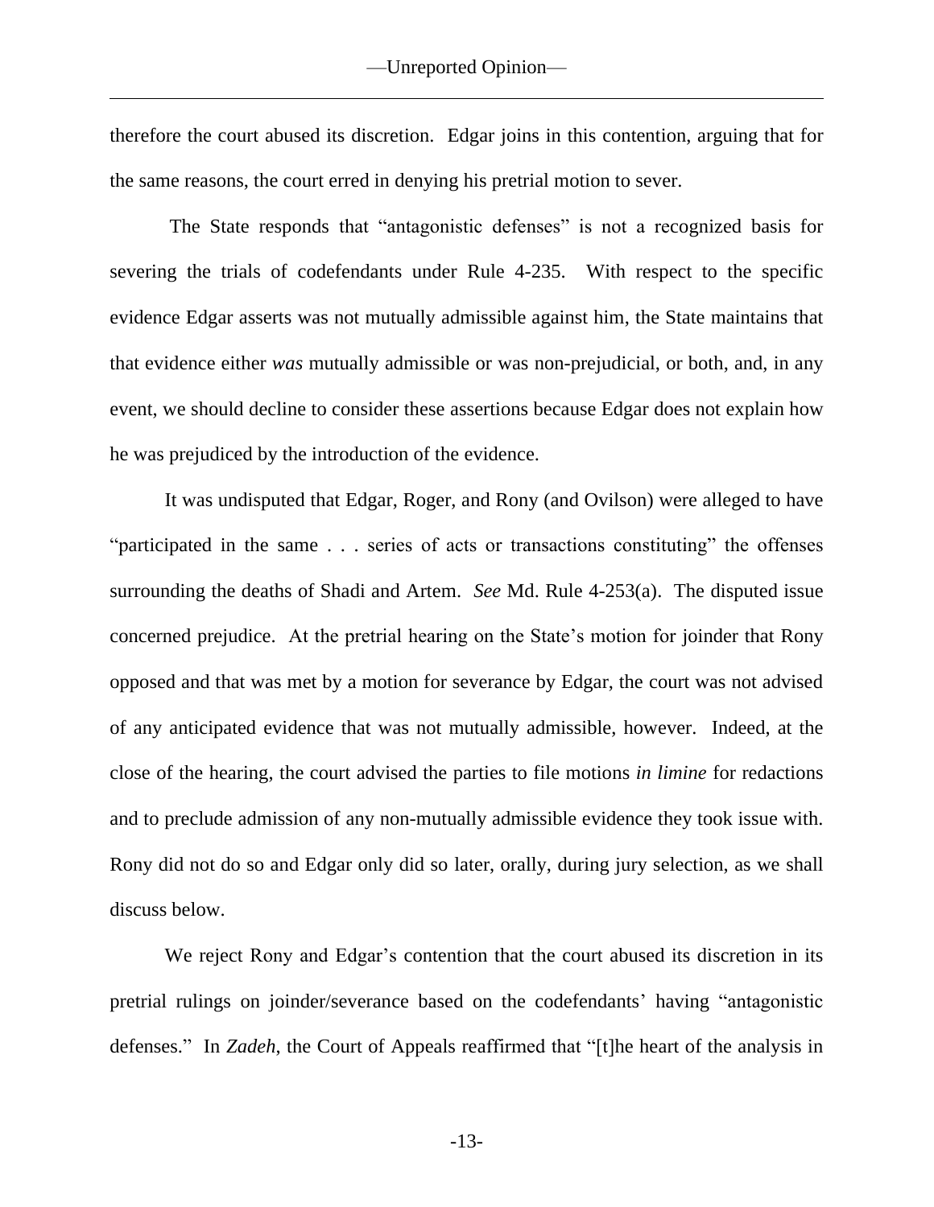therefore the court abused its discretion. Edgar joins in this contention, arguing that for the same reasons, the court erred in denying his pretrial motion to sever.

The State responds that "antagonistic defenses" is not a recognized basis for severing the trials of codefendants under Rule 4-235. With respect to the specific evidence Edgar asserts was not mutually admissible against him, the State maintains that that evidence either *was* mutually admissible or was non-prejudicial, or both, and, in any event, we should decline to consider these assertions because Edgar does not explain how he was prejudiced by the introduction of the evidence.

It was undisputed that Edgar, Roger, and Rony (and Ovilson) were alleged to have "participated in the same . . . series of acts or transactions constituting" the offenses surrounding the deaths of Shadi and Artem. *See* Md. Rule 4-253(a). The disputed issue concerned prejudice. At the pretrial hearing on the State's motion for joinder that Rony opposed and that was met by a motion for severance by Edgar, the court was not advised of any anticipated evidence that was not mutually admissible, however. Indeed, at the close of the hearing, the court advised the parties to file motions *in limine* for redactions and to preclude admission of any non-mutually admissible evidence they took issue with. Rony did not do so and Edgar only did so later, orally, during jury selection, as we shall discuss below.

We reject Rony and Edgar's contention that the court abused its discretion in its pretrial rulings on joinder/severance based on the codefendants' having "antagonistic defenses." In *Zadeh*, the Court of Appeals reaffirmed that "[t]he heart of the analysis in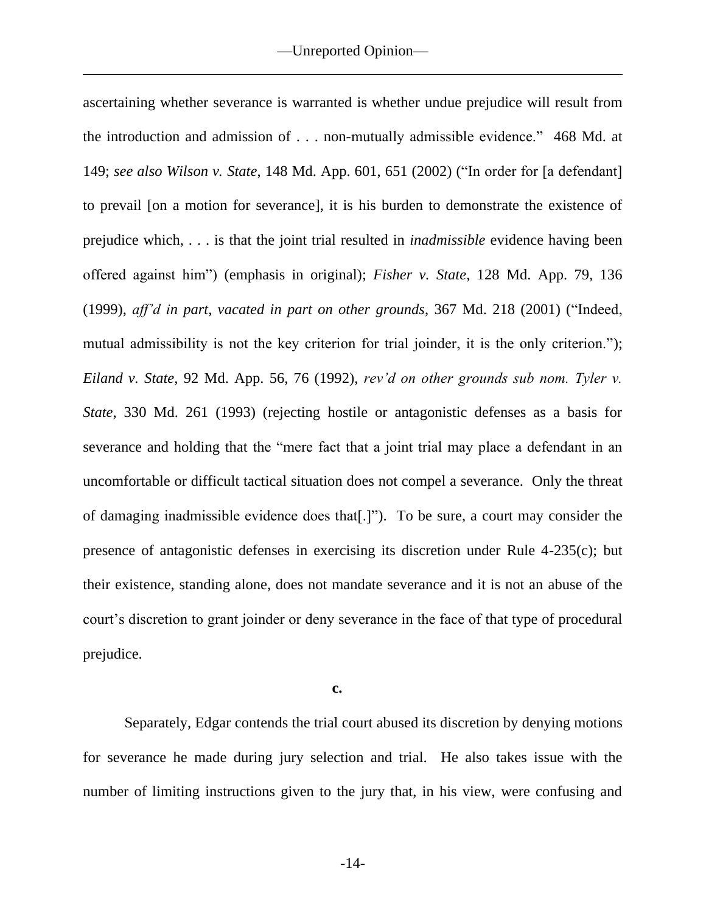ascertaining whether severance is warranted is whether undue prejudice will result from the introduction and admission of . . . non-mutually admissible evidence." 468 Md. at 149; *see also Wilson v. State*, 148 Md. App. 601, 651 (2002) ("In order for [a defendant] to prevail [on a motion for severance], it is his burden to demonstrate the existence of prejudice which, . . . is that the joint trial resulted in *inadmissible* evidence having been offered against him") (emphasis in original); *Fisher v. State*, 128 Md. App. 79, 136 (1999), *aff'd in part, vacated in part on other grounds*, 367 Md. 218 (2001) ("Indeed, mutual admissibility is not the key criterion for trial joinder, it is the only criterion."); *Eiland v. State*, 92 Md. App. 56, 76 (1992), *rev'd on other grounds sub nom. Tyler v. State*, 330 Md. 261 (1993) (rejecting hostile or antagonistic defenses as a basis for severance and holding that the "mere fact that a joint trial may place a defendant in an uncomfortable or difficult tactical situation does not compel a severance. Only the threat of damaging inadmissible evidence does that[.]"). To be sure, a court may consider the presence of antagonistic defenses in exercising its discretion under Rule 4-235(c); but their existence, standing alone, does not mandate severance and it is not an abuse of the court's discretion to grant joinder or deny severance in the face of that type of procedural prejudice.

**c.**

Separately, Edgar contends the trial court abused its discretion by denying motions for severance he made during jury selection and trial. He also takes issue with the number of limiting instructions given to the jury that, in his view, were confusing and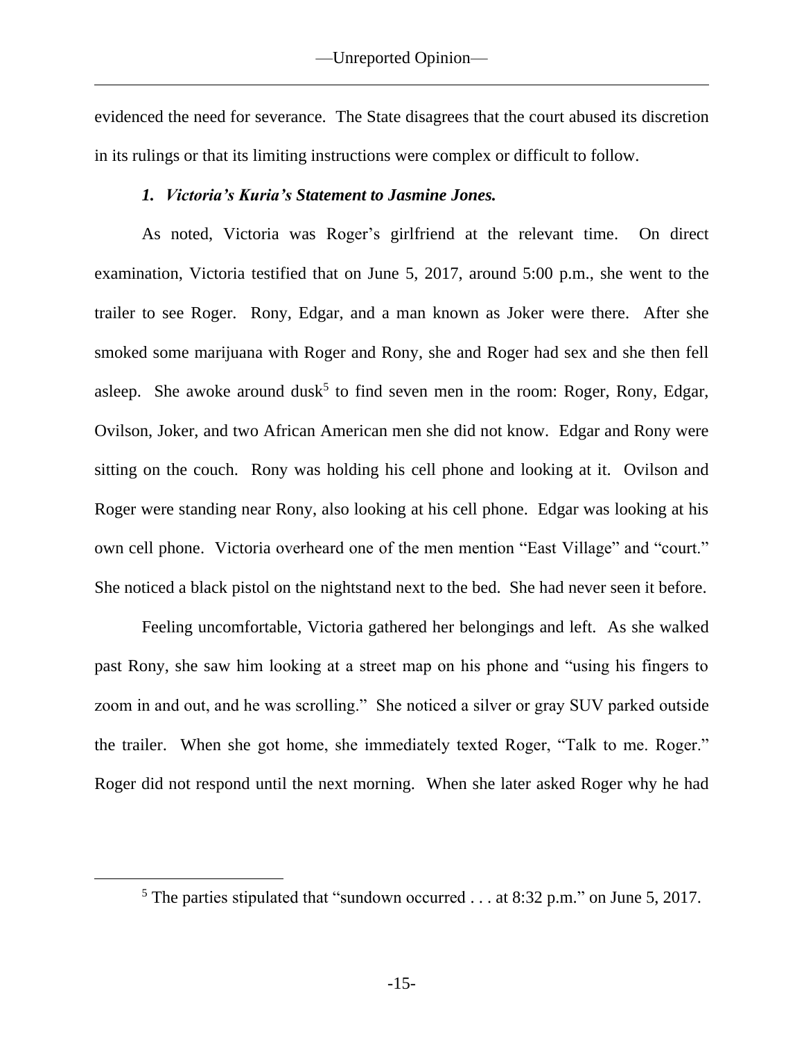evidenced the need for severance. The State disagrees that the court abused its discretion in its rulings or that its limiting instructions were complex or difficult to follow.

### *1. Victoria's Kuria's Statement to Jasmine Jones.*

As noted, Victoria was Roger's girlfriend at the relevant time. On direct examination, Victoria testified that on June 5, 2017, around 5:00 p.m., she went to the trailer to see Roger. Rony, Edgar, and a man known as Joker were there. After she smoked some marijuana with Roger and Rony, she and Roger had sex and she then fell asleep. She awoke around dusk[5] to find seven men in the room: Roger, Rony, Edgar, Ovilson, Joker, and two African American men she did not know. Edgar and Rony were sitting on the couch. Rony was holding his cell phone and looking at it. Ovilson and Roger were standing near Rony, also looking at his cell phone. Edgar was looking at his own cell phone. Victoria overheard one of the men mention "East Village" and "court." She noticed a black pistol on the nightstand next to the bed. She had never seen it before.

Feeling uncomfortable, Victoria gathered her belongings and left. As she walked past Rony, she saw him looking at a street map on his phone and "using his fingers to zoom in and out, and he was scrolling." She noticed a silver or gray SUV parked outside the trailer. When she got home, she immediately texted Roger, "Talk to me. Roger." Roger did not respond until the next morning. When she later asked Roger why he had

[5] The parties stipulated that "sundown occurred . . . at 8:32 p.m." on June 5, 2017.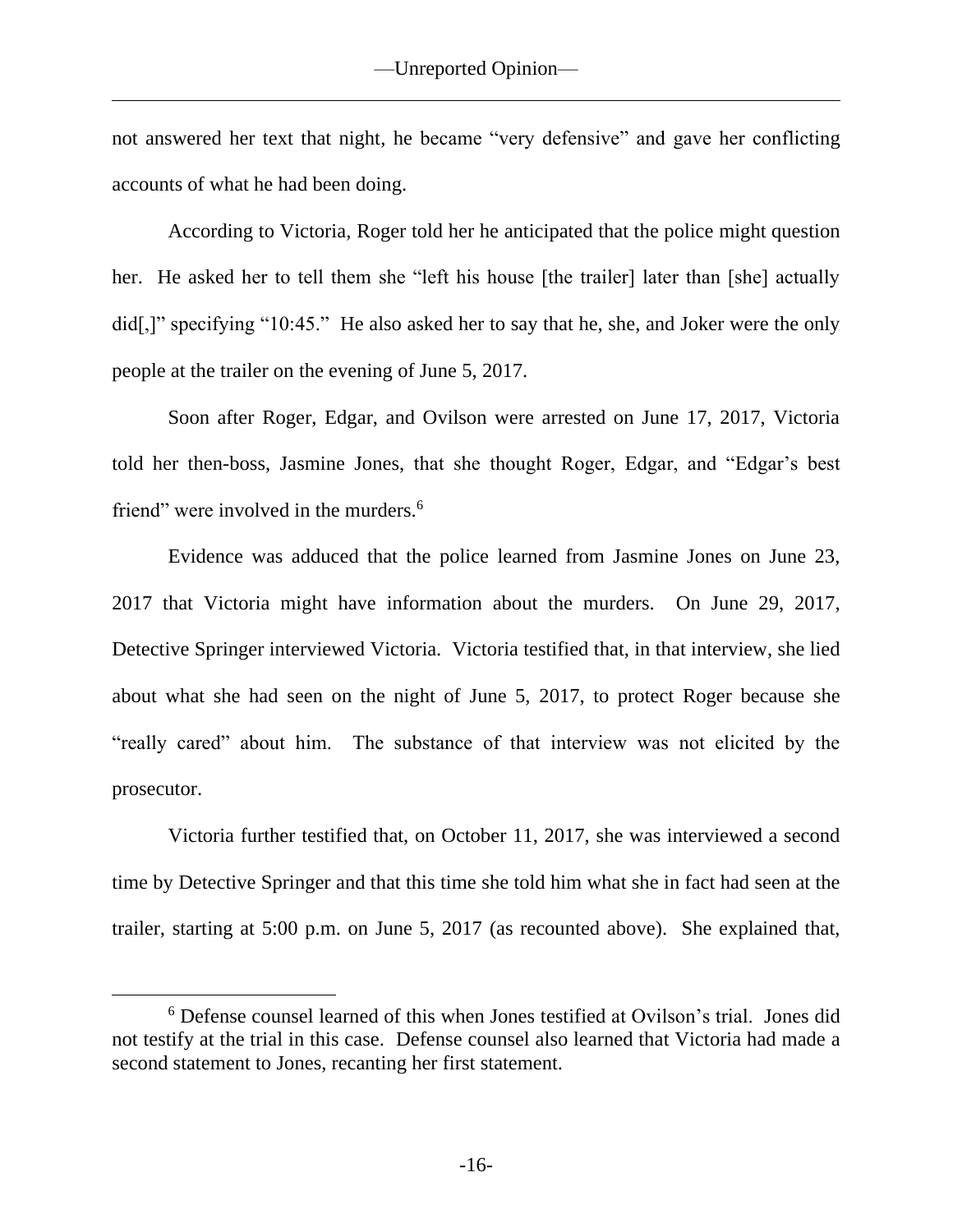not answered her text that night, he became "very defensive" and gave her conflicting accounts of what he had been doing.

According to Victoria, Roger told her he anticipated that the police might question her. He asked her to tell them she "left his house [the trailer] later than [she] actually did[,]" specifying "10:45." He also asked her to say that he, she, and Joker were the only people at the trailer on the evening of June 5, 2017.

Soon after Roger, Edgar, and Ovilson were arrested on June 17, 2017, Victoria told her then-boss, Jasmine Jones, that she thought Roger, Edgar, and "Edgar's best friend" were involved in the murders.[6]

Evidence was adduced that the police learned from Jasmine Jones on June 23, 2017 that Victoria might have information about the murders. On June 29, 2017, Detective Springer interviewed Victoria. Victoria testified that, in that interview, she lied about what she had seen on the night of June 5, 2017, to protect Roger because she "really cared" about him. The substance of that interview was not elicited by the prosecutor.

Victoria further testified that, on October 11, 2017, she was interviewed a second time by Detective Springer and that this time she told him what she in fact had seen at the trailer, starting at 5:00 p.m. on June 5, 2017 (as recounted above). She explained that,

[6] Defense counsel learned of this when Jones testified at Ovilson's trial. Jones did not testify at the trial in this case. Defense counsel also learned that Victoria had made a second statement to Jones, recanting her first statement.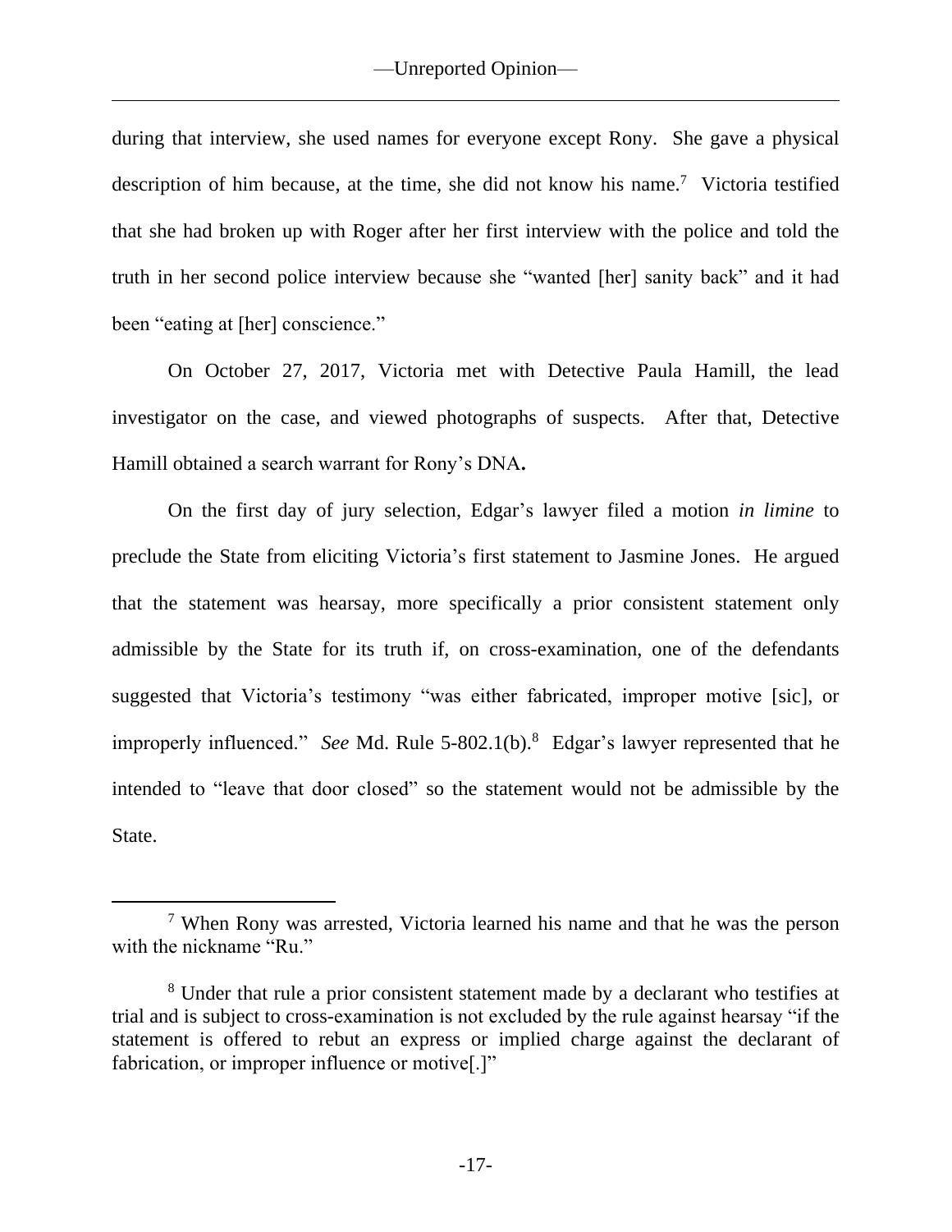during that interview, she used names for everyone except Rony. She gave a physical description of him because, at the time, she did not know his name.[7] Victoria testified that she had broken up with Roger after her first interview with the police and told the truth in her second police interview because she "wanted [her] sanity back" and it had been "eating at [her] conscience."

On October 27, 2017, Victoria met with Detective Paula Hamill, the lead investigator on the case, and viewed photographs of suspects. After that, Detective Hamill obtained a search warrant for Rony's DNA**.**

On the first day of jury selection, Edgar's lawyer filed a motion *in limine* to preclude the State from eliciting Victoria's first statement to Jasmine Jones. He argued that the statement was hearsay, more specifically a prior consistent statement only admissible by the State for its truth if, on cross-examination, one of the defendants suggested that Victoria's testimony "was either fabricated, improper motive [sic], or improperly influenced." *See* Md. Rule 5-802.1(b).[8] Edgar's lawyer represented that he intended to "leave that door closed" so the statement would not be admissible by the State.

---

[7] When Rony was arrested, Victoria learned his name and that he was the person with the nickname "Ru."

[8] Under that rule a prior consistent statement made by a declarant who testifies at trial and is subject to cross-examination is not excluded by the rule against hearsay "if the statement is offered to rebut an express or implied charge against the declarant of fabrication, or improper influence or motive[.]"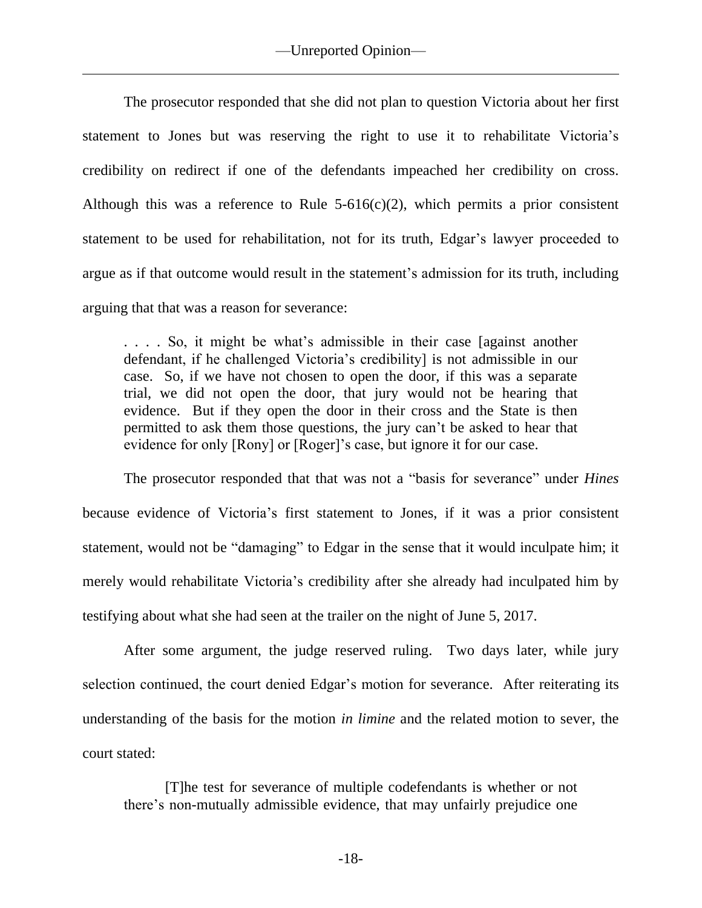The prosecutor responded that she did not plan to question Victoria about her first statement to Jones but was reserving the right to use it to rehabilitate Victoria's credibility on redirect if one of the defendants impeached her credibility on cross. Although this was a reference to Rule 5-616(c)(2), which permits a prior consistent statement to be used for rehabilitation, not for its truth, Edgar's lawyer proceeded to argue as if that outcome would result in the statement's admission for its truth, including arguing that that was a reason for severance:

> . . . . So, it might be what's admissible in their case [against another defendant, if he challenged Victoria's credibility] is not admissible in our case. So, if we have not chosen to open the door, if this was a separate trial, we did not open the door, that jury would not be hearing that evidence. But if they open the door in their cross and the State is then permitted to ask them those questions, the jury can't be asked to hear that evidence for only [Rony] or [Roger]'s case, but ignore it for our case.

The prosecutor responded that that was not a "basis for severance" under *Hines* because evidence of Victoria's first statement to Jones, if it was a prior consistent statement, would not be "damaging" to Edgar in the sense that it would inculpate him; it merely would rehabilitate Victoria's credibility after she already had inculpated him by testifying about what she had seen at the trailer on the night of June 5, 2017.

After some argument, the judge reserved ruling. Two days later, while jury selection continued, the court denied Edgar's motion for severance. After reiterating its understanding of the basis for the motion *in limine* and the related motion to sever, the court stated:

> [T]he test for severance of multiple codefendants is whether or not there's non-mutually admissible evidence, that may unfairly prejudice one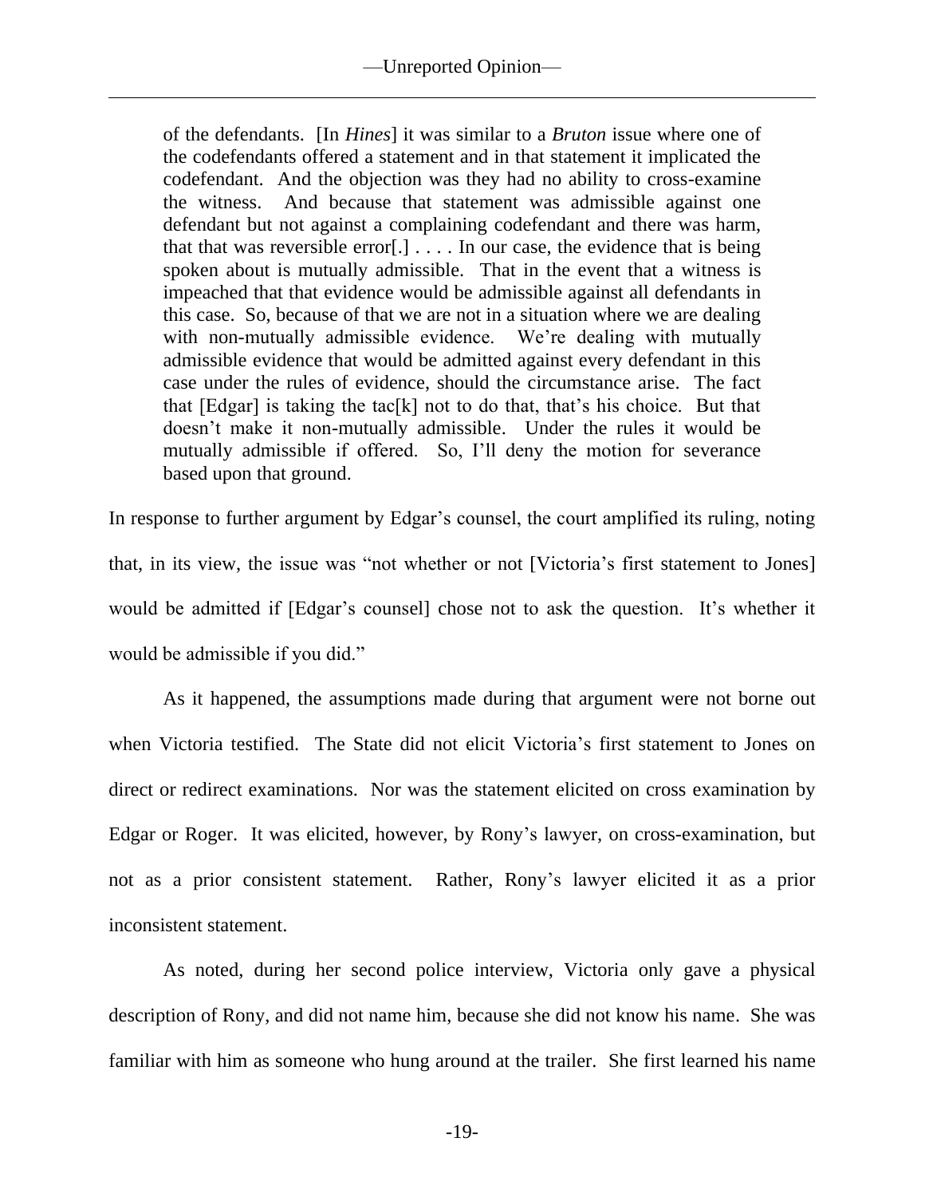of the defendants. [In *Hines*] it was similar to a *Bruton* issue where one of the codefendants offered a statement and in that statement it implicated the codefendant. And the objection was they had no ability to cross-examine the witness. And because that statement was admissible against one defendant but not against a complaining codefendant and there was harm, that that was reversible error[.] . . . . In our case, the evidence that is being spoken about is mutually admissible. That in the event that a witness is impeached that that evidence would be admissible against all defendants in this case. So, because of that we are not in a situation where we are dealing with non-mutually admissible evidence. We're dealing with mutually admissible evidence that would be admitted against every defendant in this case under the rules of evidence, should the circumstance arise. The fact that [Edgar] is taking the tac[k] not to do that, that's his choice. But that doesn't make it non-mutually admissible. Under the rules it would be mutually admissible if offered. So, I'll deny the motion for severance based upon that ground.

In response to further argument by Edgar's counsel, the court amplified its ruling, noting that, in its view, the issue was "not whether or not [Victoria's first statement to Jones] would be admitted if [Edgar's counsel] chose not to ask the question. It's whether it would be admissible if you did."

As it happened, the assumptions made during that argument were not borne out when Victoria testified. The State did not elicit Victoria's first statement to Jones on direct or redirect examinations. Nor was the statement elicited on cross examination by Edgar or Roger. It was elicited, however, by Rony's lawyer, on cross-examination, but not as a prior consistent statement. Rather, Rony's lawyer elicited it as a prior inconsistent statement.

As noted, during her second police interview, Victoria only gave a physical description of Rony, and did not name him, because she did not know his name. She was familiar with him as someone who hung around at the trailer. She first learned his name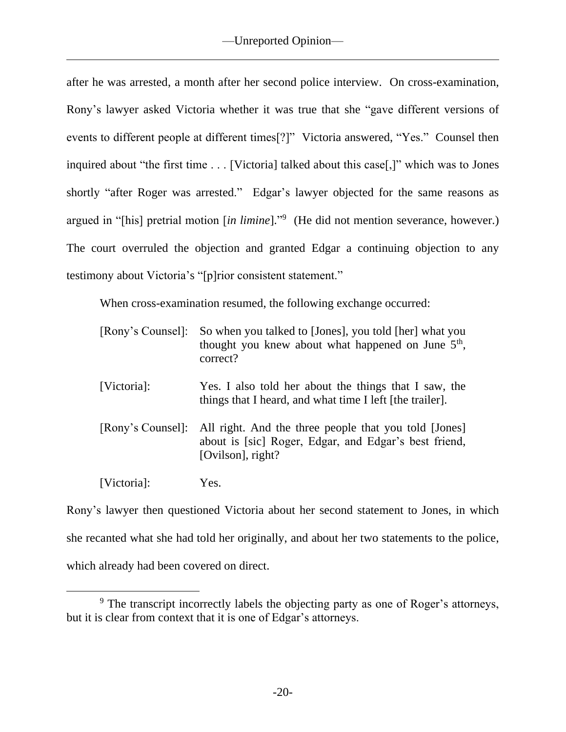after he was arrested, a month after her second police interview. On cross-examination, Rony's lawyer asked Victoria whether it was true that she "gave different versions of events to different people at different times[?]" Victoria answered, "Yes." Counsel then inquired about "the first time . . . [Victoria] talked about this case[,]" which was to Jones shortly "after Roger was arrested." Edgar's lawyer objected for the same reasons as argued in "[his] pretrial motion [*in limine*]."[9] (He did not mention severance, however.) The court overruled the objection and granted Edgar a continuing objection to any testimony about Victoria's "[p]rior consistent statement."

When cross-examination resumed, the following exchange occurred:

> [Rony's Counsel]: So when you talked to [Jones], you told [her] what you thought you knew about what happened on June 5th, correct?
>
> [Victoria]: Yes. I also told her about the things that I saw, the things that I heard, and what time I left [the trailer].
>
> [Rony's Counsel]: All right. And the three people that you told [Jones] about is [sic] Roger, Edgar, and Edgar's best friend, [Ovilson], right?
>
> [Victoria]: Yes.

Rony's lawyer then questioned Victoria about her second statement to Jones, in which she recanted what she had told her originally, and about her two statements to the police, which already had been covered on direct.

[9] The transcript incorrectly labels the objecting party as one of Roger's attorneys, but it is clear from context that it is one of Edgar's attorneys.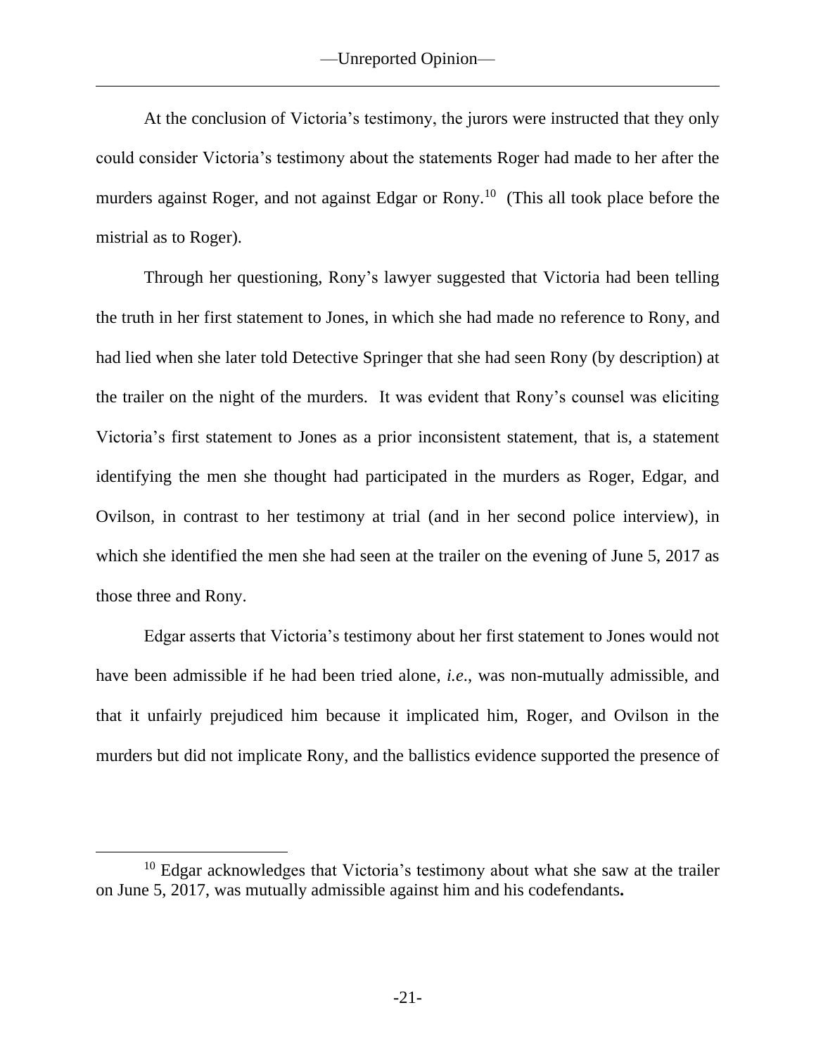At the conclusion of Victoria's testimony, the jurors were instructed that they only could consider Victoria's testimony about the statements Roger had made to her after the murders against Roger, and not against Edgar or Rony.[10] (This all took place before the mistrial as to Roger).

Through her questioning, Rony's lawyer suggested that Victoria had been telling the truth in her first statement to Jones, in which she had made no reference to Rony, and had lied when she later told Detective Springer that she had seen Rony (by description) at the trailer on the night of the murders. It was evident that Rony's counsel was eliciting Victoria's first statement to Jones as a prior inconsistent statement, that is, a statement identifying the men she thought had participated in the murders as Roger, Edgar, and Ovilson, in contrast to her testimony at trial (and in her second police interview), in which she identified the men she had seen at the trailer on the evening of June 5, 2017 as those three and Rony.

Edgar asserts that Victoria's testimony about her first statement to Jones would not have been admissible if he had been tried alone, *i.e.*, was non-mutually admissible, and that it unfairly prejudiced him because it implicated him, Roger, and Ovilson in the murders but did not implicate Rony, and the ballistics evidence supported the presence of

---

[10] Edgar acknowledges that Victoria's testimony about what she saw at the trailer on June 5, 2017, was mutually admissible against him and his codefendants.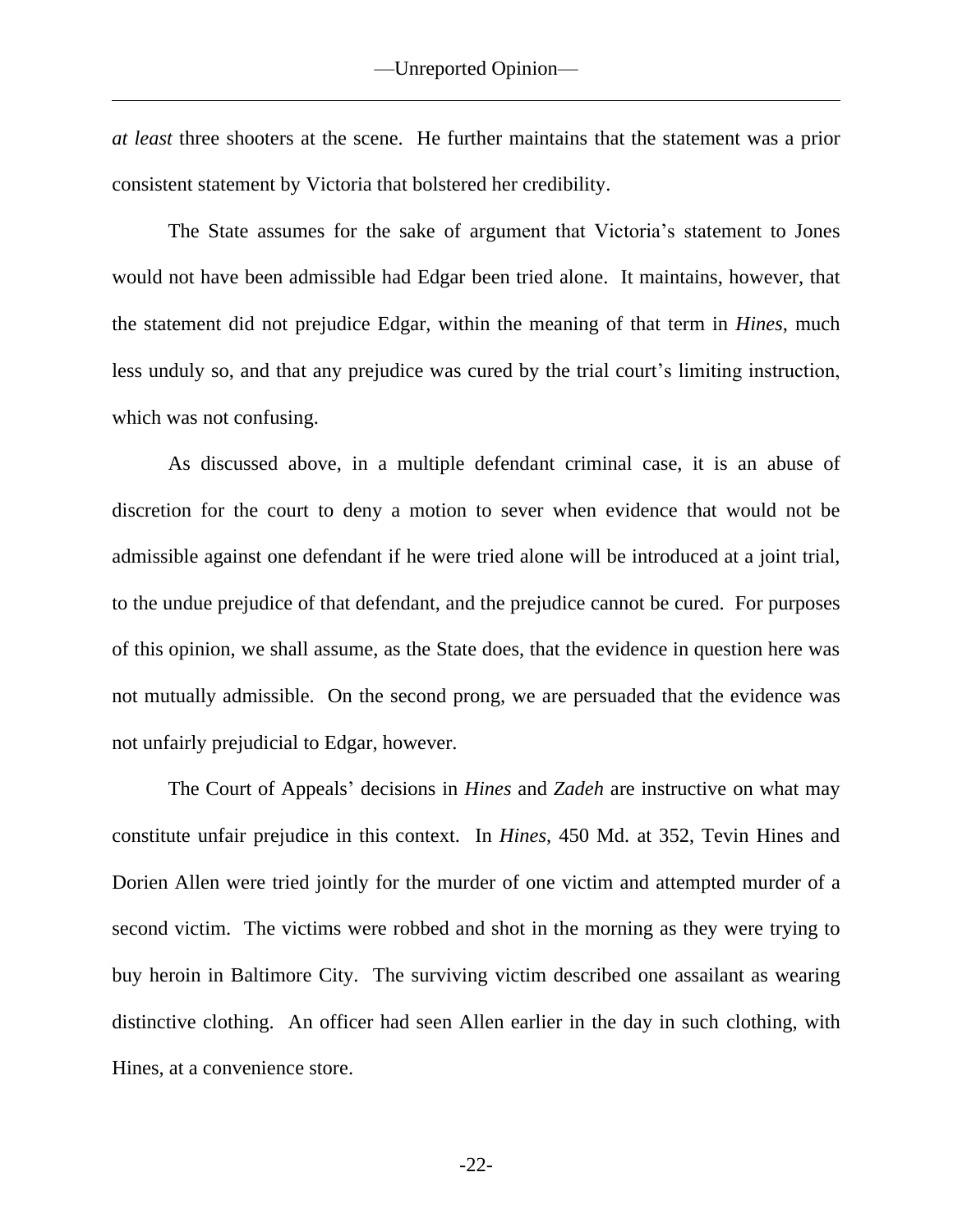*at least* three shooters at the scene. He further maintains that the statement was a prior consistent statement by Victoria that bolstered her credibility.

The State assumes for the sake of argument that Victoria's statement to Jones would not have been admissible had Edgar been tried alone. It maintains, however, that the statement did not prejudice Edgar, within the meaning of that term in *Hines*, much less unduly so, and that any prejudice was cured by the trial court's limiting instruction, which was not confusing.

As discussed above, in a multiple defendant criminal case, it is an abuse of discretion for the court to deny a motion to sever when evidence that would not be admissible against one defendant if he were tried alone will be introduced at a joint trial, to the undue prejudice of that defendant, and the prejudice cannot be cured. For purposes of this opinion, we shall assume, as the State does, that the evidence in question here was not mutually admissible. On the second prong, we are persuaded that the evidence was not unfairly prejudicial to Edgar, however.

The Court of Appeals' decisions in *Hines* and *Zadeh* are instructive on what may constitute unfair prejudice in this context. In *Hines*, 450 Md. at 352, Tevin Hines and Dorien Allen were tried jointly for the murder of one victim and attempted murder of a second victim. The victims were robbed and shot in the morning as they were trying to buy heroin in Baltimore City. The surviving victim described one assailant as wearing distinctive clothing. An officer had seen Allen earlier in the day in such clothing, with Hines, at a convenience store.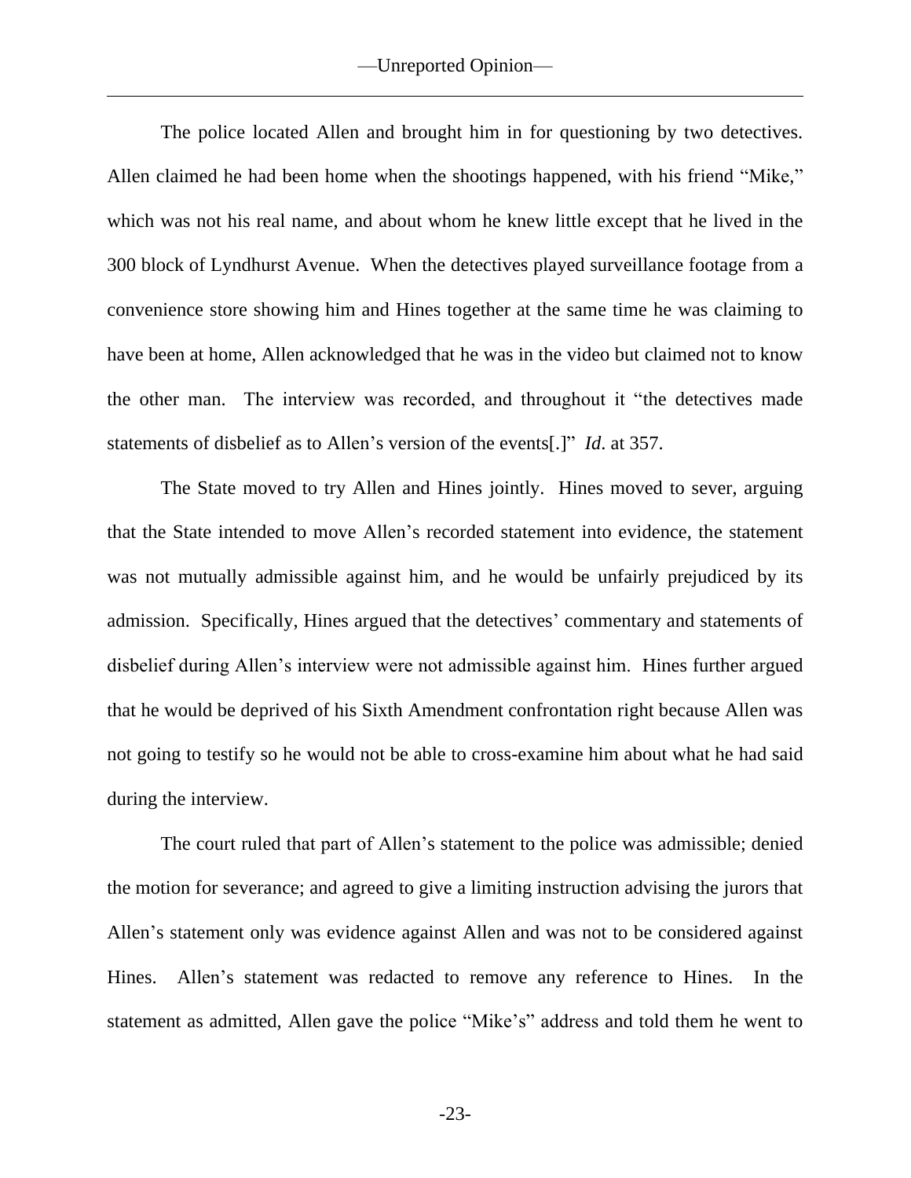The police located Allen and brought him in for questioning by two detectives. Allen claimed he had been home when the shootings happened, with his friend "Mike," which was not his real name, and about whom he knew little except that he lived in the 300 block of Lyndhurst Avenue. When the detectives played surveillance footage from a convenience store showing him and Hines together at the same time he was claiming to have been at home, Allen acknowledged that he was in the video but claimed not to know the other man. The interview was recorded, and throughout it "the detectives made statements of disbelief as to Allen's version of the events[.]" *Id*. at 357.

The State moved to try Allen and Hines jointly. Hines moved to sever, arguing that the State intended to move Allen's recorded statement into evidence, the statement was not mutually admissible against him, and he would be unfairly prejudiced by its admission. Specifically, Hines argued that the detectives' commentary and statements of disbelief during Allen's interview were not admissible against him. Hines further argued that he would be deprived of his Sixth Amendment confrontation right because Allen was not going to testify so he would not be able to cross-examine him about what he had said during the interview.

The court ruled that part of Allen's statement to the police was admissible; denied the motion for severance; and agreed to give a limiting instruction advising the jurors that Allen's statement only was evidence against Allen and was not to be considered against Hines. Allen's statement was redacted to remove any reference to Hines. In the statement as admitted, Allen gave the police "Mike's" address and told them he went to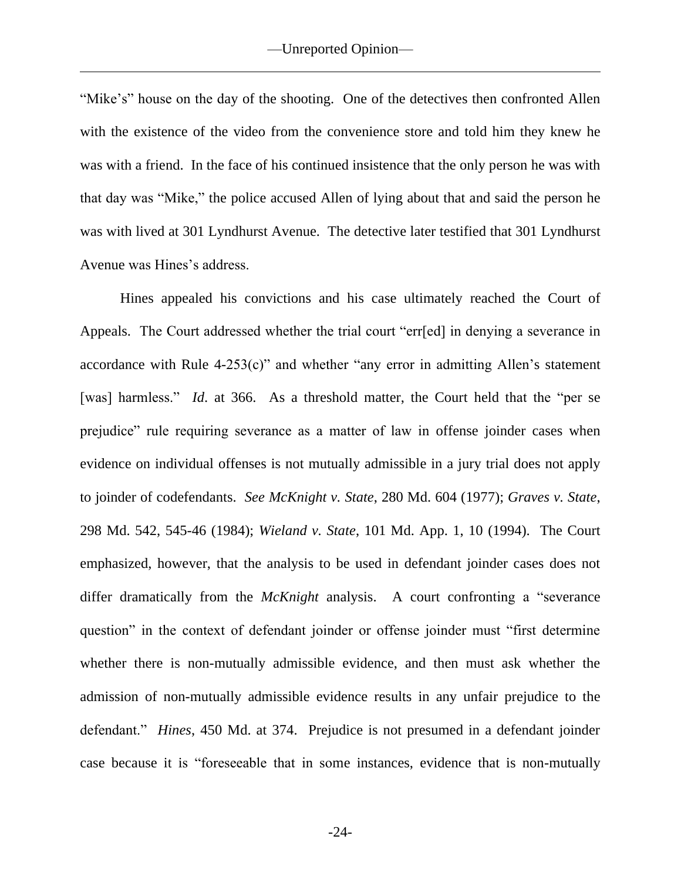"Mike's" house on the day of the shooting. One of the detectives then confronted Allen with the existence of the video from the convenience store and told him they knew he was with a friend. In the face of his continued insistence that the only person he was with that day was "Mike," the police accused Allen of lying about that and said the person he was with lived at 301 Lyndhurst Avenue. The detective later testified that 301 Lyndhurst Avenue was Hines's address.

Hines appealed his convictions and his case ultimately reached the Court of Appeals. The Court addressed whether the trial court "err[ed] in denying a severance in accordance with Rule 4-253(c)" and whether "any error in admitting Allen's statement [was] harmless." *Id*. at 366. As a threshold matter, the Court held that the "per se prejudice" rule requiring severance as a matter of law in offense joinder cases when evidence on individual offenses is not mutually admissible in a jury trial does not apply to joinder of codefendants. *See McKnight v. State*, 280 Md. 604 (1977); *Graves v. State*, 298 Md. 542, 545-46 (1984); *Wieland v. State*, 101 Md. App. 1, 10 (1994). The Court emphasized, however, that the analysis to be used in defendant joinder cases does not differ dramatically from the *McKnight* analysis. A court confronting a "severance question" in the context of defendant joinder or offense joinder must "first determine whether there is non-mutually admissible evidence, and then must ask whether the admission of non-mutually admissible evidence results in any unfair prejudice to the defendant." *Hines*, 450 Md. at 374. Prejudice is not presumed in a defendant joinder case because it is "foreseeable that in some instances, evidence that is non-mutually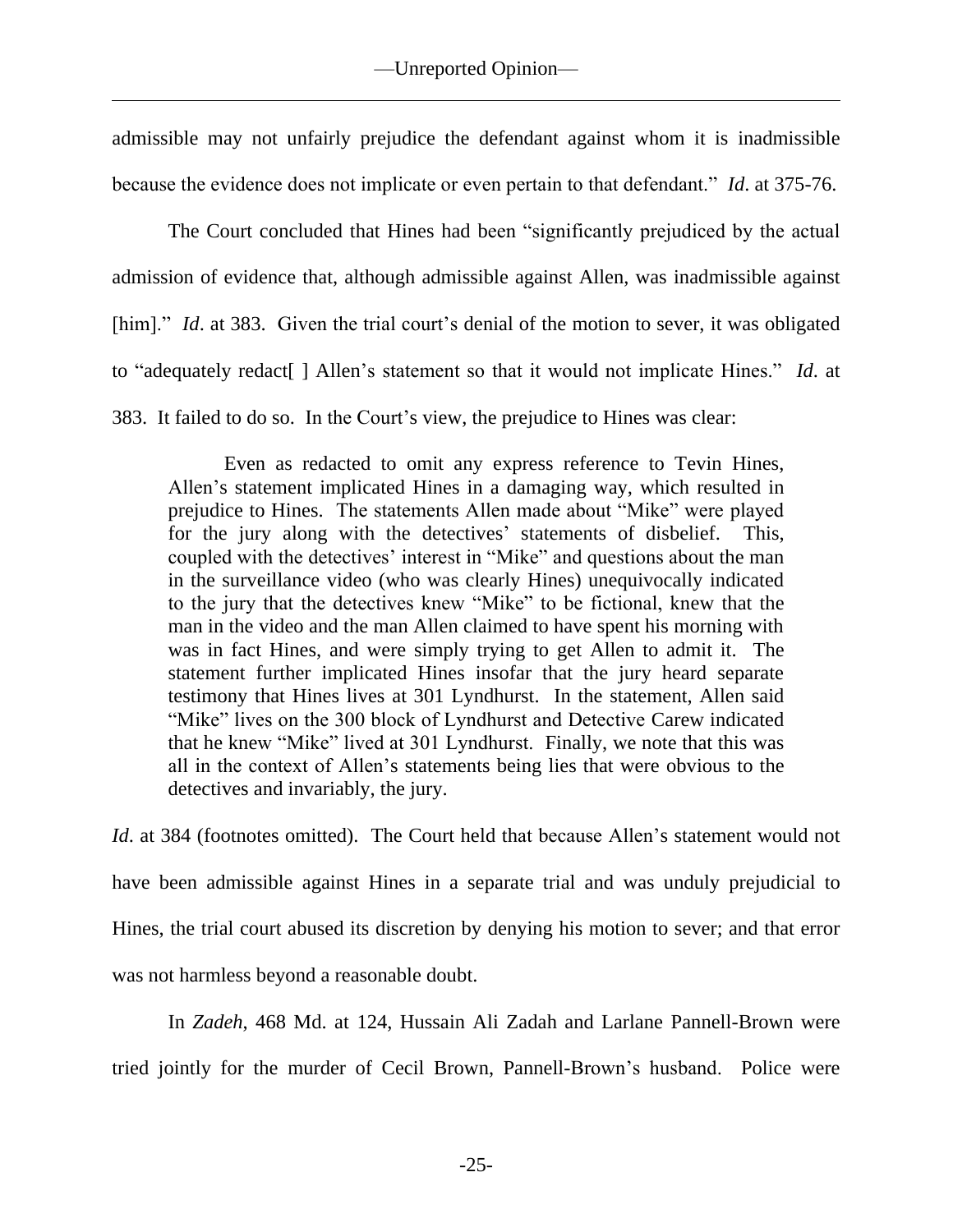admissible may not unfairly prejudice the defendant against whom it is inadmissible because the evidence does not implicate or even pertain to that defendant." *Id*. at 375-76.

The Court concluded that Hines had been "significantly prejudiced by the actual admission of evidence that, although admissible against Allen, was inadmissible against [him]." *Id*. at 383. Given the trial court's denial of the motion to sever, it was obligated to "adequately redact[ ] Allen's statement so that it would not implicate Hines." *Id*. at 383. It failed to do so. In the Court's view, the prejudice to Hines was clear:

> Even as redacted to omit any express reference to Tevin Hines, Allen's statement implicated Hines in a damaging way, which resulted in prejudice to Hines. The statements Allen made about "Mike" were played for the jury along with the detectives' statements of disbelief. This, coupled with the detectives' interest in "Mike" and questions about the man in the surveillance video (who was clearly Hines) unequivocally indicated to the jury that the detectives knew "Mike" to be fictional, knew that the man in the video and the man Allen claimed to have spent his morning with was in fact Hines, and were simply trying to get Allen to admit it. The statement further implicated Hines insofar that the jury heard separate testimony that Hines lives at 301 Lyndhurst. In the statement, Allen said "Mike" lives on the 300 block of Lyndhurst and Detective Carew indicated that he knew "Mike" lived at 301 Lyndhurst. Finally, we note that this was all in the context of Allen's statements being lies that were obvious to the detectives and invariably, the jury.

*Id*. at 384 (footnotes omitted). The Court held that because Allen's statement would not have been admissible against Hines in a separate trial and was unduly prejudicial to Hines, the trial court abused its discretion by denying his motion to sever; and that error was not harmless beyond a reasonable doubt.

In *Zadeh*, 468 Md. at 124, Hussain Ali Zadah and Larlane Pannell-Brown were tried jointly for the murder of Cecil Brown, Pannell-Brown's husband. Police were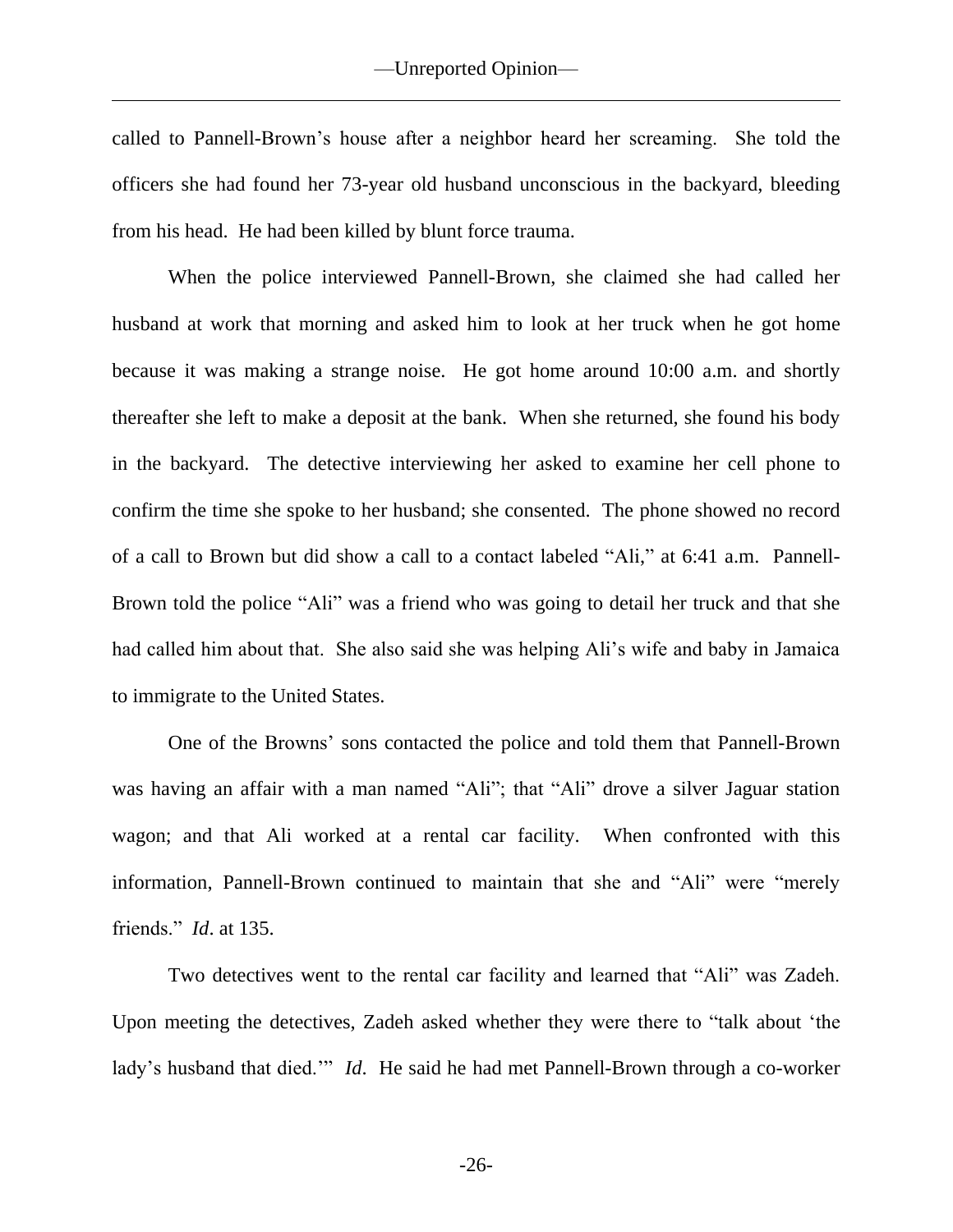called to Pannell-Brown's house after a neighbor heard her screaming. She told the officers she had found her 73-year old husband unconscious in the backyard, bleeding from his head. He had been killed by blunt force trauma.

When the police interviewed Pannell-Brown, she claimed she had called her husband at work that morning and asked him to look at her truck when he got home because it was making a strange noise. He got home around 10:00 a.m. and shortly thereafter she left to make a deposit at the bank. When she returned, she found his body in the backyard. The detective interviewing her asked to examine her cell phone to confirm the time she spoke to her husband; she consented. The phone showed no record of a call to Brown but did show a call to a contact labeled "Ali," at 6:41 a.m. Pannell-Brown told the police "Ali" was a friend who was going to detail her truck and that she had called him about that. She also said she was helping Ali's wife and baby in Jamaica to immigrate to the United States.

One of the Browns' sons contacted the police and told them that Pannell-Brown was having an affair with a man named "Ali"; that "Ali" drove a silver Jaguar station wagon; and that Ali worked at a rental car facility. When confronted with this information, Pannell-Brown continued to maintain that she and "Ali" were "merely friends." *Id*. at 135.

Two detectives went to the rental car facility and learned that "Ali" was Zadeh. Upon meeting the detectives, Zadeh asked whether they were there to "talk about 'the lady's husband that died.'" *Id*. He said he had met Pannell-Brown through a co-worker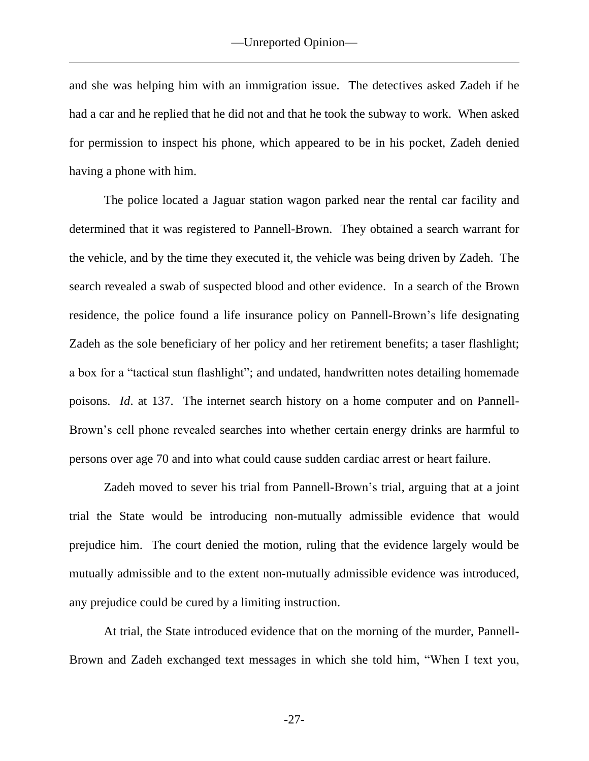and she was helping him with an immigration issue. The detectives asked Zadeh if he had a car and he replied that he did not and that he took the subway to work. When asked for permission to inspect his phone, which appeared to be in his pocket, Zadeh denied having a phone with him.

The police located a Jaguar station wagon parked near the rental car facility and determined that it was registered to Pannell-Brown. They obtained a search warrant for the vehicle, and by the time they executed it, the vehicle was being driven by Zadeh. The search revealed a swab of suspected blood and other evidence. In a search of the Brown residence, the police found a life insurance policy on Pannell-Brown's life designating Zadeh as the sole beneficiary of her policy and her retirement benefits; a taser flashlight; a box for a "tactical stun flashlight"; and undated, handwritten notes detailing homemade poisons. *Id*. at 137. The internet search history on a home computer and on Pannell-Brown's cell phone revealed searches into whether certain energy drinks are harmful to persons over age 70 and into what could cause sudden cardiac arrest or heart failure.

Zadeh moved to sever his trial from Pannell-Brown's trial, arguing that at a joint trial the State would be introducing non-mutually admissible evidence that would prejudice him. The court denied the motion, ruling that the evidence largely would be mutually admissible and to the extent non-mutually admissible evidence was introduced, any prejudice could be cured by a limiting instruction.

At trial, the State introduced evidence that on the morning of the murder, Pannell-Brown and Zadeh exchanged text messages in which she told him, "When I text you,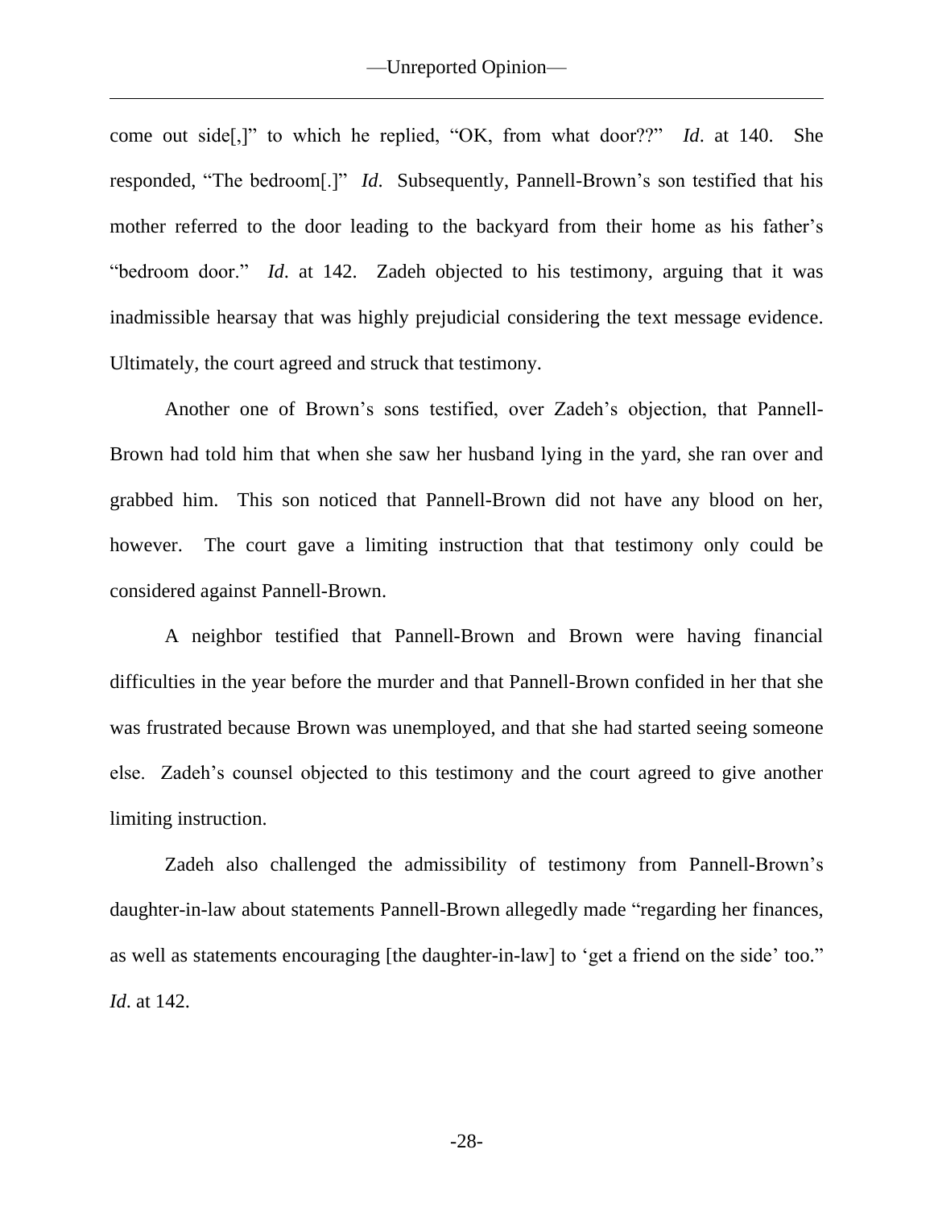come out side[,]" to which he replied, "OK, from what door??" *Id*. at 140. She responded, "The bedroom[.]" *Id*. Subsequently, Pannell-Brown's son testified that his mother referred to the door leading to the backyard from their home as his father's "bedroom door." *Id*. at 142. Zadeh objected to his testimony, arguing that it was inadmissible hearsay that was highly prejudicial considering the text message evidence. Ultimately, the court agreed and struck that testimony.

Another one of Brown's sons testified, over Zadeh's objection, that Pannell-Brown had told him that when she saw her husband lying in the yard, she ran over and grabbed him. This son noticed that Pannell-Brown did not have any blood on her, however. The court gave a limiting instruction that that testimony only could be considered against Pannell-Brown.

A neighbor testified that Pannell-Brown and Brown were having financial difficulties in the year before the murder and that Pannell-Brown confided in her that she was frustrated because Brown was unemployed, and that she had started seeing someone else. Zadeh's counsel objected to this testimony and the court agreed to give another limiting instruction.

Zadeh also challenged the admissibility of testimony from Pannell-Brown's daughter-in-law about statements Pannell-Brown allegedly made "regarding her finances, as well as statements encouraging [the daughter-in-law] to 'get a friend on the side' too." *Id*. at 142.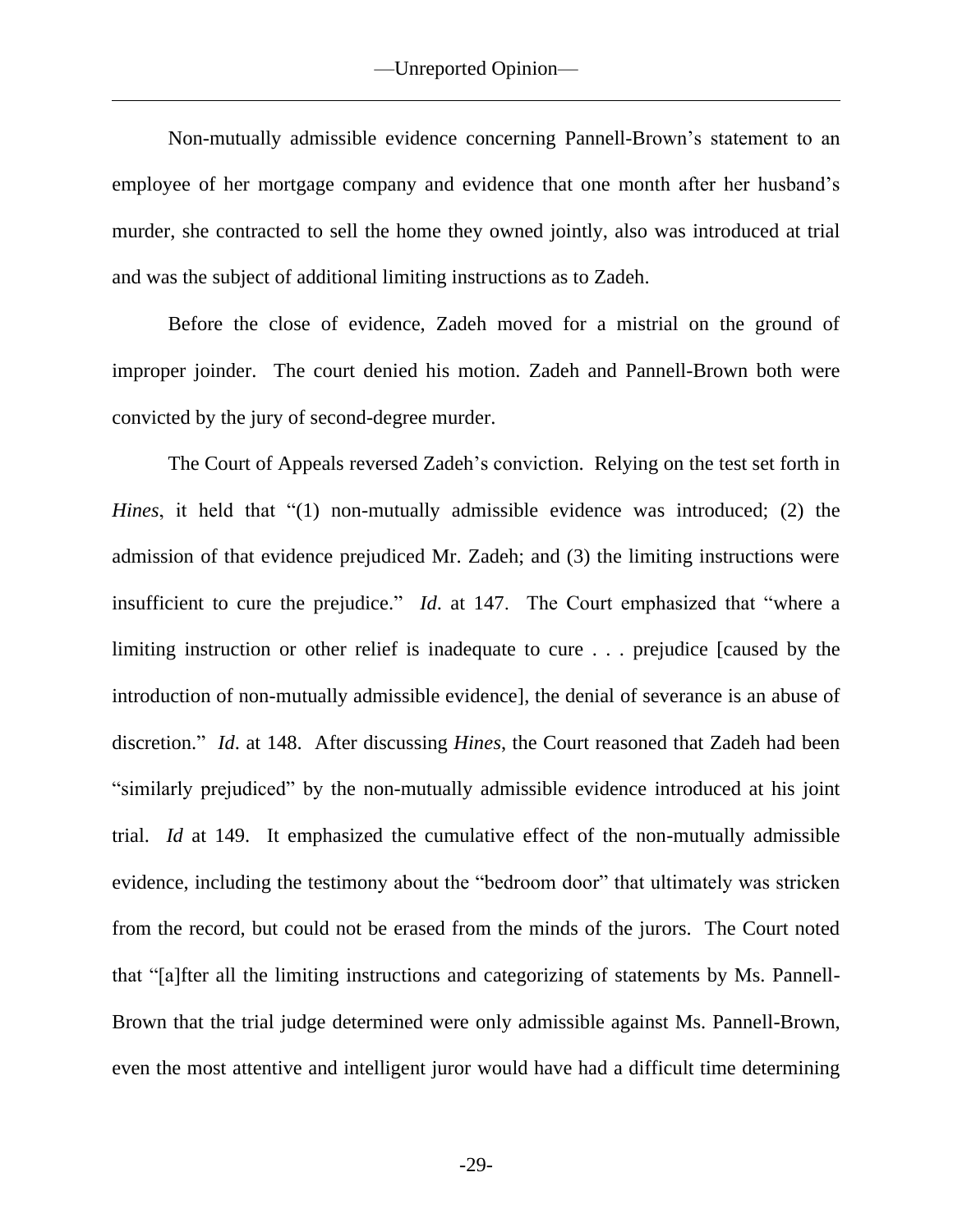Non-mutually admissible evidence concerning Pannell-Brown's statement to an employee of her mortgage company and evidence that one month after her husband's murder, she contracted to sell the home they owned jointly, also was introduced at trial and was the subject of additional limiting instructions as to Zadeh.

Before the close of evidence, Zadeh moved for a mistrial on the ground of improper joinder. The court denied his motion. Zadeh and Pannell-Brown both were convicted by the jury of second-degree murder.

The Court of Appeals reversed Zadeh's conviction. Relying on the test set forth in *Hines*, it held that "(1) non-mutually admissible evidence was introduced; (2) the admission of that evidence prejudiced Mr. Zadeh; and (3) the limiting instructions were insufficient to cure the prejudice." *Id*. at 147. The Court emphasized that "where a limiting instruction or other relief is inadequate to cure . . . prejudice [caused by the introduction of non-mutually admissible evidence], the denial of severance is an abuse of discretion." *Id*. at 148. After discussing *Hines*, the Court reasoned that Zadeh had been "similarly prejudiced" by the non-mutually admissible evidence introduced at his joint trial. *Id* at 149. It emphasized the cumulative effect of the non-mutually admissible evidence, including the testimony about the "bedroom door" that ultimately was stricken from the record, but could not be erased from the minds of the jurors. The Court noted that "[a]fter all the limiting instructions and categorizing of statements by Ms. Pannell-Brown that the trial judge determined were only admissible against Ms. Pannell-Brown, even the most attentive and intelligent juror would have had a difficult time determining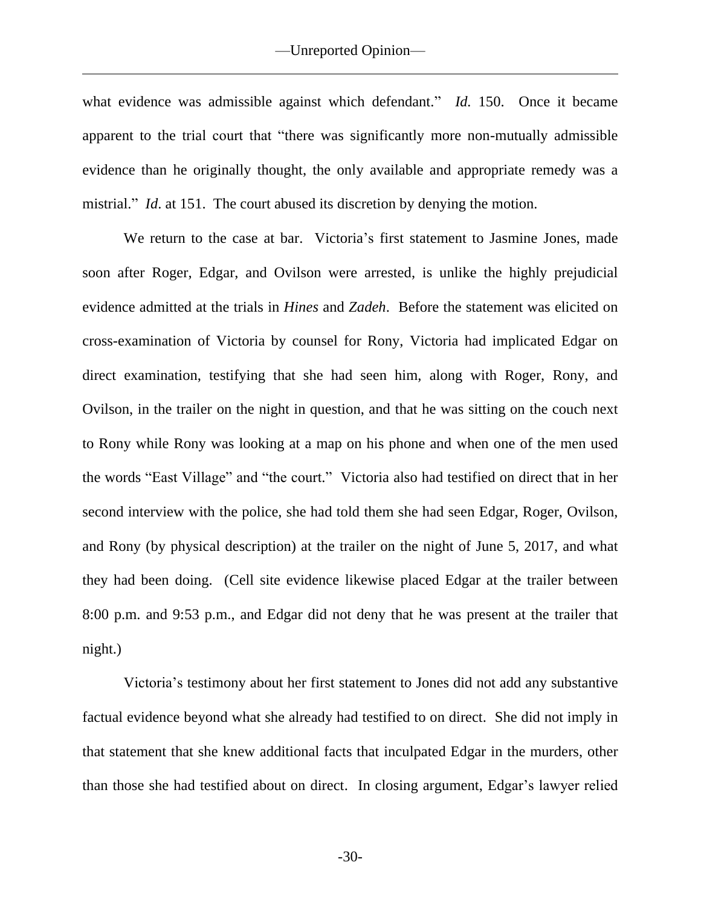what evidence was admissible against which defendant." *Id.* 150. Once it became apparent to the trial court that "there was significantly more non-mutually admissible evidence than he originally thought, the only available and appropriate remedy was a mistrial." *Id.* at 151. The court abused its discretion by denying the motion.

We return to the case at bar. Victoria's first statement to Jasmine Jones, made soon after Roger, Edgar, and Ovilson were arrested, is unlike the highly prejudicial evidence admitted at the trials in *Hines* and *Zadeh*. Before the statement was elicited on cross-examination of Victoria by counsel for Rony, Victoria had implicated Edgar on direct examination, testifying that she had seen him, along with Roger, Rony, and Ovilson, in the trailer on the night in question, and that he was sitting on the couch next to Rony while Rony was looking at a map on his phone and when one of the men used the words "East Village" and "the court." Victoria also had testified on direct that in her second interview with the police, she had told them she had seen Edgar, Roger, Ovilson, and Rony (by physical description) at the trailer on the night of June 5, 2017, and what they had been doing. (Cell site evidence likewise placed Edgar at the trailer between 8:00 p.m. and 9:53 p.m., and Edgar did not deny that he was present at the trailer that night.)

Victoria's testimony about her first statement to Jones did not add any substantive factual evidence beyond what she already had testified to on direct. She did not imply in that statement that she knew additional facts that inculpated Edgar in the murders, other than those she had testified about on direct. In closing argument, Edgar's lawyer relied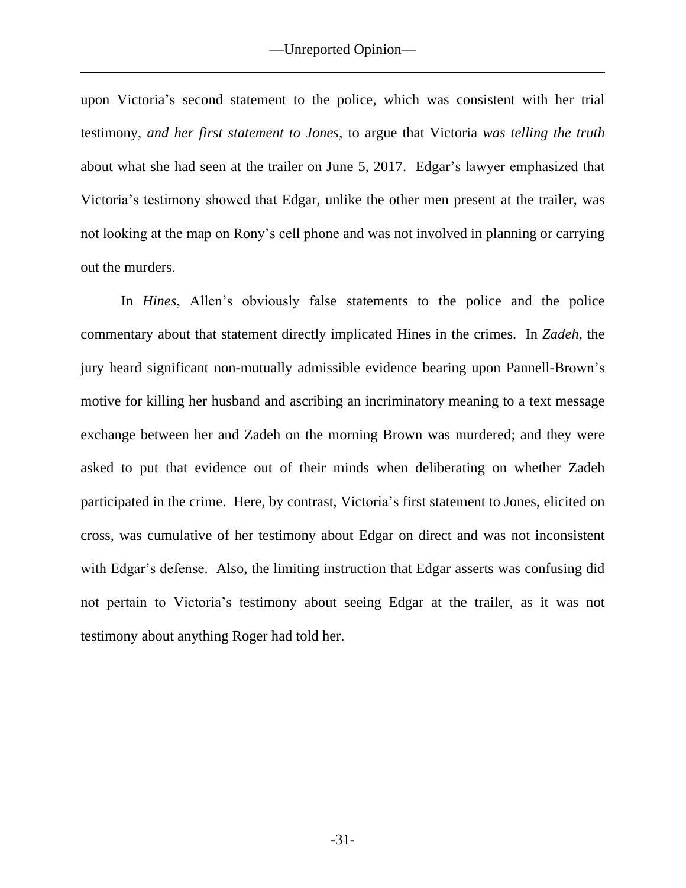upon Victoria's second statement to the police, which was consistent with her trial testimony, *and her first statement to Jones*, to argue that Victoria *was telling the truth* about what she had seen at the trailer on June 5, 2017. Edgar's lawyer emphasized that Victoria's testimony showed that Edgar, unlike the other men present at the trailer, was not looking at the map on Rony's cell phone and was not involved in planning or carrying out the murders.

In *Hines*, Allen's obviously false statements to the police and the police commentary about that statement directly implicated Hines in the crimes. In *Zadeh*, the jury heard significant non-mutually admissible evidence bearing upon Pannell-Brown's motive for killing her husband and ascribing an incriminatory meaning to a text message exchange between her and Zadeh on the morning Brown was murdered; and they were asked to put that evidence out of their minds when deliberating on whether Zadeh participated in the crime. Here, by contrast, Victoria's first statement to Jones, elicited on cross, was cumulative of her testimony about Edgar on direct and was not inconsistent with Edgar's defense. Also, the limiting instruction that Edgar asserts was confusing did not pertain to Victoria's testimony about seeing Edgar at the trailer, as it was not testimony about anything Roger had told her.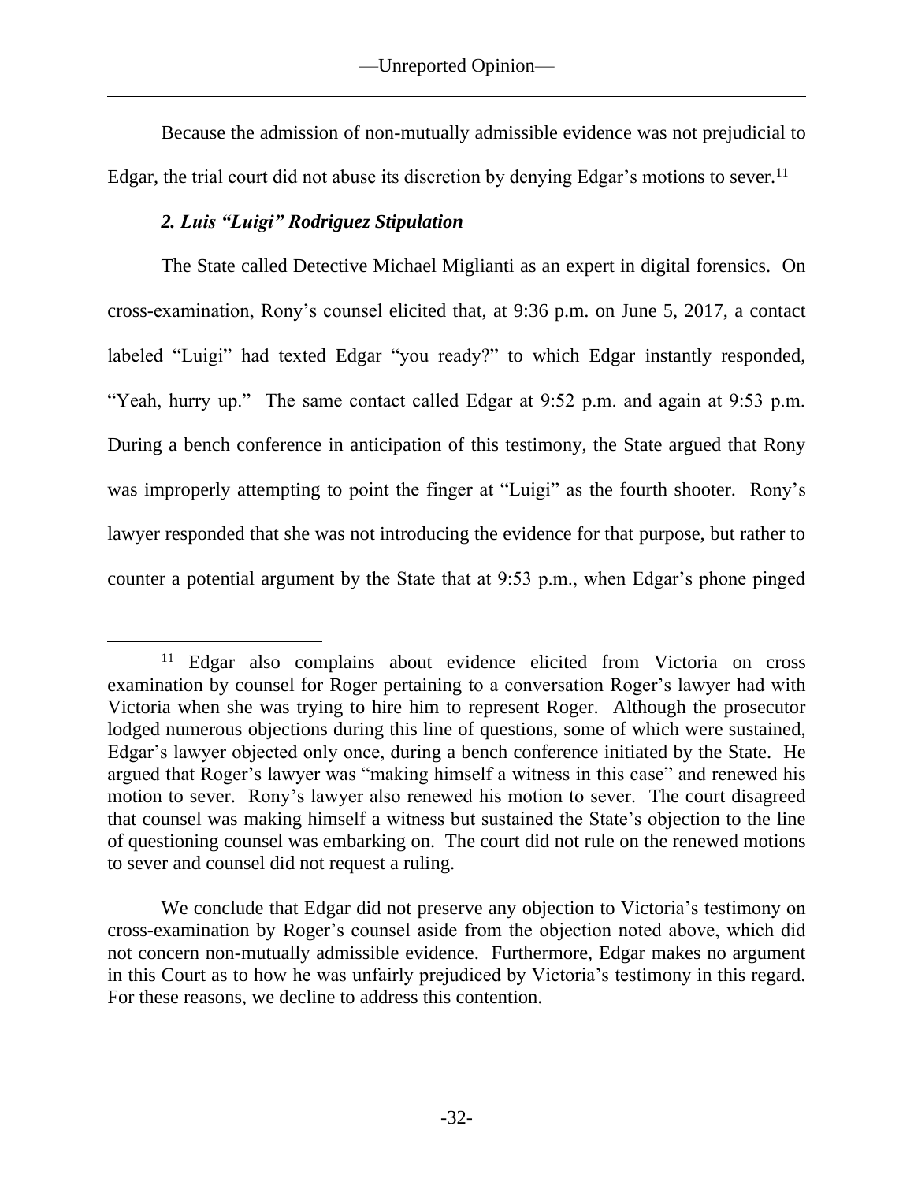Because the admission of non-mutually admissible evidence was not prejudicial to Edgar, the trial court did not abuse its discretion by denying Edgar's motions to sever.[11]

### *2. Luis "Luigi" Rodriguez Stipulation*

The State called Detective Michael Miglianti as an expert in digital forensics. On cross-examination, Rony's counsel elicited that, at 9:36 p.m. on June 5, 2017, a contact labeled "Luigi" had texted Edgar "you ready?" to which Edgar instantly responded, "Yeah, hurry up." The same contact called Edgar at 9:52 p.m. and again at 9:53 p.m. During a bench conference in anticipation of this testimony, the State argued that Rony was improperly attempting to point the finger at "Luigi" as the fourth shooter. Rony's lawyer responded that she was not introducing the evidence for that purpose, but rather to counter a potential argument by the State that at 9:53 p.m., when Edgar's phone pinged

---

[11] Edgar also complains about evidence elicited from Victoria on cross examination by counsel for Roger pertaining to a conversation Roger's lawyer had with Victoria when she was trying to hire him to represent Roger. Although the prosecutor lodged numerous objections during this line of questions, some of which were sustained, Edgar's lawyer objected only once, during a bench conference initiated by the State. He argued that Roger's lawyer was "making himself a witness in this case" and renewed his motion to sever. Rony's lawyer also renewed his motion to sever. The court disagreed that counsel was making himself a witness but sustained the State's objection to the line of questioning counsel was embarking on. The court did not rule on the renewed motions to sever and counsel did not request a ruling.

We conclude that Edgar did not preserve any objection to Victoria's testimony on cross-examination by Roger's counsel aside from the objection noted above, which did not concern non-mutually admissible evidence. Furthermore, Edgar makes no argument in this Court as to how he was unfairly prejudiced by Victoria's testimony in this regard. For these reasons, we decline to address this contention.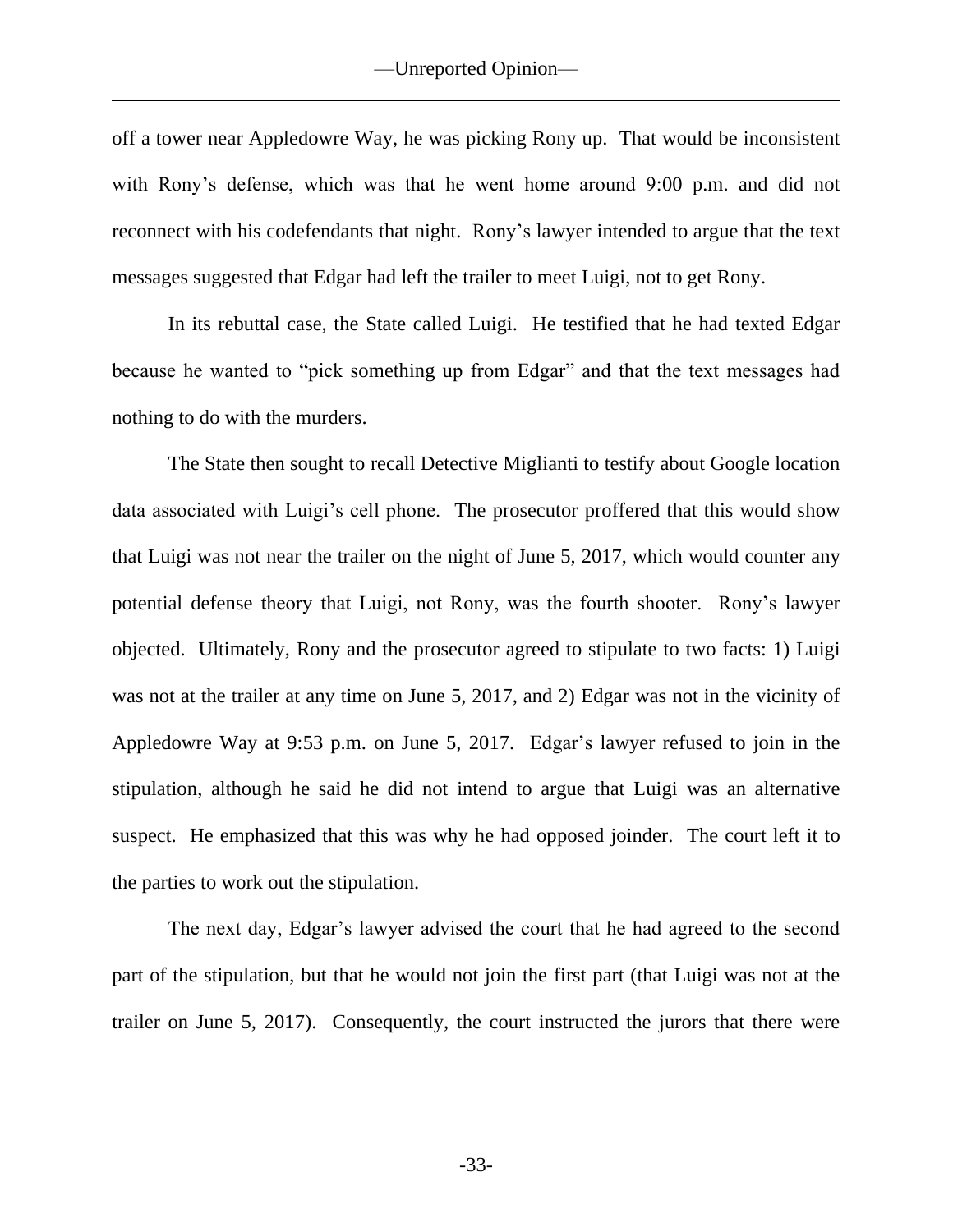off a tower near Appledowre Way, he was picking Rony up. That would be inconsistent with Rony's defense, which was that he went home around 9:00 p.m. and did not reconnect with his codefendants that night. Rony's lawyer intended to argue that the text messages suggested that Edgar had left the trailer to meet Luigi, not to get Rony.

In its rebuttal case, the State called Luigi. He testified that he had texted Edgar because he wanted to "pick something up from Edgar" and that the text messages had nothing to do with the murders.

The State then sought to recall Detective Miglianti to testify about Google location data associated with Luigi's cell phone. The prosecutor proffered that this would show that Luigi was not near the trailer on the night of June 5, 2017, which would counter any potential defense theory that Luigi, not Rony, was the fourth shooter. Rony's lawyer objected. Ultimately, Rony and the prosecutor agreed to stipulate to two facts: 1) Luigi was not at the trailer at any time on June 5, 2017, and 2) Edgar was not in the vicinity of Appledowre Way at 9:53 p.m. on June 5, 2017. Edgar's lawyer refused to join in the stipulation, although he said he did not intend to argue that Luigi was an alternative suspect. He emphasized that this was why he had opposed joinder. The court left it to the parties to work out the stipulation.

The next day, Edgar's lawyer advised the court that he had agreed to the second part of the stipulation, but that he would not join the first part (that Luigi was not at the trailer on June 5, 2017). Consequently, the court instructed the jurors that there were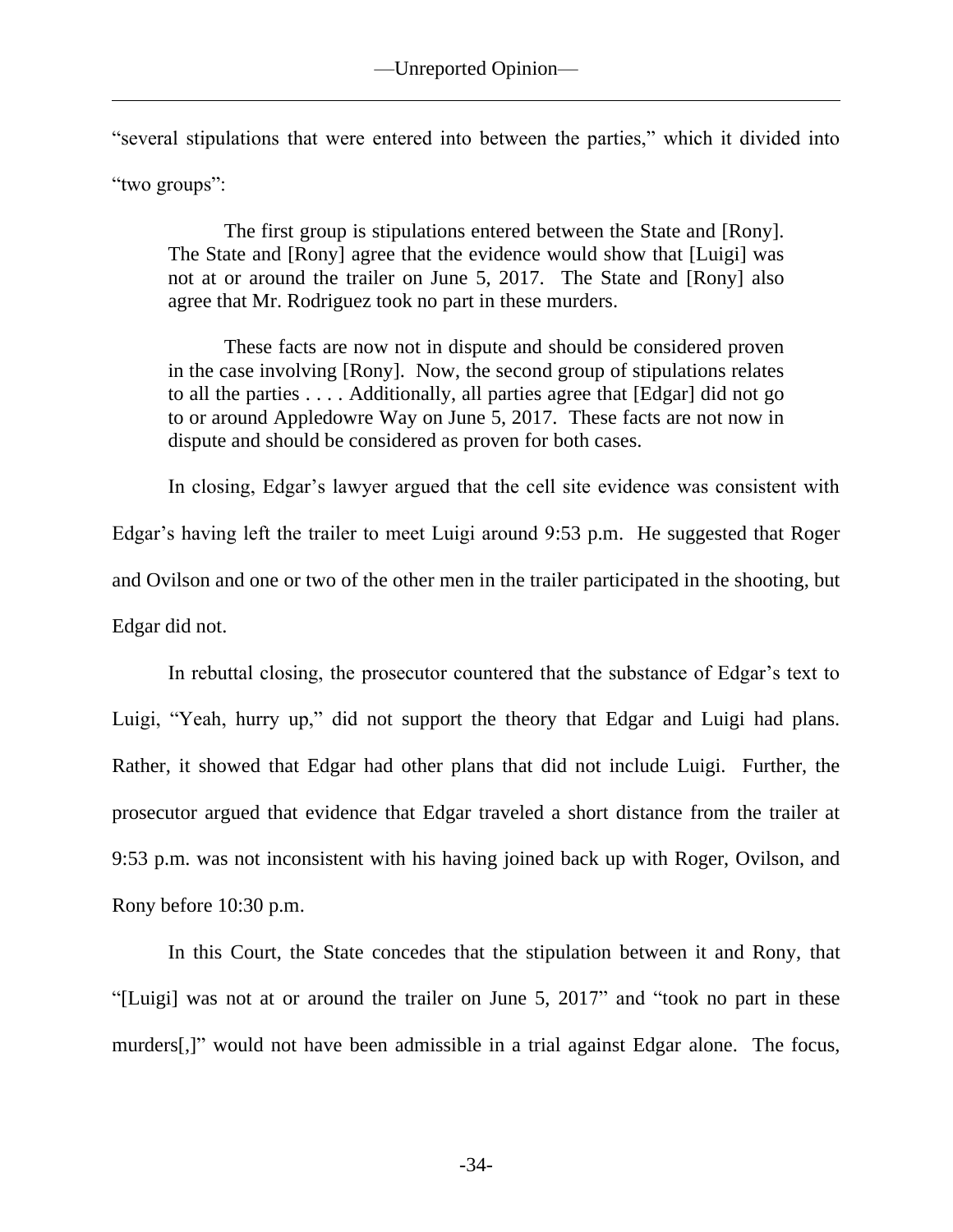"several stipulations that were entered into between the parties," which it divided into "two groups":

> The first group is stipulations entered between the State and [Rony]. The State and [Rony] agree that the evidence would show that [Luigi] was not at or around the trailer on June 5, 2017. The State and [Rony] also agree that Mr. Rodriguez took no part in these murders.
>
> These facts are now not in dispute and should be considered proven in the case involving [Rony]. Now, the second group of stipulations relates to all the parties . . . . Additionally, all parties agree that [Edgar] did not go to or around Appledowre Way on June 5, 2017. These facts are not now in dispute and should be considered as proven for both cases.

In closing, Edgar's lawyer argued that the cell site evidence was consistent with Edgar's having left the trailer to meet Luigi around 9:53 p.m. He suggested that Roger and Ovilson and one or two of the other men in the trailer participated in the shooting, but Edgar did not.

In rebuttal closing, the prosecutor countered that the substance of Edgar's text to Luigi, "Yeah, hurry up," did not support the theory that Edgar and Luigi had plans. Rather, it showed that Edgar had other plans that did not include Luigi. Further, the prosecutor argued that evidence that Edgar traveled a short distance from the trailer at 9:53 p.m. was not inconsistent with his having joined back up with Roger, Ovilson, and Rony before 10:30 p.m.

In this Court, the State concedes that the stipulation between it and Rony, that "[Luigi] was not at or around the trailer on June 5, 2017" and "took no part in these murders[,]" would not have been admissible in a trial against Edgar alone. The focus,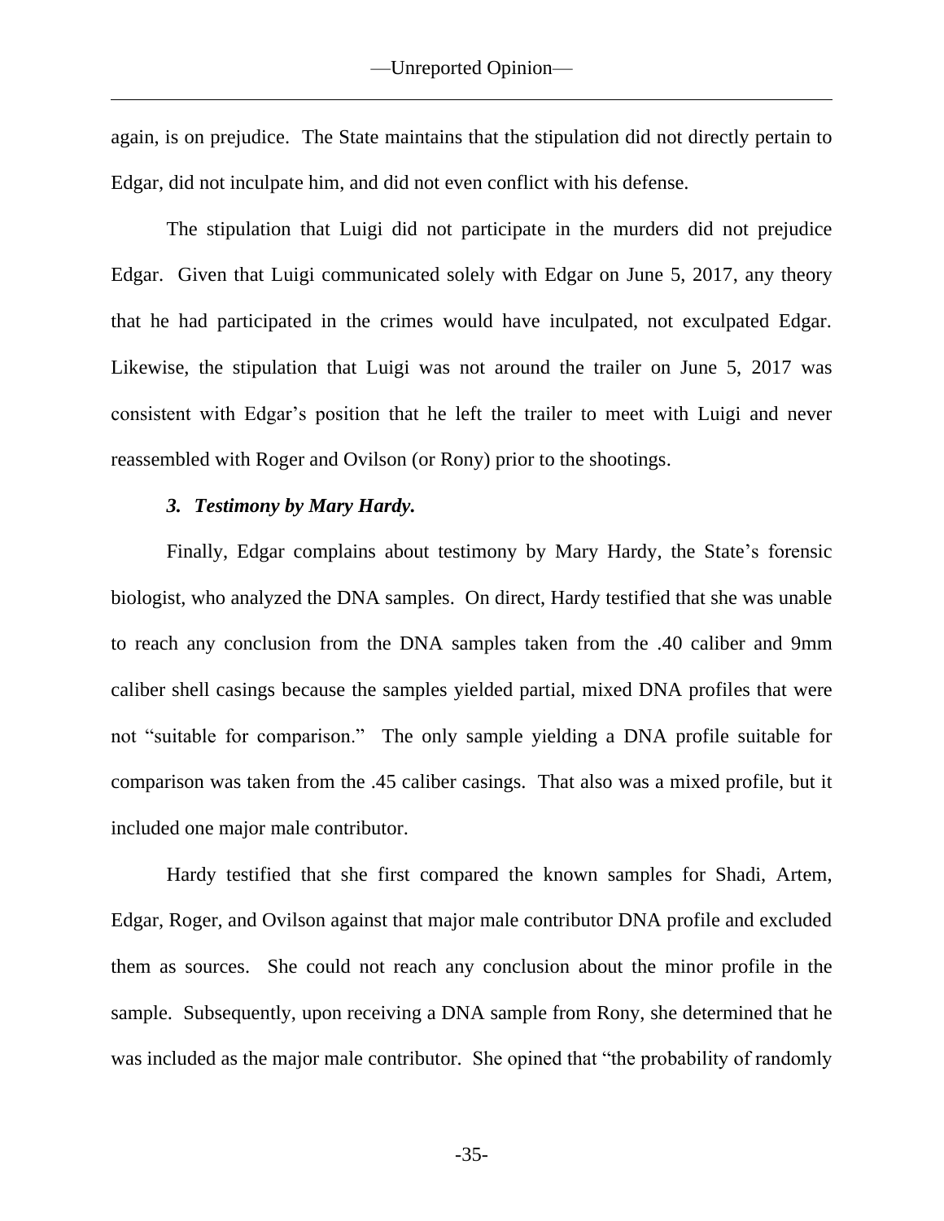again, is on prejudice. The State maintains that the stipulation did not directly pertain to Edgar, did not inculpate him, and did not even conflict with his defense.

The stipulation that Luigi did not participate in the murders did not prejudice Edgar. Given that Luigi communicated solely with Edgar on June 5, 2017, any theory that he had participated in the crimes would have inculpated, not exculpated Edgar. Likewise, the stipulation that Luigi was not around the trailer on June 5, 2017 was consistent with Edgar's position that he left the trailer to meet with Luigi and never reassembled with Roger and Ovilson (or Rony) prior to the shootings.

### *3. Testimony by Mary Hardy.*

Finally, Edgar complains about testimony by Mary Hardy, the State's forensic biologist, who analyzed the DNA samples. On direct, Hardy testified that she was unable to reach any conclusion from the DNA samples taken from the .40 caliber and 9mm caliber shell casings because the samples yielded partial, mixed DNA profiles that were not "suitable for comparison." The only sample yielding a DNA profile suitable for comparison was taken from the .45 caliber casings. That also was a mixed profile, but it included one major male contributor.

Hardy testified that she first compared the known samples for Shadi, Artem, Edgar, Roger, and Ovilson against that major male contributor DNA profile and excluded them as sources. She could not reach any conclusion about the minor profile in the sample. Subsequently, upon receiving a DNA sample from Rony, she determined that he was included as the major male contributor. She opined that "the probability of randomly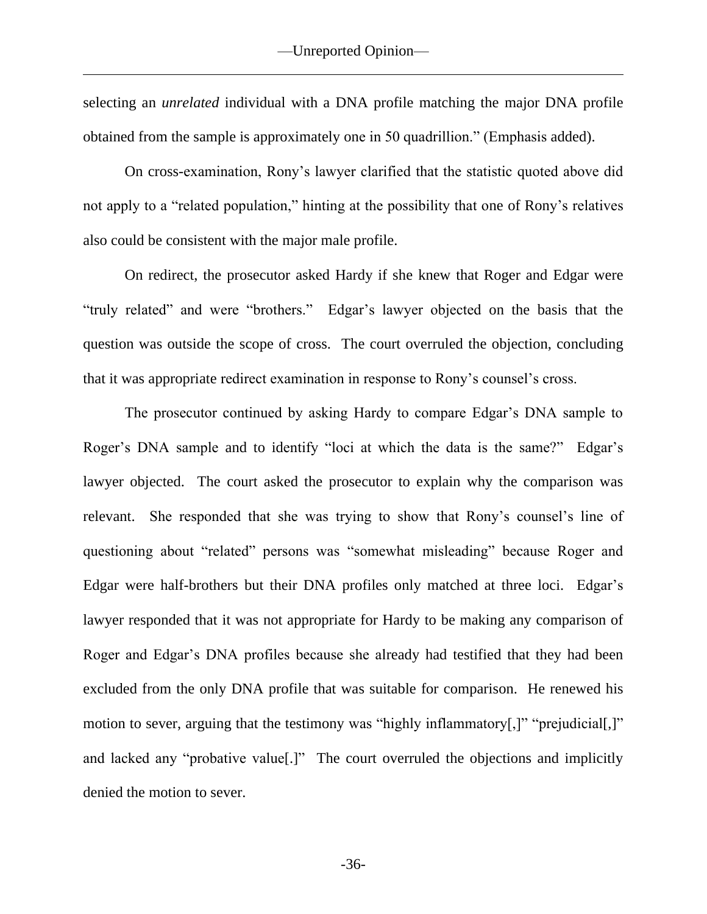selecting an *unrelated* individual with a DNA profile matching the major DNA profile obtained from the sample is approximately one in 50 quadrillion." (Emphasis added).

On cross-examination, Rony's lawyer clarified that the statistic quoted above did not apply to a "related population," hinting at the possibility that one of Rony's relatives also could be consistent with the major male profile.

On redirect, the prosecutor asked Hardy if she knew that Roger and Edgar were "truly related" and were "brothers." Edgar's lawyer objected on the basis that the question was outside the scope of cross. The court overruled the objection, concluding that it was appropriate redirect examination in response to Rony's counsel's cross.

The prosecutor continued by asking Hardy to compare Edgar's DNA sample to Roger's DNA sample and to identify "loci at which the data is the same?" Edgar's lawyer objected. The court asked the prosecutor to explain why the comparison was relevant. She responded that she was trying to show that Rony's counsel's line of questioning about "related" persons was "somewhat misleading" because Roger and Edgar were half-brothers but their DNA profiles only matched at three loci. Edgar's lawyer responded that it was not appropriate for Hardy to be making any comparison of Roger and Edgar's DNA profiles because she already had testified that they had been excluded from the only DNA profile that was suitable for comparison. He renewed his motion to sever, arguing that the testimony was "highly inflammatory[,]" "prejudicial[,]" and lacked any "probative value[.]" The court overruled the objections and implicitly denied the motion to sever.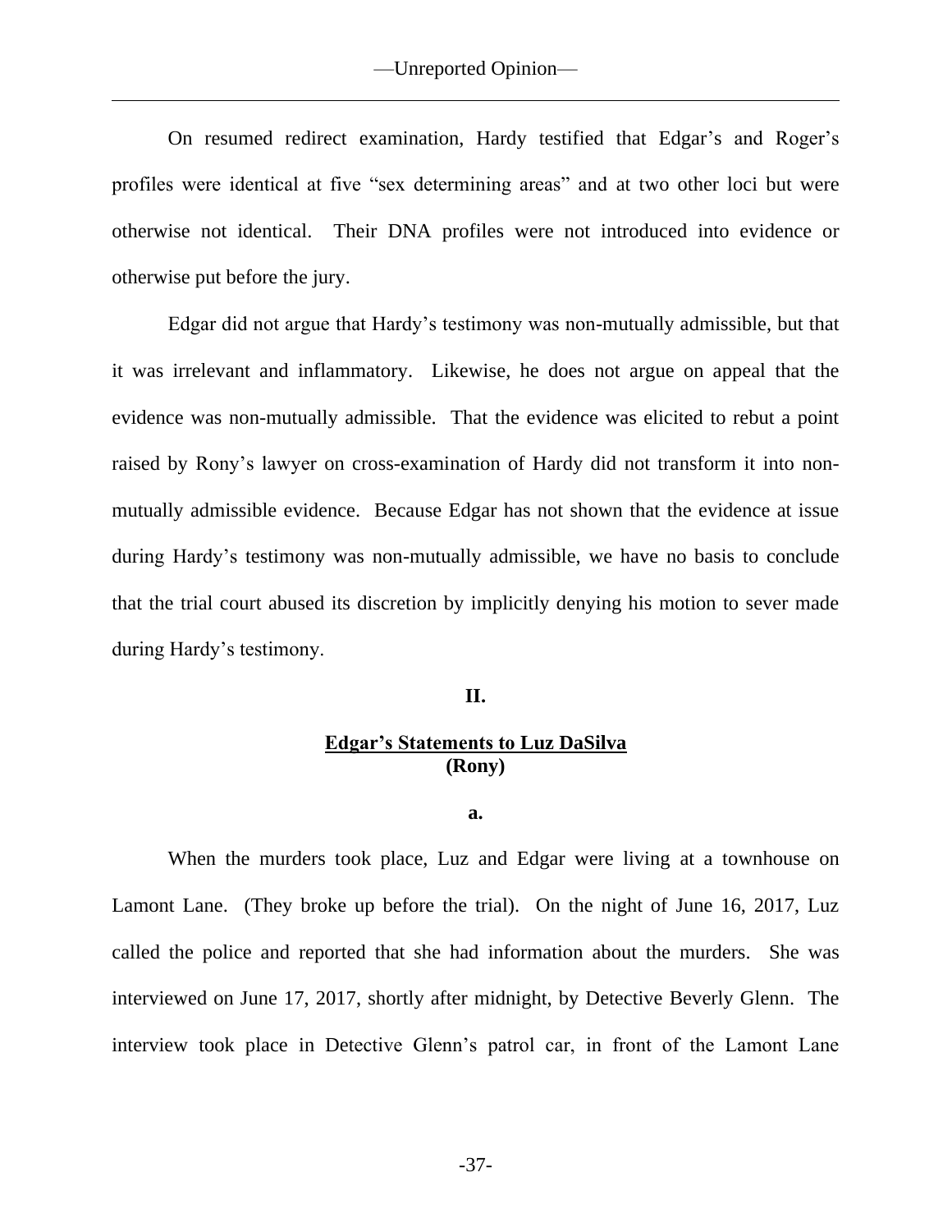On resumed redirect examination, Hardy testified that Edgar's and Roger's profiles were identical at five "sex determining areas" and at two other loci but were otherwise not identical. Their DNA profiles were not introduced into evidence or otherwise put before the jury.

Edgar did not argue that Hardy's testimony was non-mutually admissible, but that it was irrelevant and inflammatory. Likewise, he does not argue on appeal that the evidence was non-mutually admissible. That the evidence was elicited to rebut a point raised by Rony's lawyer on cross-examination of Hardy did not transform it into non-mutually admissible evidence. Because Edgar has not shown that the evidence at issue during Hardy's testimony was non-mutually admissible, we have no basis to conclude that the trial court abused its discretion by implicitly denying his motion to sever made during Hardy's testimony.

## II.

## Edgar's Statements to Luz DaSilva (Rony)

### a.

When the murders took place, Luz and Edgar were living at a townhouse on Lamont Lane. (They broke up before the trial). On the night of June 16, 2017, Luz called the police and reported that she had information about the murders. She was interviewed on June 17, 2017, shortly after midnight, by Detective Beverly Glenn. The interview took place in Detective Glenn's patrol car, in front of the Lamont Lane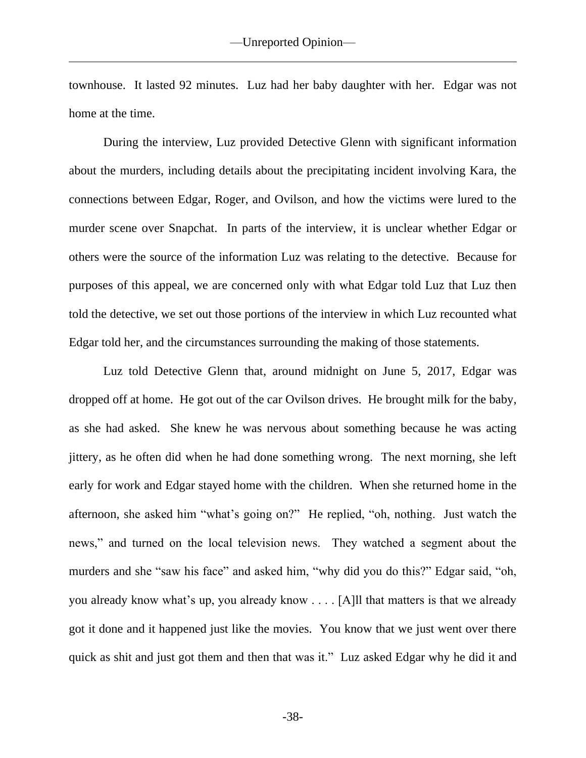townhouse. It lasted 92 minutes. Luz had her baby daughter with her. Edgar was not home at the time.

During the interview, Luz provided Detective Glenn with significant information about the murders, including details about the precipitating incident involving Kara, the connections between Edgar, Roger, and Ovilson, and how the victims were lured to the murder scene over Snapchat. In parts of the interview, it is unclear whether Edgar or others were the source of the information Luz was relating to the detective. Because for purposes of this appeal, we are concerned only with what Edgar told Luz that Luz then told the detective, we set out those portions of the interview in which Luz recounted what Edgar told her, and the circumstances surrounding the making of those statements.

Luz told Detective Glenn that, around midnight on June 5, 2017, Edgar was dropped off at home. He got out of the car Ovilson drives. He brought milk for the baby, as she had asked. She knew he was nervous about something because he was acting jittery, as he often did when he had done something wrong. The next morning, she left early for work and Edgar stayed home with the children. When she returned home in the afternoon, she asked him "what's going on?" He replied, "oh, nothing. Just watch the news," and turned on the local television news. They watched a segment about the murders and she "saw his face" and asked him, "why did you do this?" Edgar said, "oh, you already know what's up, you already know . . . . [A]ll that matters is that we already got it done and it happened just like the movies. You know that we just went over there quick as shit and just got them and then that was it." Luz asked Edgar why he did it and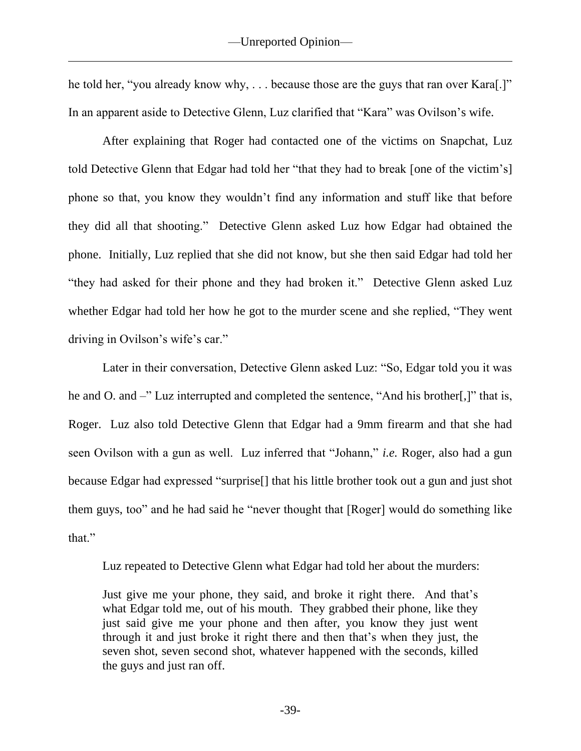he told her, "you already know why, . . . because those are the guys that ran over Kara[.]" In an apparent aside to Detective Glenn, Luz clarified that "Kara" was Ovilson's wife.

After explaining that Roger had contacted one of the victims on Snapchat, Luz told Detective Glenn that Edgar had told her "that they had to break [one of the victim's] phone so that, you know they wouldn't find any information and stuff like that before they did all that shooting." Detective Glenn asked Luz how Edgar had obtained the phone. Initially, Luz replied that she did not know, but she then said Edgar had told her "they had asked for their phone and they had broken it." Detective Glenn asked Luz whether Edgar had told her how he got to the murder scene and she replied, "They went driving in Ovilson's wife's car."

Later in their conversation, Detective Glenn asked Luz: "So, Edgar told you it was he and O. and –" Luz interrupted and completed the sentence, "And his brother[,]" that is, Roger. Luz also told Detective Glenn that Edgar had a 9mm firearm and that she had seen Ovilson with a gun as well. Luz inferred that "Johann," *i.e.* Roger, also had a gun because Edgar had expressed "surprise[] that his little brother took out a gun and just shot them guys, too" and he had said he "never thought that [Roger] would do something like that."

Luz repeated to Detective Glenn what Edgar had told her about the murders:

> Just give me your phone, they said, and broke it right there. And that's what Edgar told me, out of his mouth. They grabbed their phone, like they just said give me your phone and then after, you know they just went through it and just broke it right there and then that's when they just, the seven shot, seven second shot, whatever happened with the seconds, killed the guys and just ran off.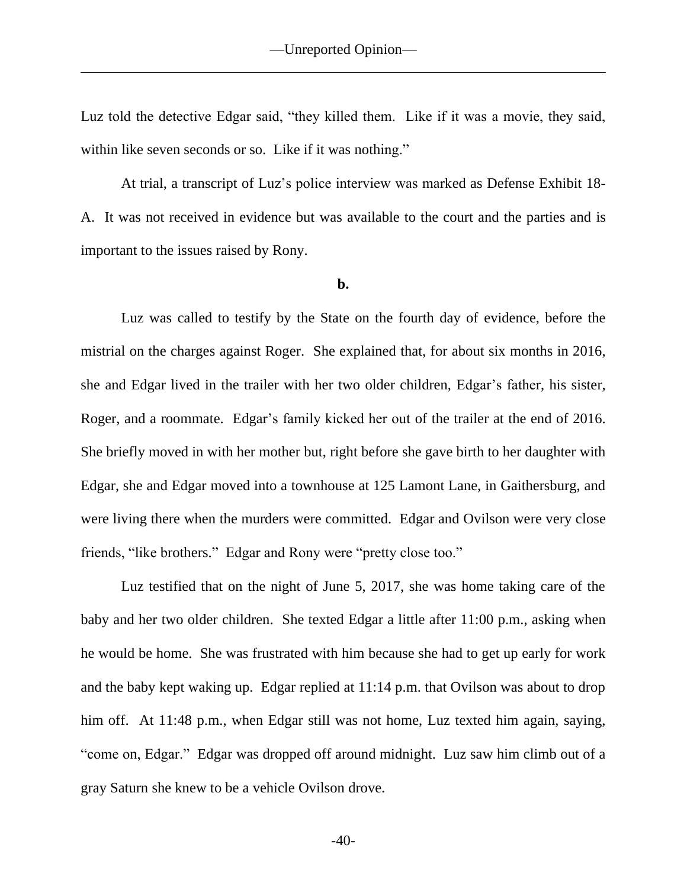Luz told the detective Edgar said, "they killed them. Like if it was a movie, they said, within like seven seconds or so. Like if it was nothing."

At trial, a transcript of Luz's police interview was marked as Defense Exhibit 18-A. It was not received in evidence but was available to the court and the parties and is important to the issues raised by Rony.

**b.**

Luz was called to testify by the State on the fourth day of evidence, before the mistrial on the charges against Roger. She explained that, for about six months in 2016, she and Edgar lived in the trailer with her two older children, Edgar's father, his sister, Roger, and a roommate. Edgar's family kicked her out of the trailer at the end of 2016. She briefly moved in with her mother but, right before she gave birth to her daughter with Edgar, she and Edgar moved into a townhouse at 125 Lamont Lane, in Gaithersburg, and were living there when the murders were committed. Edgar and Ovilson were very close friends, "like brothers." Edgar and Rony were "pretty close too."

Luz testified that on the night of June 5, 2017, she was home taking care of the baby and her two older children. She texted Edgar a little after 11:00 p.m., asking when he would be home. She was frustrated with him because she had to get up early for work and the baby kept waking up. Edgar replied at 11:14 p.m. that Ovilson was about to drop him off. At 11:48 p.m., when Edgar still was not home, Luz texted him again, saying, "come on, Edgar." Edgar was dropped off around midnight. Luz saw him climb out of a gray Saturn she knew to be a vehicle Ovilson drove.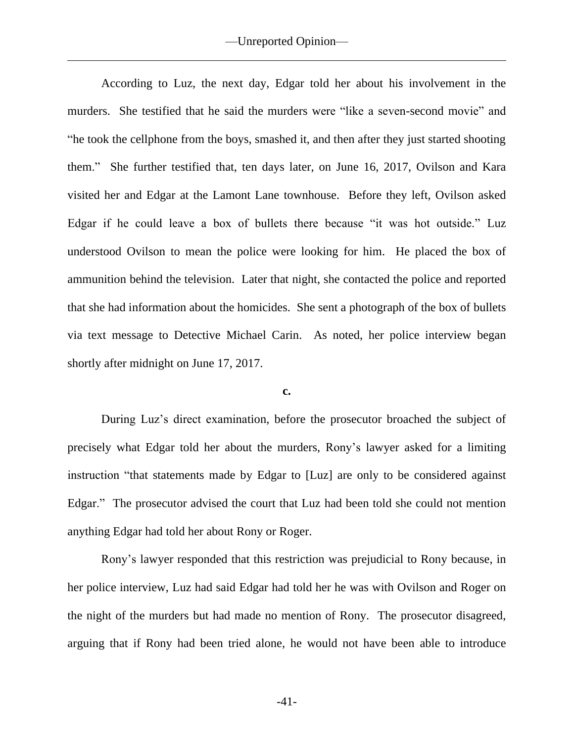According to Luz, the next day, Edgar told her about his involvement in the murders. She testified that he said the murders were "like a seven-second movie" and "he took the cellphone from the boys, smashed it, and then after they just started shooting them." She further testified that, ten days later, on June 16, 2017, Ovilson and Kara visited her and Edgar at the Lamont Lane townhouse. Before they left, Ovilson asked Edgar if he could leave a box of bullets there because "it was hot outside." Luz understood Ovilson to mean the police were looking for him. He placed the box of ammunition behind the television. Later that night, she contacted the police and reported that she had information about the homicides. She sent a photograph of the box of bullets via text message to Detective Michael Carin. As noted, her police interview began shortly after midnight on June 17, 2017.

**c.**

During Luz's direct examination, before the prosecutor broached the subject of precisely what Edgar told her about the murders, Rony's lawyer asked for a limiting instruction "that statements made by Edgar to [Luz] are only to be considered against Edgar." The prosecutor advised the court that Luz had been told she could not mention anything Edgar had told her about Rony or Roger.

Rony's lawyer responded that this restriction was prejudicial to Rony because, in her police interview, Luz had said Edgar had told her he was with Ovilson and Roger on the night of the murders but had made no mention of Rony. The prosecutor disagreed, arguing that if Rony had been tried alone, he would not have been able to introduce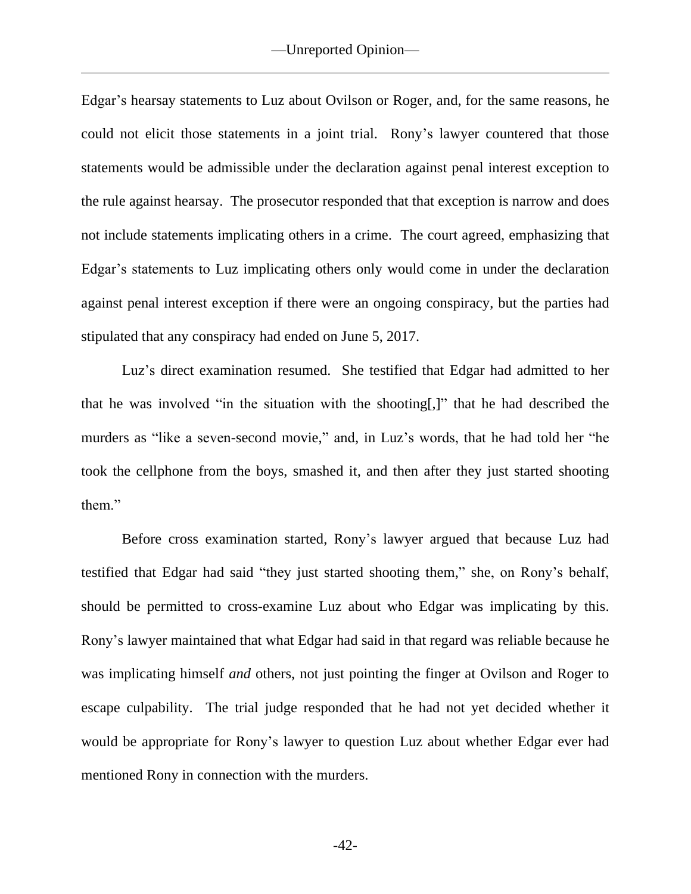Edgar's hearsay statements to Luz about Ovilson or Roger, and, for the same reasons, he could not elicit those statements in a joint trial. Rony's lawyer countered that those statements would be admissible under the declaration against penal interest exception to the rule against hearsay. The prosecutor responded that that exception is narrow and does not include statements implicating others in a crime. The court agreed, emphasizing that Edgar's statements to Luz implicating others only would come in under the declaration against penal interest exception if there were an ongoing conspiracy, but the parties had stipulated that any conspiracy had ended on June 5, 2017.

Luz's direct examination resumed. She testified that Edgar had admitted to her that he was involved "in the situation with the shooting[,]" that he had described the murders as "like a seven-second movie," and, in Luz's words, that he had told her "he took the cellphone from the boys, smashed it, and then after they just started shooting them."

Before cross examination started, Rony's lawyer argued that because Luz had testified that Edgar had said "they just started shooting them," she, on Rony's behalf, should be permitted to cross-examine Luz about who Edgar was implicating by this. Rony's lawyer maintained that what Edgar had said in that regard was reliable because he was implicating himself *and* others, not just pointing the finger at Ovilson and Roger to escape culpability. The trial judge responded that he had not yet decided whether it would be appropriate for Rony's lawyer to question Luz about whether Edgar ever had mentioned Rony in connection with the murders.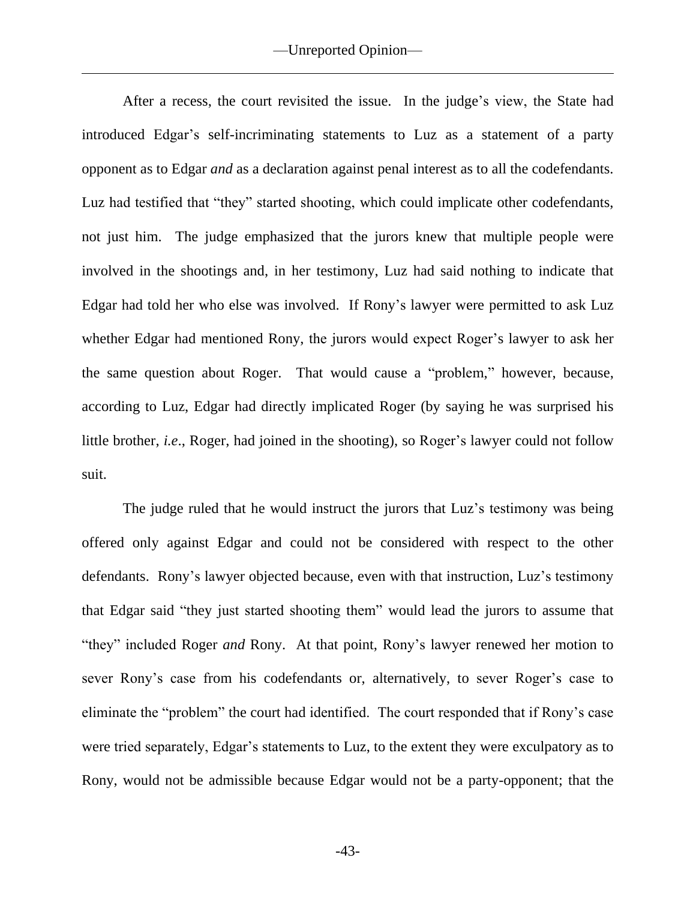After a recess, the court revisited the issue. In the judge's view, the State had introduced Edgar's self-incriminating statements to Luz as a statement of a party opponent as to Edgar *and* as a declaration against penal interest as to all the codefendants. Luz had testified that "they" started shooting, which could implicate other codefendants, not just him. The judge emphasized that the jurors knew that multiple people were involved in the shootings and, in her testimony, Luz had said nothing to indicate that Edgar had told her who else was involved. If Rony's lawyer were permitted to ask Luz whether Edgar had mentioned Rony, the jurors would expect Roger's lawyer to ask her the same question about Roger. That would cause a "problem," however, because, according to Luz, Edgar had directly implicated Roger (by saying he was surprised his little brother, *i.e*., Roger, had joined in the shooting), so Roger's lawyer could not follow suit.

The judge ruled that he would instruct the jurors that Luz's testimony was being offered only against Edgar and could not be considered with respect to the other defendants. Rony's lawyer objected because, even with that instruction, Luz's testimony that Edgar said "they just started shooting them" would lead the jurors to assume that "they" included Roger *and* Rony. At that point, Rony's lawyer renewed her motion to sever Rony's case from his codefendants or, alternatively, to sever Roger's case to eliminate the "problem" the court had identified. The court responded that if Rony's case were tried separately, Edgar's statements to Luz, to the extent they were exculpatory as to Rony, would not be admissible because Edgar would not be a party-opponent; that the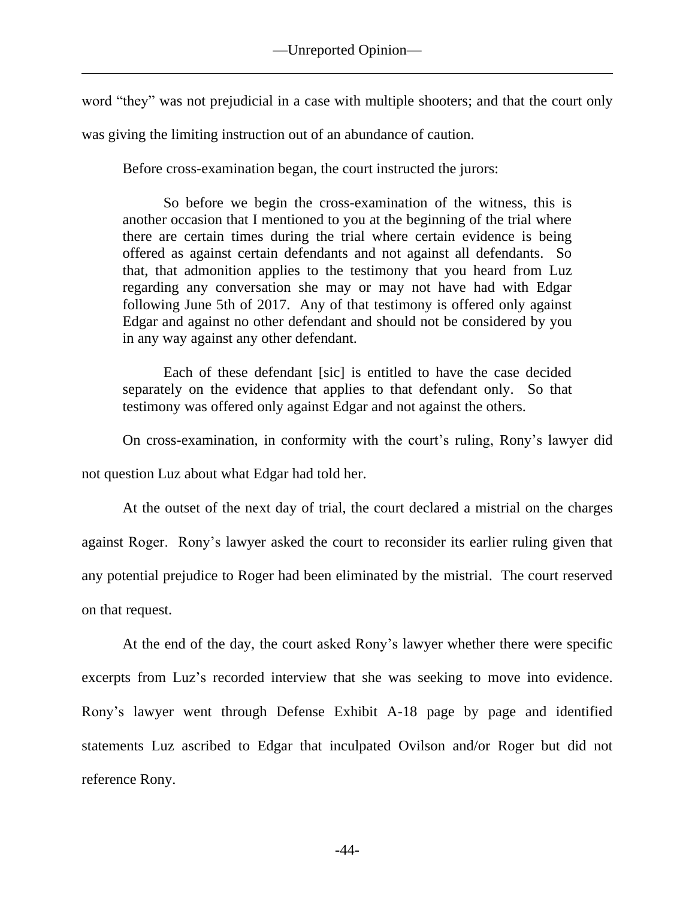word "they" was not prejudicial in a case with multiple shooters; and that the court only was giving the limiting instruction out of an abundance of caution.

Before cross-examination began, the court instructed the jurors:

> So before we begin the cross-examination of the witness, this is another occasion that I mentioned to you at the beginning of the trial where there are certain times during the trial where certain evidence is being offered as against certain defendants and not against all defendants. So that, that admonition applies to the testimony that you heard from Luz regarding any conversation she may or may not have had with Edgar following June 5th of 2017. Any of that testimony is offered only against Edgar and against no other defendant and should not be considered by you in any way against any other defendant.
>
> Each of these defendant [sic] is entitled to have the case decided separately on the evidence that applies to that defendant only. So that testimony was offered only against Edgar and not against the others.

On cross-examination, in conformity with the court's ruling, Rony's lawyer did not question Luz about what Edgar had told her.

At the outset of the next day of trial, the court declared a mistrial on the charges against Roger. Rony's lawyer asked the court to reconsider its earlier ruling given that any potential prejudice to Roger had been eliminated by the mistrial. The court reserved on that request.

At the end of the day, the court asked Rony's lawyer whether there were specific excerpts from Luz's recorded interview that she was seeking to move into evidence. Rony's lawyer went through Defense Exhibit A-18 page by page and identified statements Luz ascribed to Edgar that inculpated Ovilson and/or Roger but did not reference Rony.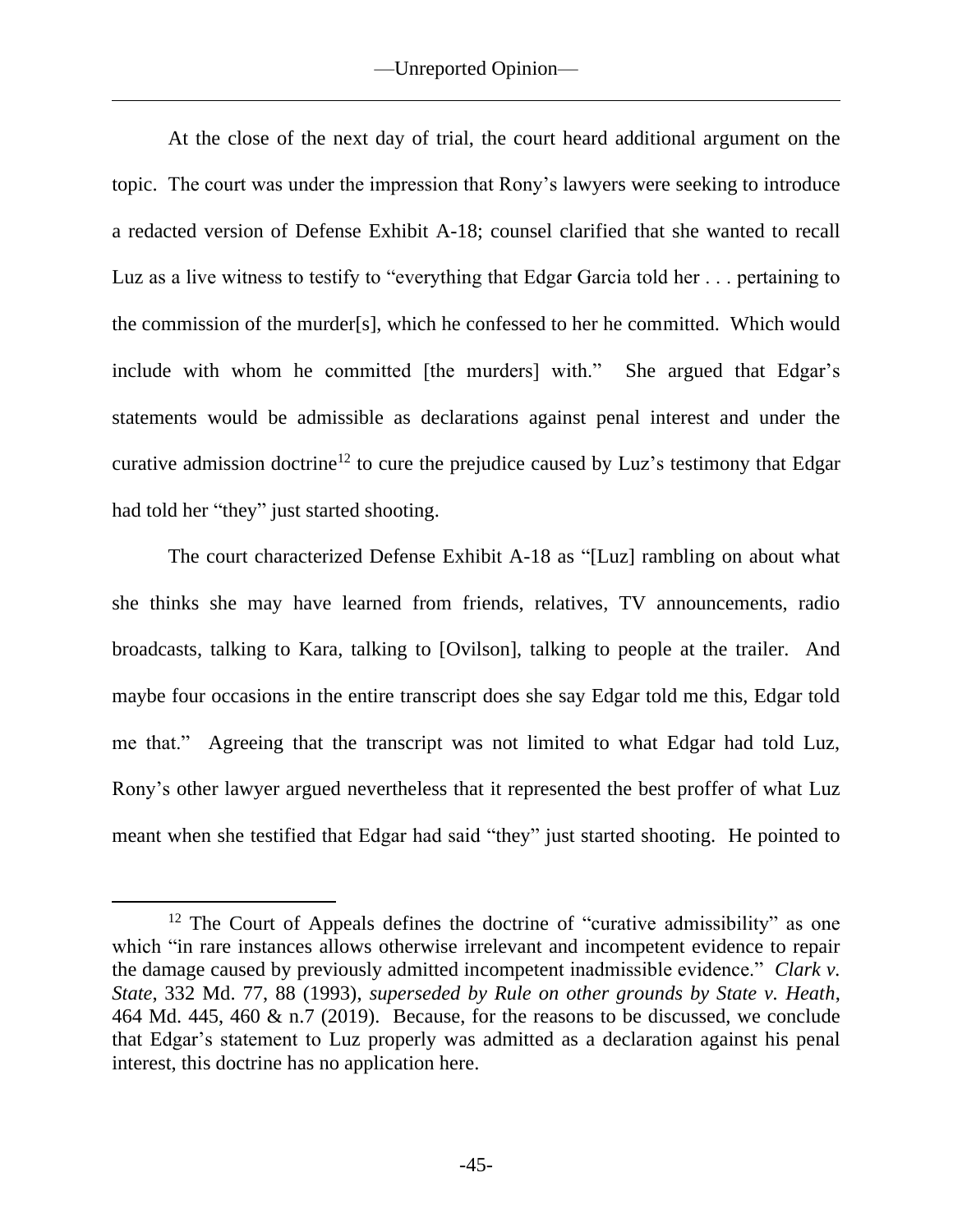At the close of the next day of trial, the court heard additional argument on the topic. The court was under the impression that Rony's lawyers were seeking to introduce a redacted version of Defense Exhibit A-18; counsel clarified that she wanted to recall Luz as a live witness to testify to "everything that Edgar Garcia told her . . . pertaining to the commission of the murder[s], which he confessed to her he committed. Which would include with whom he committed [the murders] with." She argued that Edgar's statements would be admissible as declarations against penal interest and under the curative admission doctrine[12] to cure the prejudice caused by Luz's testimony that Edgar had told her "they" just started shooting.

The court characterized Defense Exhibit A-18 as "[Luz] rambling on about what she thinks she may have learned from friends, relatives, TV announcements, radio broadcasts, talking to Kara, talking to [Ovilson], talking to people at the trailer. And maybe four occasions in the entire transcript does she say Edgar told me this, Edgar told me that." Agreeing that the transcript was not limited to what Edgar had told Luz, Rony's other lawyer argued nevertheless that it represented the best proffer of what Luz meant when she testified that Edgar had said "they" just started shooting. He pointed to

---

[12] The Court of Appeals defines the doctrine of "curative admissibility" as one which "in rare instances allows otherwise irrelevant and incompetent evidence to repair the damage caused by previously admitted incompetent inadmissible evidence." *Clark v. State*, 332 Md. 77, 88 (1993), *superseded by Rule on other grounds by State v. Heath*, 464 Md. 445, 460 & n.7 (2019). Because, for the reasons to be discussed, we conclude that Edgar's statement to Luz properly was admitted as a declaration against his penal interest, this doctrine has no application here.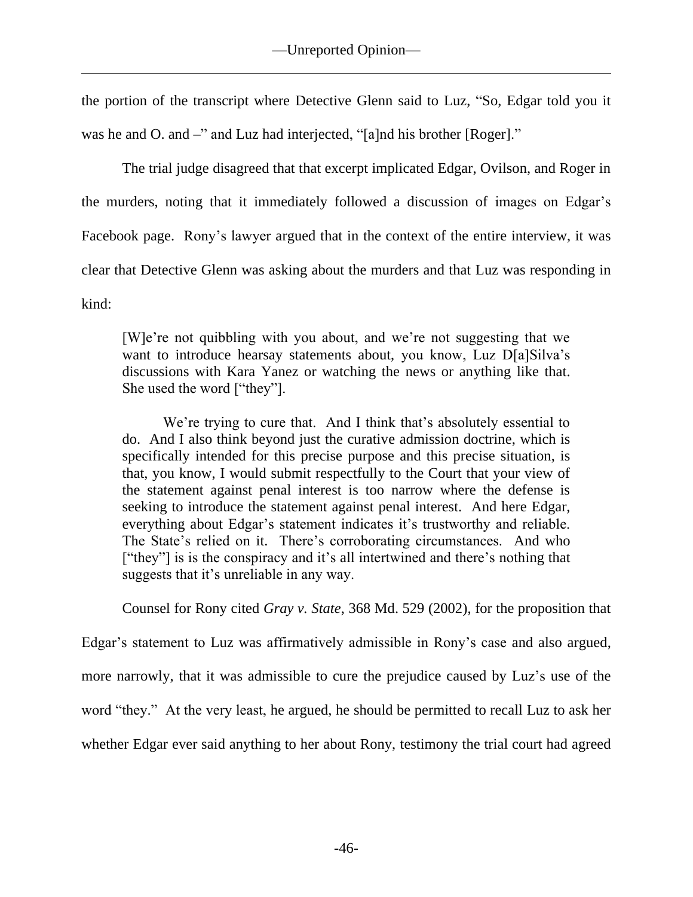the portion of the transcript where Detective Glenn said to Luz, "So, Edgar told you it was he and O. and –" and Luz had interjected, "[a]nd his brother [Roger]."

The trial judge disagreed that that excerpt implicated Edgar, Ovilson, and Roger in the murders, noting that it immediately followed a discussion of images on Edgar's Facebook page. Rony's lawyer argued that in the context of the entire interview, it was clear that Detective Glenn was asking about the murders and that Luz was responding in kind:

> [W]e're not quibbling with you about, and we're not suggesting that we want to introduce hearsay statements about, you know, Luz D[a]Silva's discussions with Kara Yanez or watching the news or anything like that. She used the word ["they"].
>
> We're trying to cure that. And I think that's absolutely essential to do. And I also think beyond just the curative admission doctrine, which is specifically intended for this precise purpose and this precise situation, is that, you know, I would submit respectfully to the Court that your view of the statement against penal interest is too narrow where the defense is seeking to introduce the statement against penal interest. And here Edgar, everything about Edgar's statement indicates it's trustworthy and reliable. The State's relied on it. There's corroborating circumstances. And who ["they"] is is the conspiracy and it's all intertwined and there's nothing that suggests that it's unreliable in any way.

Counsel for Rony cited *Gray v. State*, 368 Md. 529 (2002), for the proposition that Edgar's statement to Luz was affirmatively admissible in Rony's case and also argued, more narrowly, that it was admissible to cure the prejudice caused by Luz's use of the word "they." At the very least, he argued, he should be permitted to recall Luz to ask her whether Edgar ever said anything to her about Rony, testimony the trial court had agreed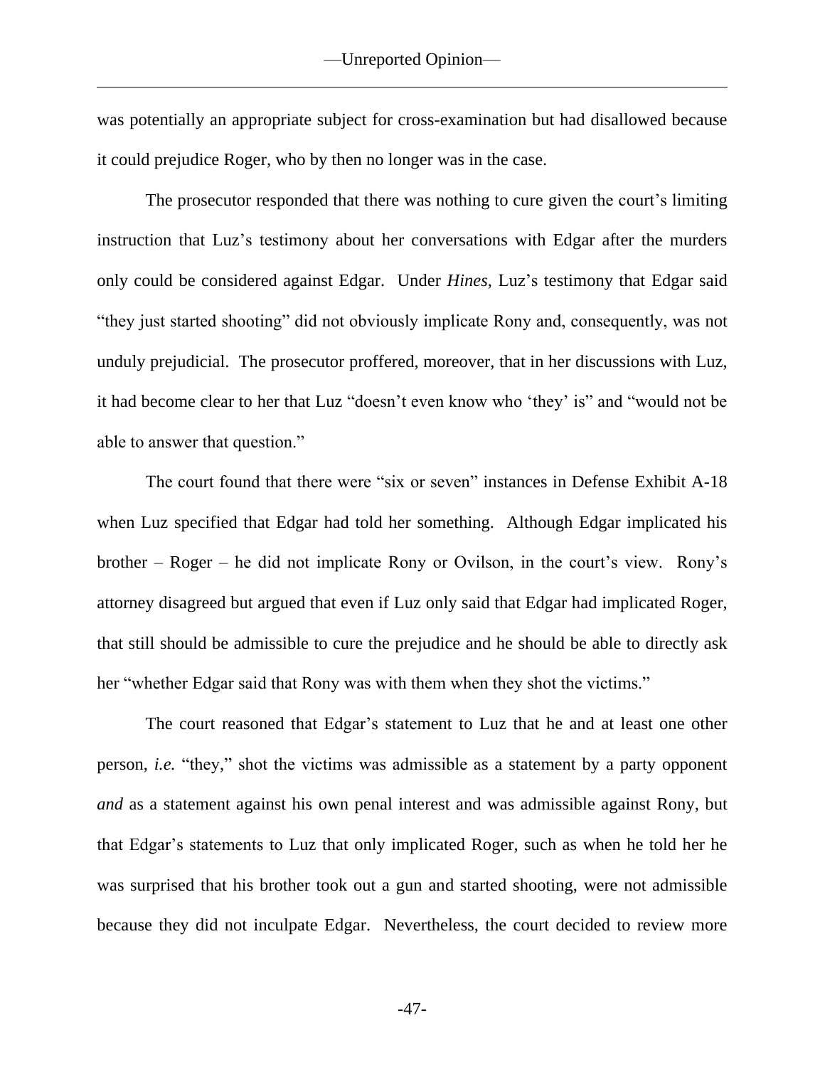was potentially an appropriate subject for cross-examination but had disallowed because it could prejudice Roger, who by then no longer was in the case.

The prosecutor responded that there was nothing to cure given the court's limiting instruction that Luz's testimony about her conversations with Edgar after the murders only could be considered against Edgar. Under *Hines*, Luz's testimony that Edgar said "they just started shooting" did not obviously implicate Rony and, consequently, was not unduly prejudicial. The prosecutor proffered, moreover, that in her discussions with Luz, it had become clear to her that Luz "doesn't even know who 'they' is" and "would not be able to answer that question."

The court found that there were "six or seven" instances in Defense Exhibit A-18 when Luz specified that Edgar had told her something. Although Edgar implicated his brother – Roger – he did not implicate Rony or Ovilson, in the court's view. Rony's attorney disagreed but argued that even if Luz only said that Edgar had implicated Roger, that still should be admissible to cure the prejudice and he should be able to directly ask her "whether Edgar said that Rony was with them when they shot the victims."

The court reasoned that Edgar's statement to Luz that he and at least one other person, *i.e.* "they," shot the victims was admissible as a statement by a party opponent *and* as a statement against his own penal interest and was admissible against Rony, but that Edgar's statements to Luz that only implicated Roger, such as when he told her he was surprised that his brother took out a gun and started shooting, were not admissible because they did not inculpate Edgar. Nevertheless, the court decided to review more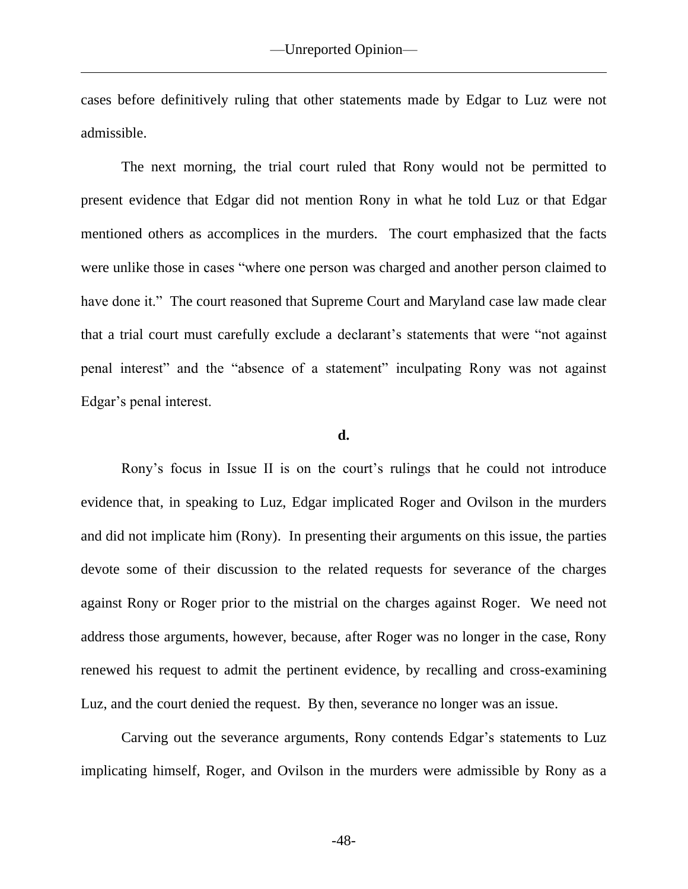cases before definitively ruling that other statements made by Edgar to Luz were not admissible.

The next morning, the trial court ruled that Rony would not be permitted to present evidence that Edgar did not mention Rony in what he told Luz or that Edgar mentioned others as accomplices in the murders. The court emphasized that the facts were unlike those in cases "where one person was charged and another person claimed to have done it." The court reasoned that Supreme Court and Maryland case law made clear that a trial court must carefully exclude a declarant's statements that were "not against penal interest" and the "absence of a statement" inculpating Rony was not against Edgar's penal interest.

**d.**

Rony's focus in Issue II is on the court's rulings that he could not introduce evidence that, in speaking to Luz, Edgar implicated Roger and Ovilson in the murders and did not implicate him (Rony). In presenting their arguments on this issue, the parties devote some of their discussion to the related requests for severance of the charges against Rony or Roger prior to the mistrial on the charges against Roger. We need not address those arguments, however, because, after Roger was no longer in the case, Rony renewed his request to admit the pertinent evidence, by recalling and cross-examining Luz, and the court denied the request. By then, severance no longer was an issue.

Carving out the severance arguments, Rony contends Edgar's statements to Luz implicating himself, Roger, and Ovilson in the murders were admissible by Rony as a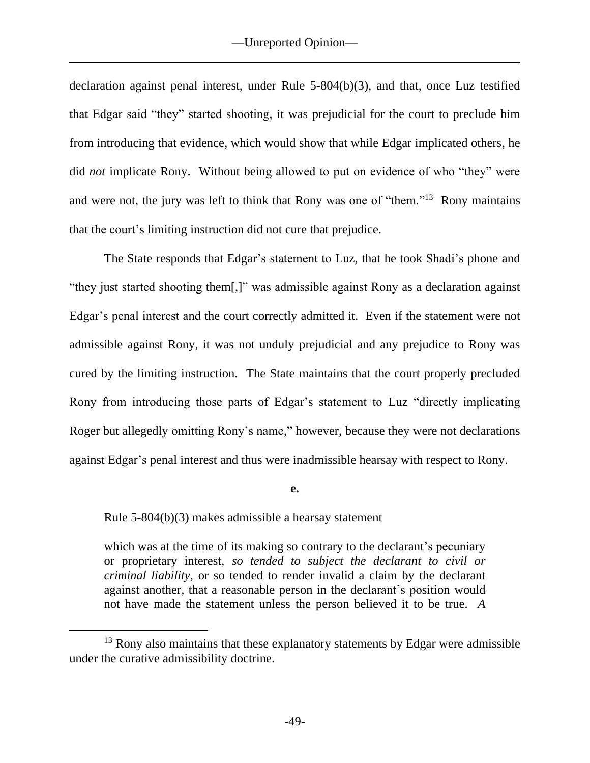declaration against penal interest, under Rule 5-804(b)(3), and that, once Luz testified that Edgar said "they" started shooting, it was prejudicial for the court to preclude him from introducing that evidence, which would show that while Edgar implicated others, he did *not* implicate Rony. Without being allowed to put on evidence of who "they" were and were not, the jury was left to think that Rony was one of "them."[13] Rony maintains that the court's limiting instruction did not cure that prejudice.

The State responds that Edgar's statement to Luz, that he took Shadi's phone and "they just started shooting them[,]" was admissible against Rony as a declaration against Edgar's penal interest and the court correctly admitted it. Even if the statement were not admissible against Rony, it was not unduly prejudicial and any prejudice to Rony was cured by the limiting instruction. The State maintains that the court properly precluded Rony from introducing those parts of Edgar's statement to Luz "directly implicating Roger but allegedly omitting Rony's name," however, because they were not declarations against Edgar's penal interest and thus were inadmissible hearsay with respect to Rony.

**e.**

Rule 5-804(b)(3) makes admissible a hearsay statement

> which was at the time of its making so contrary to the declarant's pecuniary or proprietary interest, *so tended to subject the declarant to civil or criminal liability*, or so tended to render invalid a claim by the declarant against another, that a reasonable person in the declarant's position would not have made the statement unless the person believed it to be true. *A*

[13] Rony also maintains that these explanatory statements by Edgar were admissible under the curative admissibility doctrine.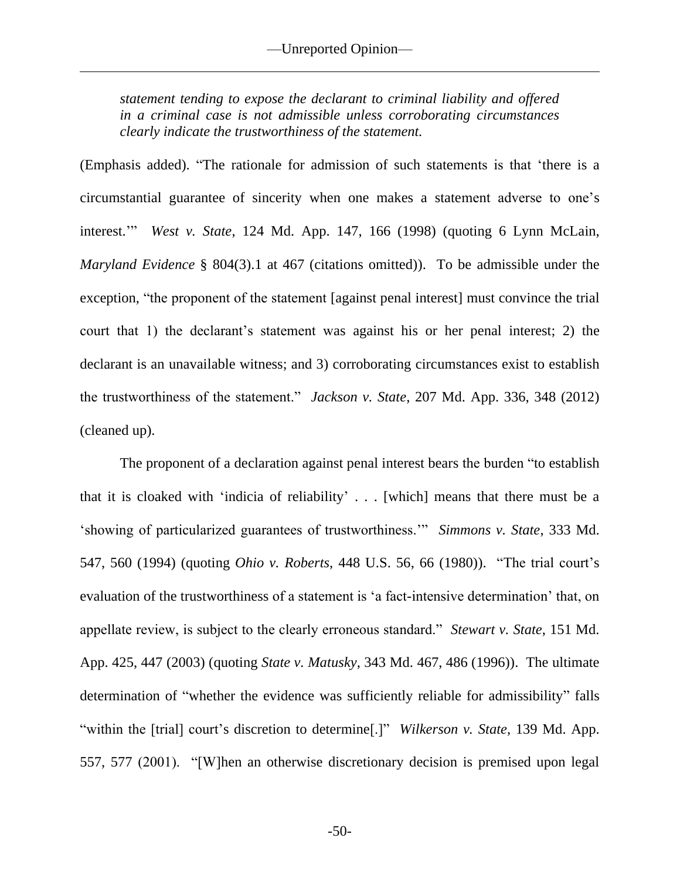> *statement tending to expose the declarant to criminal liability and offered in a criminal case is not admissible unless corroborating circumstances clearly indicate the trustworthiness of the statement.*

(Emphasis added). "The rationale for admission of such statements is that 'there is a circumstantial guarantee of sincerity when one makes a statement adverse to one's interest.'" *West v. State*, 124 Md. App. 147, 166 (1998) (quoting 6 Lynn McLain, *Maryland Evidence* § 804(3).1 at 467 (citations omitted)). To be admissible under the exception, "the proponent of the statement [against penal interest] must convince the trial court that 1) the declarant's statement was against his or her penal interest; 2) the declarant is an unavailable witness; and 3) corroborating circumstances exist to establish the trustworthiness of the statement." *Jackson v. State*, 207 Md. App. 336, 348 (2012) (cleaned up).

The proponent of a declaration against penal interest bears the burden "to establish that it is cloaked with 'indicia of reliability' . . . [which] means that there must be a 'showing of particularized guarantees of trustworthiness.'" *Simmons v. State*, 333 Md. 547, 560 (1994) (quoting *Ohio v. Roberts*, 448 U.S. 56, 66 (1980)). "The trial court's evaluation of the trustworthiness of a statement is 'a fact-intensive determination' that, on appellate review, is subject to the clearly erroneous standard." *Stewart v. State*, 151 Md. App. 425, 447 (2003) (quoting *State v. Matusky*, 343 Md. 467, 486 (1996)). The ultimate determination of "whether the evidence was sufficiently reliable for admissibility" falls "within the [trial] court's discretion to determine[.]" *Wilkerson v. State*, 139 Md. App. 557, 577 (2001). "[W]hen an otherwise discretionary decision is premised upon legal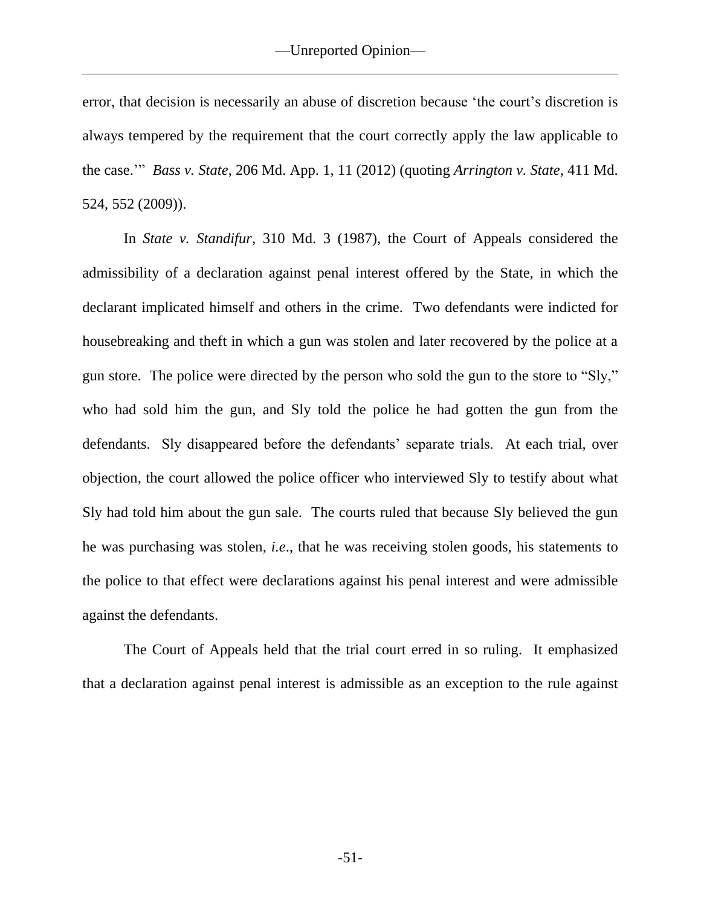error, that decision is necessarily an abuse of discretion because 'the court's discretion is always tempered by the requirement that the court correctly apply the law applicable to the case.'" *Bass v. State*, 206 Md. App. 1, 11 (2012) (quoting *Arrington v. State*, 411 Md. 524, 552 (2009)).

In *State v. Standifur*, 310 Md. 3 (1987), the Court of Appeals considered the admissibility of a declaration against penal interest offered by the State, in which the declarant implicated himself and others in the crime. Two defendants were indicted for housebreaking and theft in which a gun was stolen and later recovered by the police at a gun store. The police were directed by the person who sold the gun to the store to "Sly," who had sold him the gun, and Sly told the police he had gotten the gun from the defendants. Sly disappeared before the defendants' separate trials. At each trial, over objection, the court allowed the police officer who interviewed Sly to testify about what Sly had told him about the gun sale. The courts ruled that because Sly believed the gun he was purchasing was stolen, *i.e.*, that he was receiving stolen goods, his statements to the police to that effect were declarations against his penal interest and were admissible against the defendants.

The Court of Appeals held that the trial court erred in so ruling. It emphasized that a declaration against penal interest is admissible as an exception to the rule against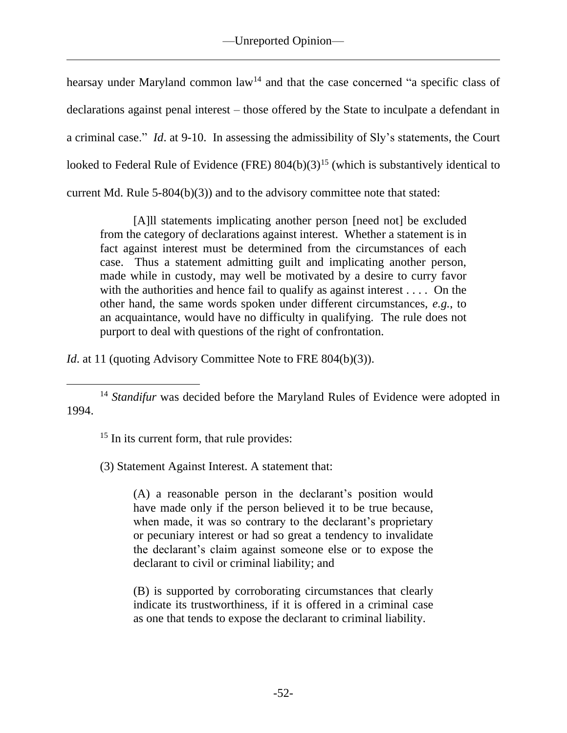hearsay under Maryland common law[14] and that the case concerned "a specific class of declarations against penal interest – those offered by the State to inculpate a defendant in a criminal case." *Id*. at 9-10. In assessing the admissibility of Sly's statements, the Court looked to Federal Rule of Evidence (FRE) 804(b)(3)[15] (which is substantively identical to current Md. Rule 5-804(b)(3)) and to the advisory committee note that stated:

> [A]ll statements implicating another person [need not] be excluded from the category of declarations against interest. Whether a statement is in fact against interest must be determined from the circumstances of each case. Thus a statement admitting guilt and implicating another person, made while in custody, may well be motivated by a desire to curry favor with the authorities and hence fail to qualify as against interest . . . . On the other hand, the same words spoken under different circumstances, *e.g.*, to an acquaintance, would have no difficulty in qualifying. The rule does not purport to deal with questions of the right of confrontation.

*Id*. at 11 (quoting Advisory Committee Note to FRE 804(b)(3)).

---

[14] *Standifur* was decided before the Maryland Rules of Evidence were adopted in 1994.

[15] In its current form, that rule provides:

(3) Statement Against Interest. A statement that:

> (A) a reasonable person in the declarant's position would have made only if the person believed it to be true because, when made, it was so contrary to the declarant's proprietary or pecuniary interest or had so great a tendency to invalidate the declarant's claim against someone else or to expose the declarant to civil or criminal liability; and
>
> (B) is supported by corroborating circumstances that clearly indicate its trustworthiness, if it is offered in a criminal case as one that tends to expose the declarant to criminal liability.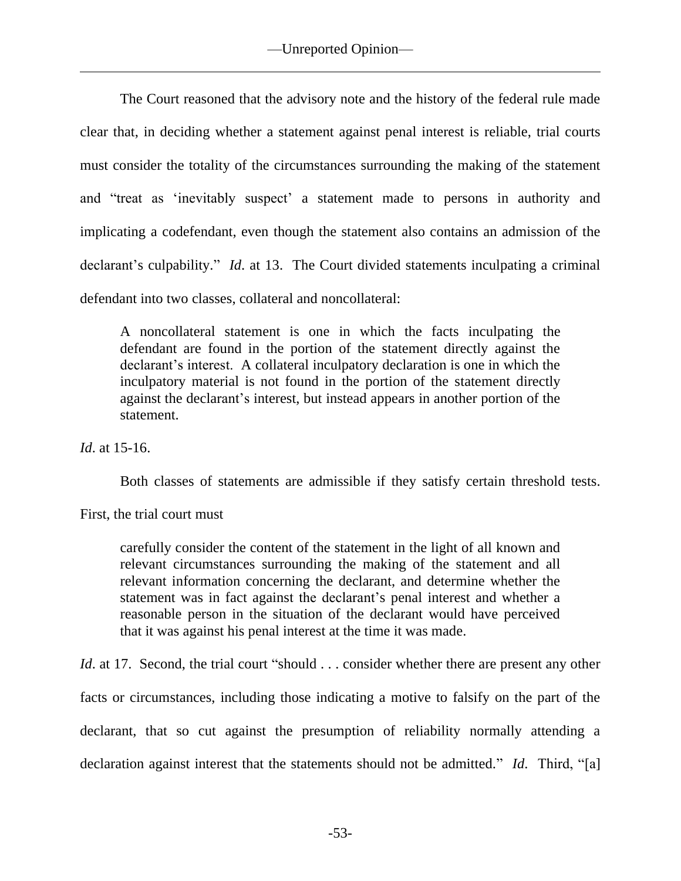The Court reasoned that the advisory note and the history of the federal rule made clear that, in deciding whether a statement against penal interest is reliable, trial courts must consider the totality of the circumstances surrounding the making of the statement and "treat as 'inevitably suspect' a statement made to persons in authority and implicating a codefendant, even though the statement also contains an admission of the declarant's culpability." *Id*. at 13. The Court divided statements inculpating a criminal defendant into two classes, collateral and noncollateral:

> A noncollateral statement is one in which the facts inculpating the defendant are found in the portion of the statement directly against the declarant's interest. A collateral inculpatory declaration is one in which the inculpatory material is not found in the portion of the statement directly against the declarant's interest, but instead appears in another portion of the statement.

*Id*. at 15-16.

Both classes of statements are admissible if they satisfy certain threshold tests. First, the trial court must

> carefully consider the content of the statement in the light of all known and relevant circumstances surrounding the making of the statement and all relevant information concerning the declarant, and determine whether the statement was in fact against the declarant's penal interest and whether a reasonable person in the situation of the declarant would have perceived that it was against his penal interest at the time it was made.

*Id*. at 17. Second, the trial court "should . . . consider whether there are present any other facts or circumstances, including those indicating a motive to falsify on the part of the declarant, that so cut against the presumption of reliability normally attending a declaration against interest that the statements should not be admitted." *Id*. Third, "[a]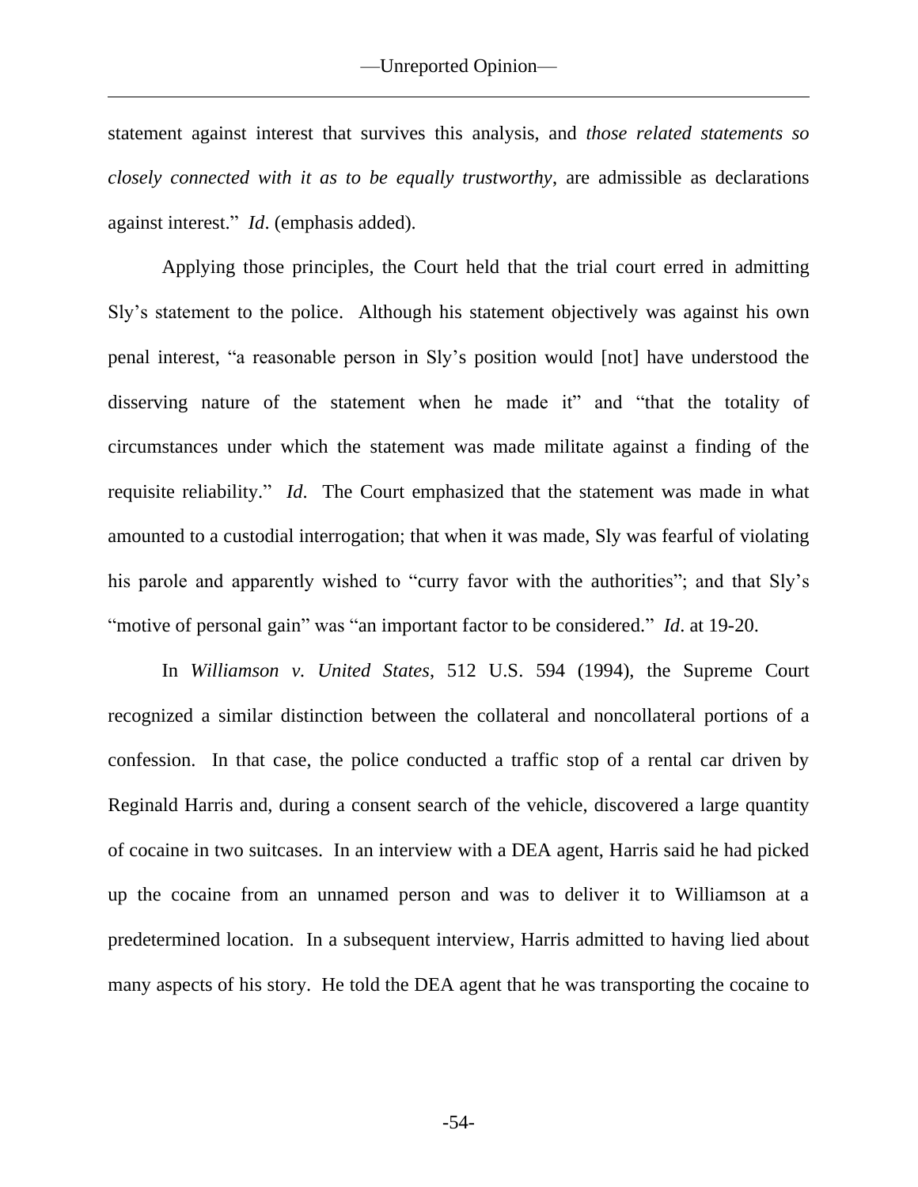statement against interest that survives this analysis, and *those related statements so closely connected with it as to be equally trustworthy*, are admissible as declarations against interest." *Id*. (emphasis added).

Applying those principles, the Court held that the trial court erred in admitting Sly's statement to the police. Although his statement objectively was against his own penal interest, "a reasonable person in Sly's position would [not] have understood the disserving nature of the statement when he made it" and "that the totality of circumstances under which the statement was made militate against a finding of the requisite reliability." *Id.* The Court emphasized that the statement was made in what amounted to a custodial interrogation; that when it was made, Sly was fearful of violating his parole and apparently wished to "curry favor with the authorities"; and that Sly's "motive of personal gain" was "an important factor to be considered." *Id*. at 19-20.

In *Williamson v. United States*, 512 U.S. 594 (1994), the Supreme Court recognized a similar distinction between the collateral and noncollateral portions of a confession. In that case, the police conducted a traffic stop of a rental car driven by Reginald Harris and, during a consent search of the vehicle, discovered a large quantity of cocaine in two suitcases. In an interview with a DEA agent, Harris said he had picked up the cocaine from an unnamed person and was to deliver it to Williamson at a predetermined location. In a subsequent interview, Harris admitted to having lied about many aspects of his story. He told the DEA agent that he was transporting the cocaine to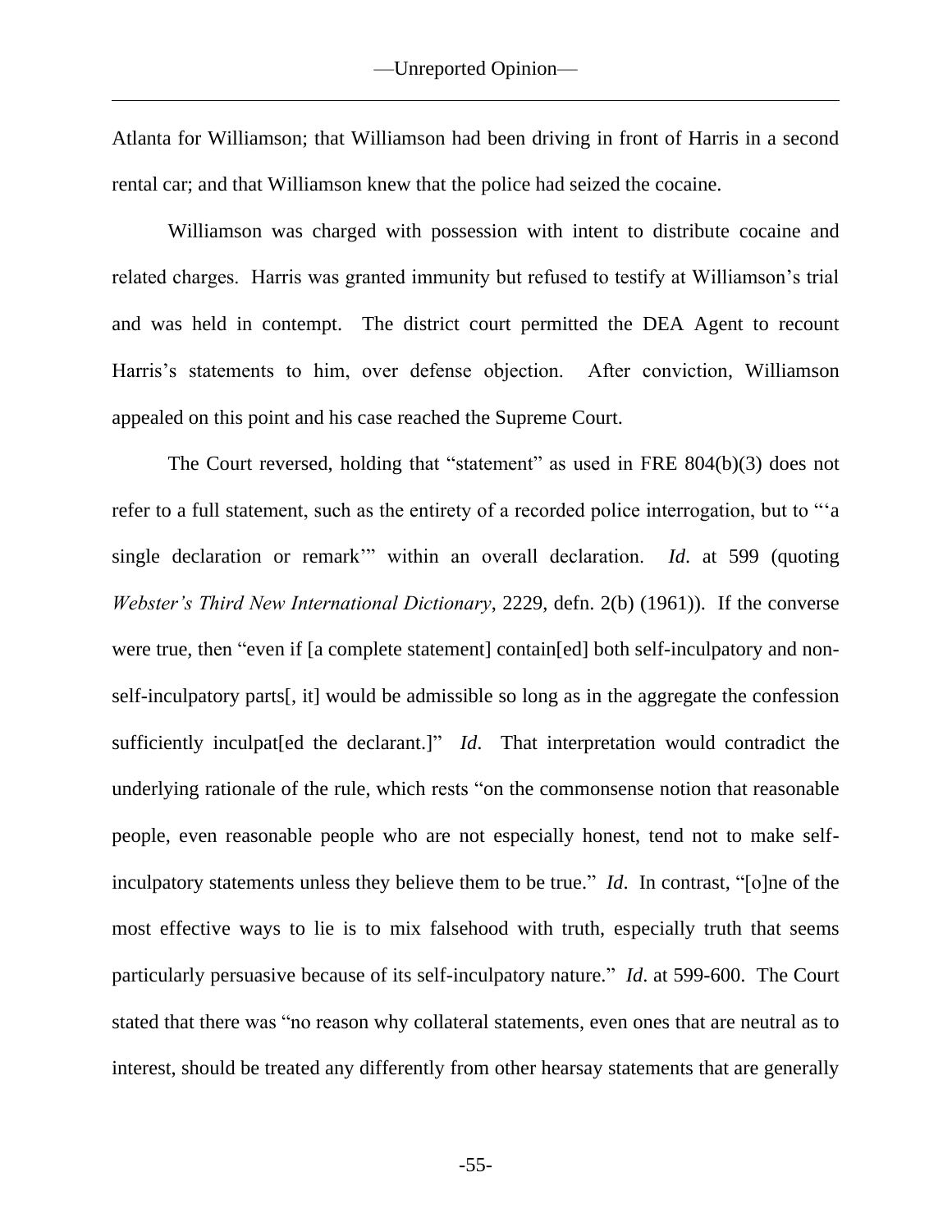Atlanta for Williamson; that Williamson had been driving in front of Harris in a second rental car; and that Williamson knew that the police had seized the cocaine.

Williamson was charged with possession with intent to distribute cocaine and related charges. Harris was granted immunity but refused to testify at Williamson's trial and was held in contempt. The district court permitted the DEA Agent to recount Harris's statements to him, over defense objection. After conviction, Williamson appealed on this point and his case reached the Supreme Court.

The Court reversed, holding that "statement" as used in FRE 804(b)(3) does not refer to a full statement, such as the entirety of a recorded police interrogation, but to "'a single declaration or remark'" within an overall declaration. *Id*. at 599 (quoting *Webster's Third New International Dictionary*, 2229, defn. 2(b) (1961)). If the converse were true, then "even if [a complete statement] contain[ed] both self-inculpatory and non-self-inculpatory parts[, it] would be admissible so long as in the aggregate the confession sufficiently inculpat[ed the declarant.]" *Id*. That interpretation would contradict the underlying rationale of the rule, which rests "on the commonsense notion that reasonable people, even reasonable people who are not especially honest, tend not to make self-inculpatory statements unless they believe them to be true." *Id*. In contrast, "[o]ne of the most effective ways to lie is to mix falsehood with truth, especially truth that seems particularly persuasive because of its self-inculpatory nature." *Id*. at 599-600. The Court stated that there was "no reason why collateral statements, even ones that are neutral as to interest, should be treated any differently from other hearsay statements that are generally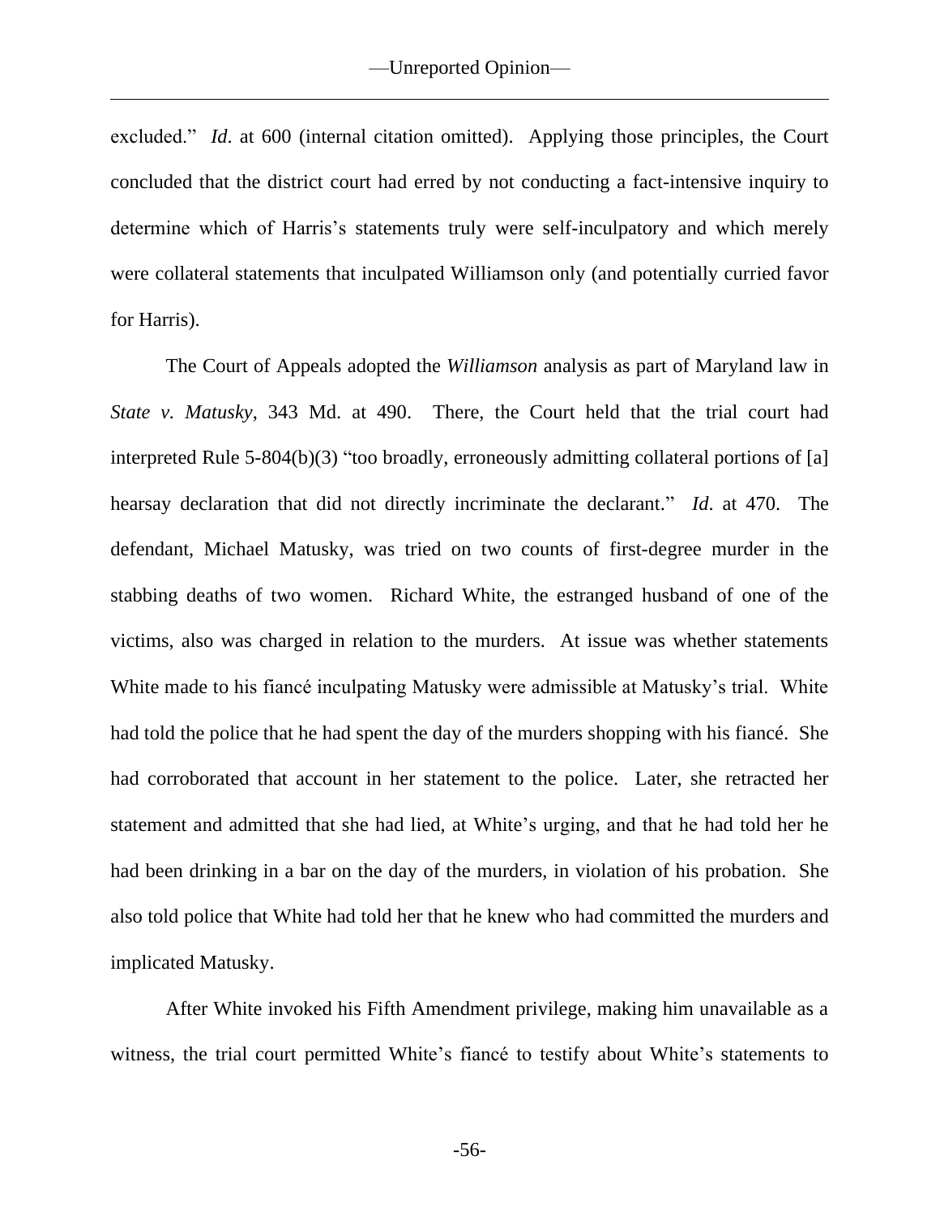excluded." *Id*. at 600 (internal citation omitted). Applying those principles, the Court concluded that the district court had erred by not conducting a fact-intensive inquiry to determine which of Harris's statements truly were self-inculpatory and which merely were collateral statements that inculpated Williamson only (and potentially curried favor for Harris).

The Court of Appeals adopted the *Williamson* analysis as part of Maryland law in *State v. Matusky*, 343 Md. at 490. There, the Court held that the trial court had interpreted Rule 5-804(b)(3) "too broadly, erroneously admitting collateral portions of [a] hearsay declaration that did not directly incriminate the declarant." *Id*. at 470. The defendant, Michael Matusky, was tried on two counts of first-degree murder in the stabbing deaths of two women. Richard White, the estranged husband of one of the victims, also was charged in relation to the murders. At issue was whether statements White made to his fiancé inculpating Matusky were admissible at Matusky's trial. White had told the police that he had spent the day of the murders shopping with his fiancé. She had corroborated that account in her statement to the police. Later, she retracted her statement and admitted that she had lied, at White's urging, and that he had told her he had been drinking in a bar on the day of the murders, in violation of his probation. She also told police that White had told her that he knew who had committed the murders and implicated Matusky.

After White invoked his Fifth Amendment privilege, making him unavailable as a witness, the trial court permitted White's fiancé to testify about White's statements to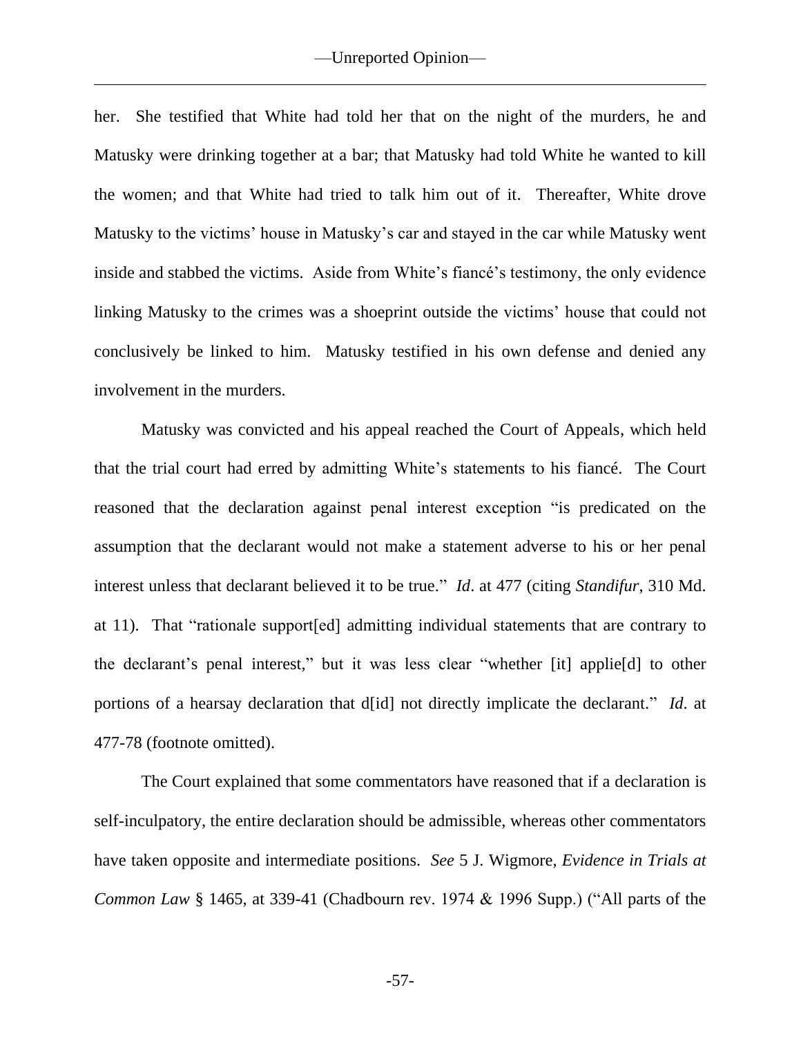her. She testified that White had told her that on the night of the murders, he and Matusky were drinking together at a bar; that Matusky had told White he wanted to kill the women; and that White had tried to talk him out of it. Thereafter, White drove Matusky to the victims' house in Matusky's car and stayed in the car while Matusky went inside and stabbed the victims. Aside from White's fiancé's testimony, the only evidence linking Matusky to the crimes was a shoeprint outside the victims' house that could not conclusively be linked to him. Matusky testified in his own defense and denied any involvement in the murders.

Matusky was convicted and his appeal reached the Court of Appeals, which held that the trial court had erred by admitting White's statements to his fiancé. The Court reasoned that the declaration against penal interest exception "is predicated on the assumption that the declarant would not make a statement adverse to his or her penal interest unless that declarant believed it to be true." *Id*. at 477 (citing *Standifur*, 310 Md. at 11). That "rationale support[ed] admitting individual statements that are contrary to the declarant's penal interest," but it was less clear "whether [it] applie[d] to other portions of a hearsay declaration that d[id] not directly implicate the declarant." *Id*. at 477-78 (footnote omitted).

The Court explained that some commentators have reasoned that if a declaration is self-inculpatory, the entire declaration should be admissible, whereas other commentators have taken opposite and intermediate positions. *See* 5 J. Wigmore, *Evidence in Trials at Common Law* § 1465, at 339-41 (Chadbourn rev. 1974 & 1996 Supp.) ("All parts of the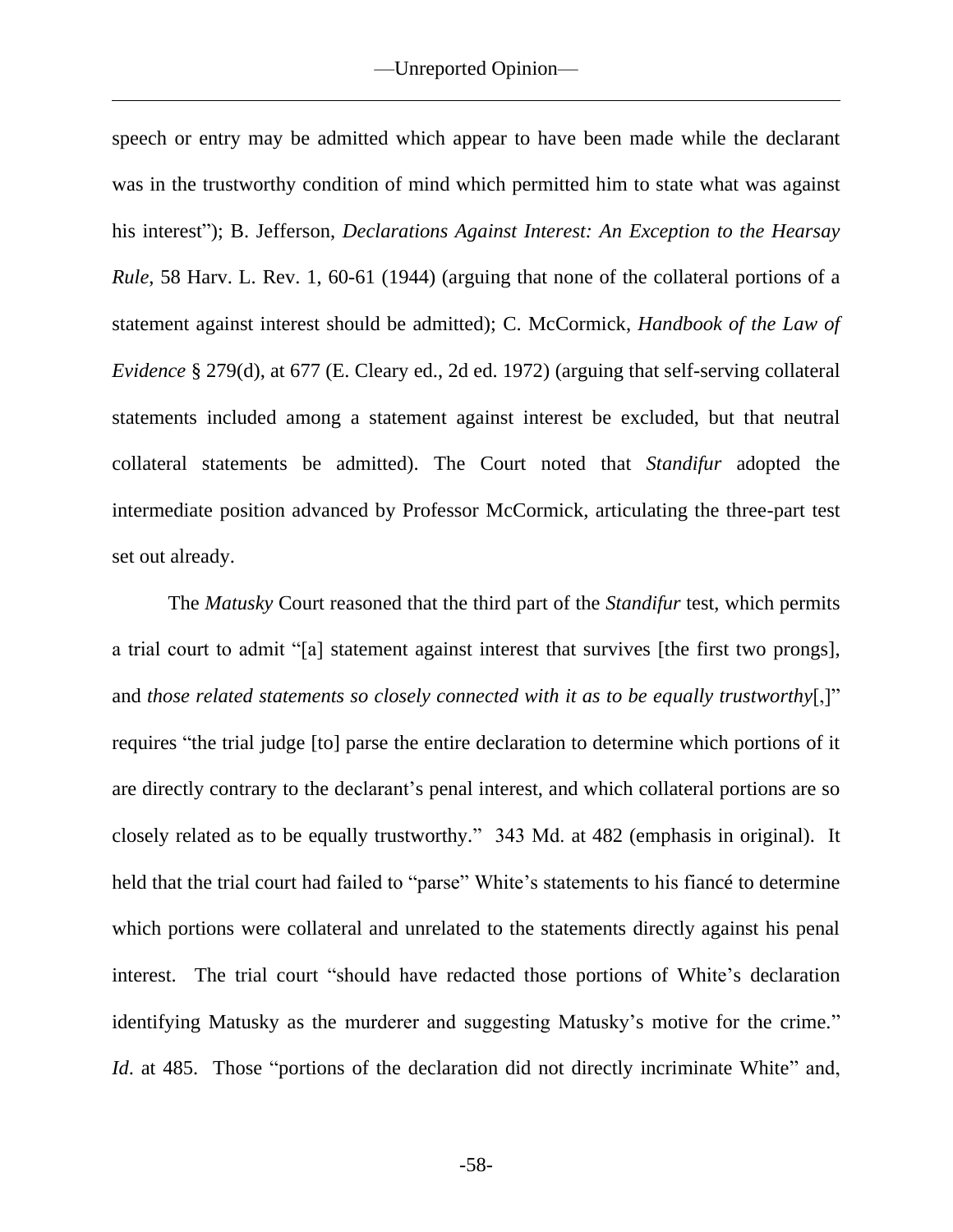speech or entry may be admitted which appear to have been made while the declarant was in the trustworthy condition of mind which permitted him to state what was against his interest"); B. Jefferson, *Declarations Against Interest: An Exception to the Hearsay Rule*, 58 Harv. L. Rev. 1, 60-61 (1944) (arguing that none of the collateral portions of a statement against interest should be admitted); C. McCormick, *Handbook of the Law of Evidence* § 279(d), at 677 (E. Cleary ed., 2d ed. 1972) (arguing that self-serving collateral statements included among a statement against interest be excluded, but that neutral collateral statements be admitted). The Court noted that *Standifur* adopted the intermediate position advanced by Professor McCormick, articulating the three-part test set out already.

The *Matusky* Court reasoned that the third part of the *Standifur* test, which permits a trial court to admit "[a] statement against interest that survives [the first two prongs], and *those related statements so closely connected with it as to be equally trustworthy*[,]" requires "the trial judge [to] parse the entire declaration to determine which portions of it are directly contrary to the declarant's penal interest, and which collateral portions are so closely related as to be equally trustworthy." 343 Md. at 482 (emphasis in original). It held that the trial court had failed to "parse" White's statements to his fiancé to determine which portions were collateral and unrelated to the statements directly against his penal interest. The trial court "should have redacted those portions of White's declaration identifying Matusky as the murderer and suggesting Matusky's motive for the crime." *Id*. at 485. Those "portions of the declaration did not directly incriminate White" and,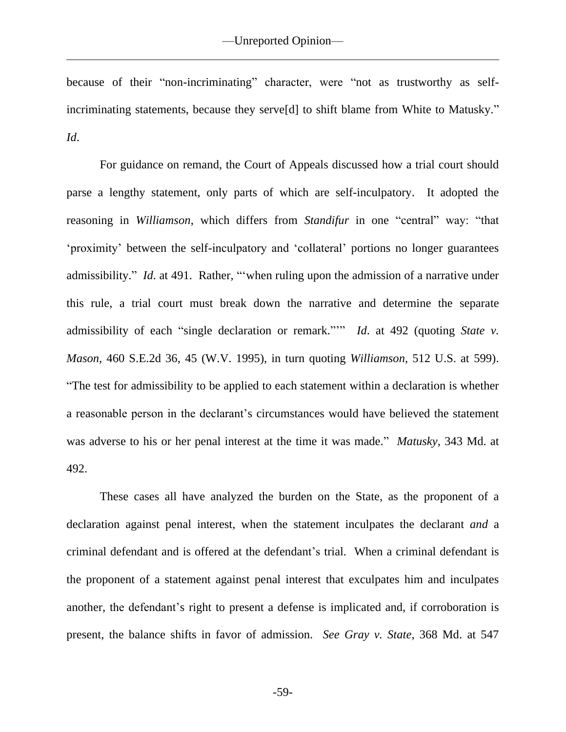because of their "non-incriminating" character, were "not as trustworthy as self-incriminating statements, because they serve[d] to shift blame from White to Matusky." *Id*.

For guidance on remand, the Court of Appeals discussed how a trial court should parse a lengthy statement, only parts of which are self-inculpatory. It adopted the reasoning in *Williamson*, which differs from *Standifur* in one "central" way: "that 'proximity' between the self-inculpatory and 'collateral' portions no longer guarantees admissibility." *Id*. at 491. Rather, "'when ruling upon the admission of a narrative under this rule, a trial court must break down the narrative and determine the separate admissibility of each "single declaration or remark."'" *Id*. at 492 (quoting *State v. Mason*, 460 S.E.2d 36, 45 (W.V. 1995), in turn quoting *Williamson*, 512 U.S. at 599). "The test for admissibility to be applied to each statement within a declaration is whether a reasonable person in the declarant's circumstances would have believed the statement was adverse to his or her penal interest at the time it was made." *Matusky*, 343 Md. at 492.

These cases all have analyzed the burden on the State, as the proponent of a declaration against penal interest, when the statement inculpates the declarant *and* a criminal defendant and is offered at the defendant's trial. When a criminal defendant is the proponent of a statement against penal interest that exculpates him and inculpates another, the defendant's right to present a defense is implicated and, if corroboration is present, the balance shifts in favor of admission. *See Gray v. State*, 368 Md. at 547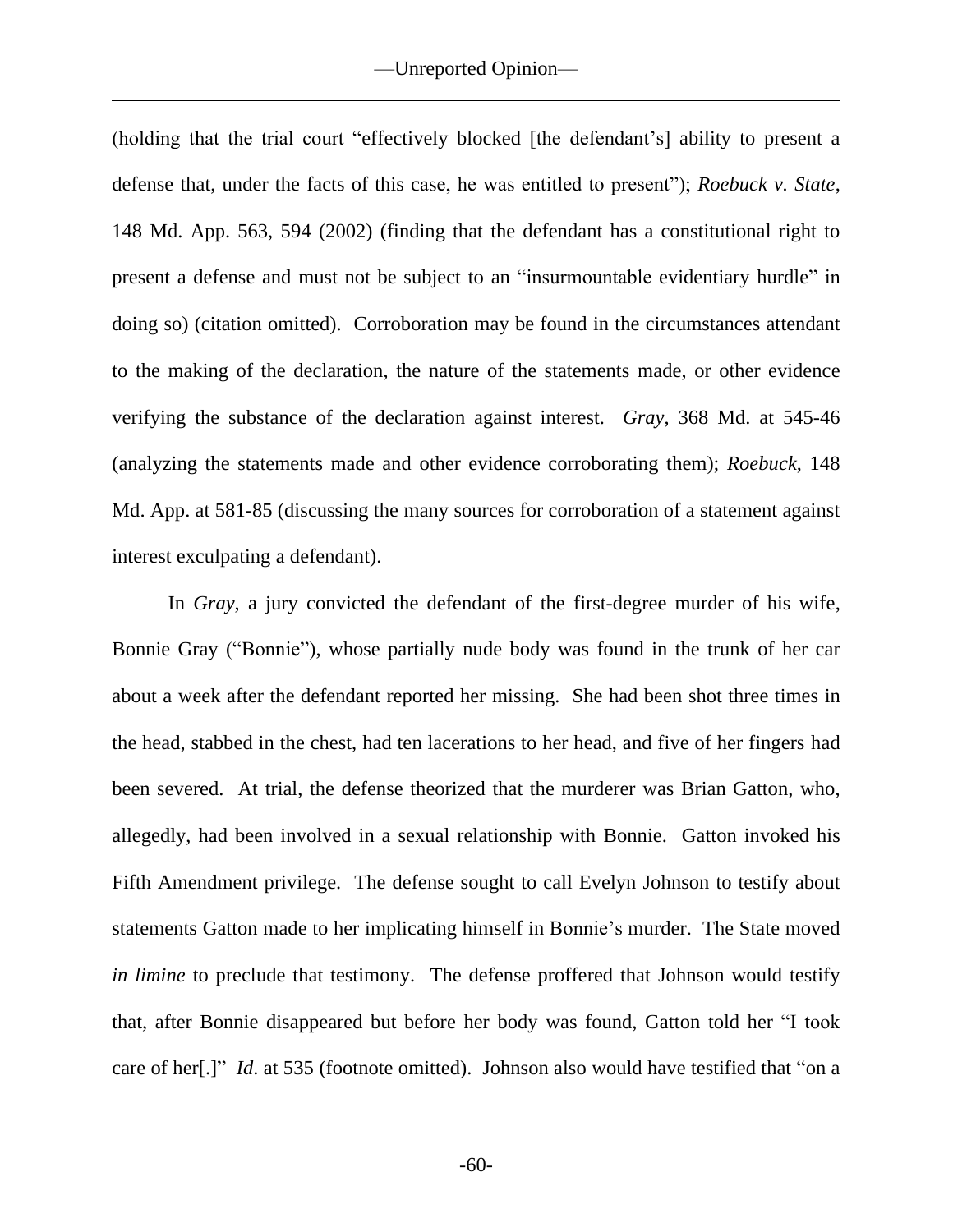(holding that the trial court "effectively blocked [the defendant's] ability to present a defense that, under the facts of this case, he was entitled to present"); *Roebuck v. State*, 148 Md. App. 563, 594 (2002) (finding that the defendant has a constitutional right to present a defense and must not be subject to an "insurmountable evidentiary hurdle" in doing so) (citation omitted). Corroboration may be found in the circumstances attendant to the making of the declaration, the nature of the statements made, or other evidence verifying the substance of the declaration against interest. *Gray*, 368 Md. at 545-46 (analyzing the statements made and other evidence corroborating them); *Roebuck*, 148 Md. App. at 581-85 (discussing the many sources for corroboration of a statement against interest exculpating a defendant).

In *Gray*, a jury convicted the defendant of the first-degree murder of his wife, Bonnie Gray ("Bonnie"), whose partially nude body was found in the trunk of her car about a week after the defendant reported her missing. She had been shot three times in the head, stabbed in the chest, had ten lacerations to her head, and five of her fingers had been severed. At trial, the defense theorized that the murderer was Brian Gatton, who, allegedly, had been involved in a sexual relationship with Bonnie. Gatton invoked his Fifth Amendment privilege. The defense sought to call Evelyn Johnson to testify about statements Gatton made to her implicating himself in Bonnie's murder. The State moved *in limine* to preclude that testimony. The defense proffered that Johnson would testify that, after Bonnie disappeared but before her body was found, Gatton told her "I took care of her[.]" *Id*. at 535 (footnote omitted). Johnson also would have testified that "on a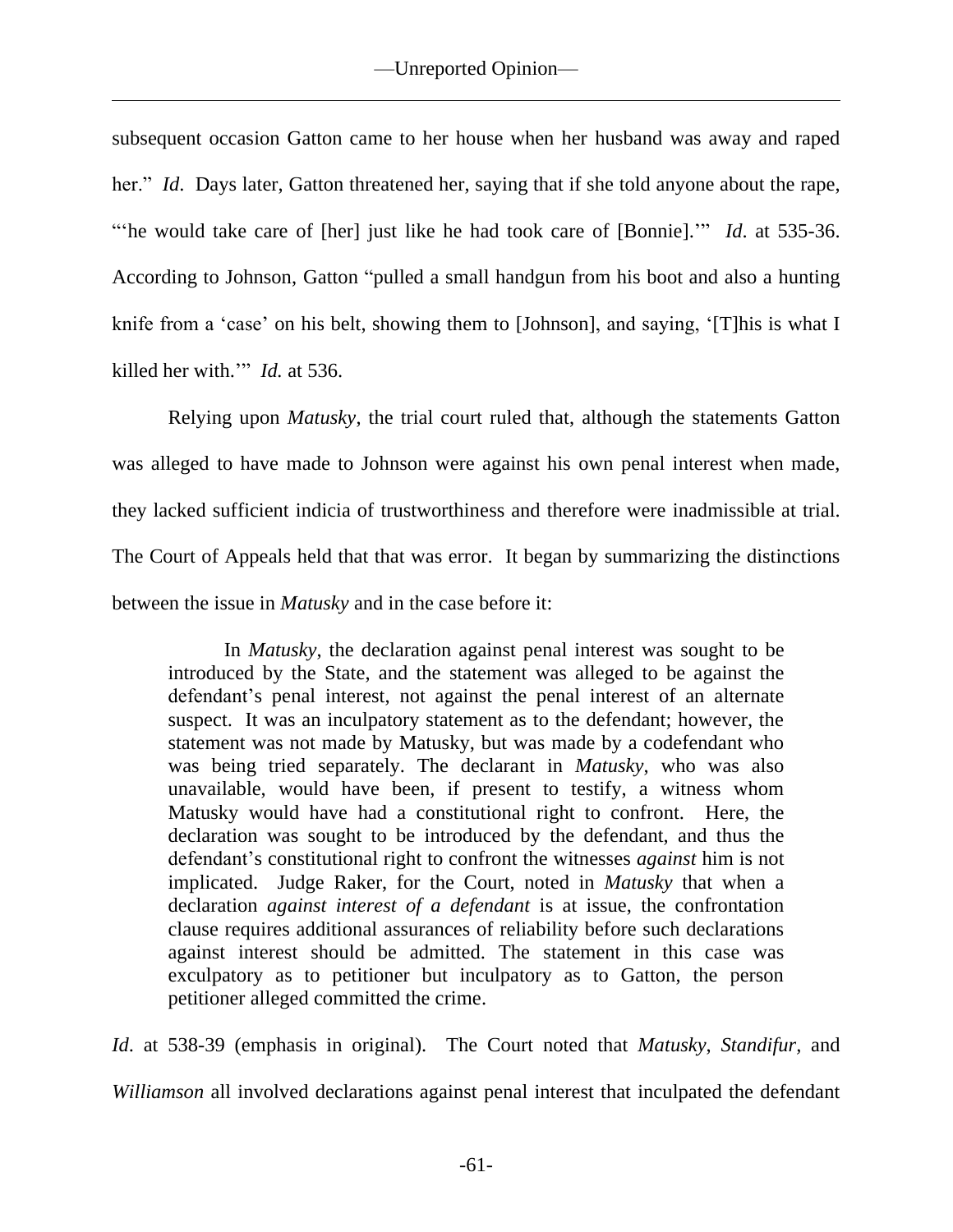subsequent occasion Gatton came to her house when her husband was away and raped her." *Id*. Days later, Gatton threatened her, saying that if she told anyone about the rape, "'he would take care of [her] just like he had took care of [Bonnie].'" *Id*. at 535-36. According to Johnson, Gatton "pulled a small handgun from his boot and also a hunting knife from a 'case' on his belt, showing them to [Johnson], and saying, '[T]his is what I killed her with.'" *Id.* at 536.

Relying upon *Matusky*, the trial court ruled that, although the statements Gatton was alleged to have made to Johnson were against his own penal interest when made, they lacked sufficient indicia of trustworthiness and therefore were inadmissible at trial. The Court of Appeals held that that was error. It began by summarizing the distinctions between the issue in *Matusky* and in the case before it:

> In *Matusky*, the declaration against penal interest was sought to be introduced by the State, and the statement was alleged to be against the defendant's penal interest, not against the penal interest of an alternate suspect. It was an inculpatory statement as to the defendant; however, the statement was not made by Matusky, but was made by a codefendant who was being tried separately. The declarant in *Matusky*, who was also unavailable, would have been, if present to testify, a witness whom Matusky would have had a constitutional right to confront. Here, the declaration was sought to be introduced by the defendant, and thus the defendant's constitutional right to confront the witnesses *against* him is not implicated. Judge Raker, for the Court, noted in *Matusky* that when a declaration *against interest of a defendant* is at issue, the confrontation clause requires additional assurances of reliability before such declarations against interest should be admitted. The statement in this case was exculpatory as to petitioner but inculpatory as to Gatton, the person petitioner alleged committed the crime.

*Id*. at 538-39 (emphasis in original). The Court noted that *Matusky*, *Standifur,* and *Williamson* all involved declarations against penal interest that inculpated the defendant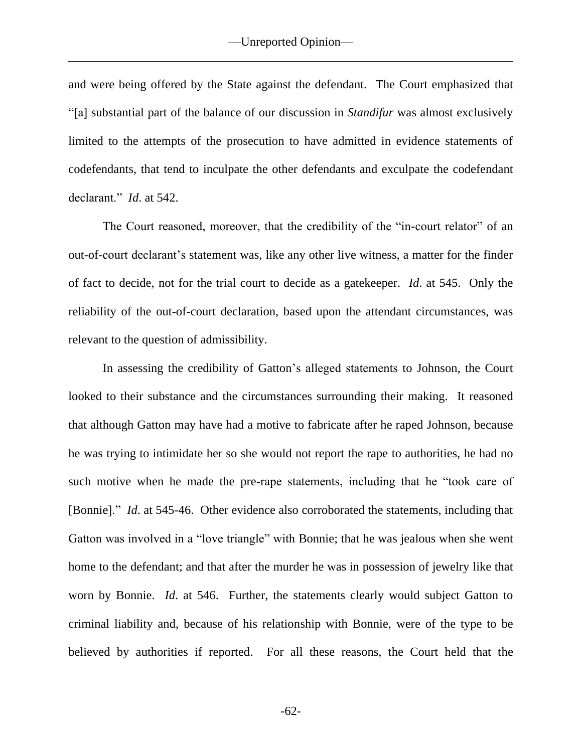and were being offered by the State against the defendant. The Court emphasized that "[a] substantial part of the balance of our discussion in *Standifur* was almost exclusively limited to the attempts of the prosecution to have admitted in evidence statements of codefendants, that tend to inculpate the other defendants and exculpate the codefendant declarant." *Id*. at 542.

The Court reasoned, moreover, that the credibility of the "in-court relator" of an out-of-court declarant's statement was, like any other live witness, a matter for the finder of fact to decide, not for the trial court to decide as a gatekeeper. *Id*. at 545. Only the reliability of the out-of-court declaration, based upon the attendant circumstances, was relevant to the question of admissibility.

In assessing the credibility of Gatton's alleged statements to Johnson, the Court looked to their substance and the circumstances surrounding their making. It reasoned that although Gatton may have had a motive to fabricate after he raped Johnson, because he was trying to intimidate her so she would not report the rape to authorities, he had no such motive when he made the pre-rape statements, including that he "took care of [Bonnie]." *Id*. at 545-46. Other evidence also corroborated the statements, including that Gatton was involved in a "love triangle" with Bonnie; that he was jealous when she went home to the defendant; and that after the murder he was in possession of jewelry like that worn by Bonnie. *Id*. at 546. Further, the statements clearly would subject Gatton to criminal liability and, because of his relationship with Bonnie, were of the type to be believed by authorities if reported. For all these reasons, the Court held that the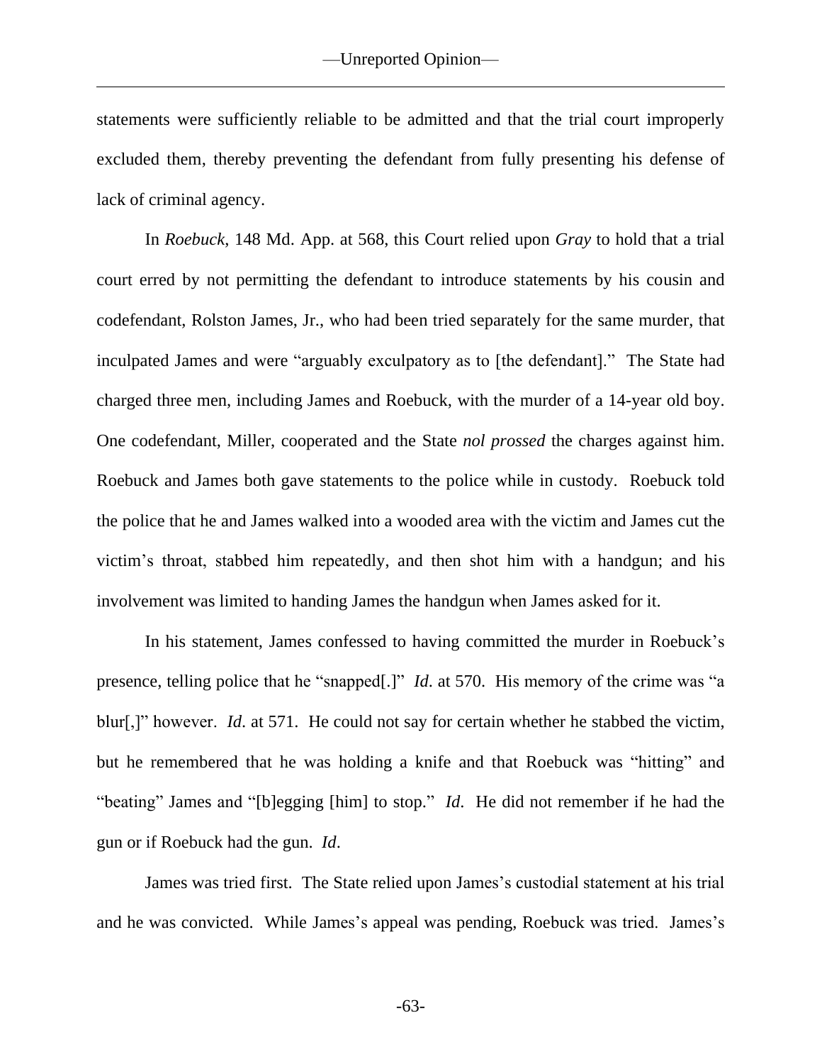statements were sufficiently reliable to be admitted and that the trial court improperly excluded them, thereby preventing the defendant from fully presenting his defense of lack of criminal agency.

In *Roebuck*, 148 Md. App. at 568, this Court relied upon *Gray* to hold that a trial court erred by not permitting the defendant to introduce statements by his cousin and codefendant, Rolston James, Jr., who had been tried separately for the same murder, that inculpated James and were "arguably exculpatory as to [the defendant]." The State had charged three men, including James and Roebuck, with the murder of a 14-year old boy. One codefendant, Miller, cooperated and the State *nol prossed* the charges against him. Roebuck and James both gave statements to the police while in custody. Roebuck told the police that he and James walked into a wooded area with the victim and James cut the victim's throat, stabbed him repeatedly, and then shot him with a handgun; and his involvement was limited to handing James the handgun when James asked for it.

In his statement, James confessed to having committed the murder in Roebuck's presence, telling police that he "snapped[.]" *Id*. at 570. His memory of the crime was "a blur[,]" however. *Id*. at 571. He could not say for certain whether he stabbed the victim, but he remembered that he was holding a knife and that Roebuck was "hitting" and "beating" James and "[b]egging [him] to stop." *Id*. He did not remember if he had the gun or if Roebuck had the gun. *Id*.

James was tried first. The State relied upon James's custodial statement at his trial and he was convicted. While James's appeal was pending, Roebuck was tried. James's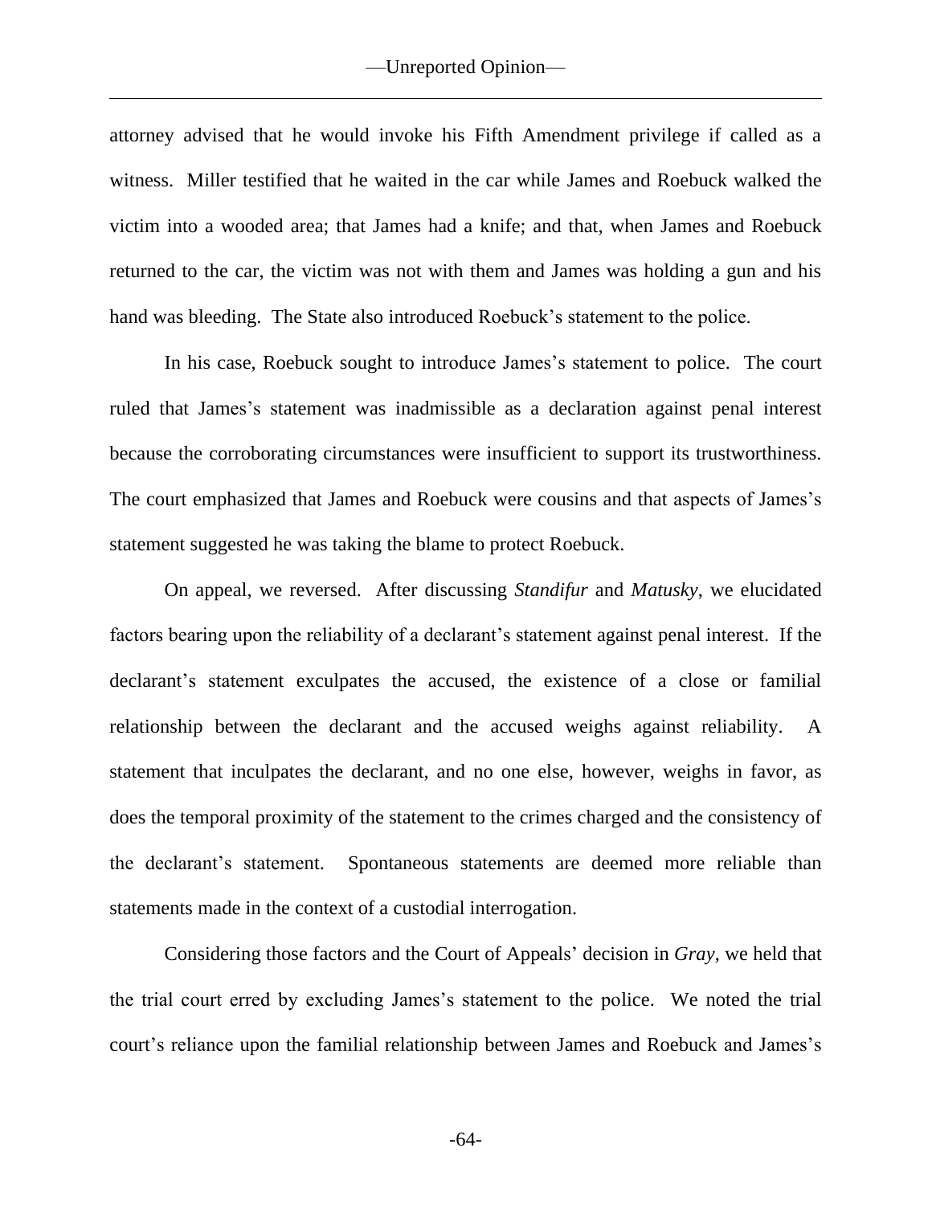attorney advised that he would invoke his Fifth Amendment privilege if called as a witness. Miller testified that he waited in the car while James and Roebuck walked the victim into a wooded area; that James had a knife; and that, when James and Roebuck returned to the car, the victim was not with them and James was holding a gun and his hand was bleeding. The State also introduced Roebuck's statement to the police.

In his case, Roebuck sought to introduce James's statement to police. The court ruled that James's statement was inadmissible as a declaration against penal interest because the corroborating circumstances were insufficient to support its trustworthiness. The court emphasized that James and Roebuck were cousins and that aspects of James's statement suggested he was taking the blame to protect Roebuck.

On appeal, we reversed. After discussing *Standifur* and *Matusky*, we elucidated factors bearing upon the reliability of a declarant's statement against penal interest. If the declarant's statement exculpates the accused, the existence of a close or familial relationship between the declarant and the accused weighs against reliability. A statement that inculpates the declarant, and no one else, however, weighs in favor, as does the temporal proximity of the statement to the crimes charged and the consistency of the declarant's statement. Spontaneous statements are deemed more reliable than statements made in the context of a custodial interrogation.

Considering those factors and the Court of Appeals' decision in *Gray*, we held that the trial court erred by excluding James's statement to the police. We noted the trial court's reliance upon the familial relationship between James and Roebuck and James's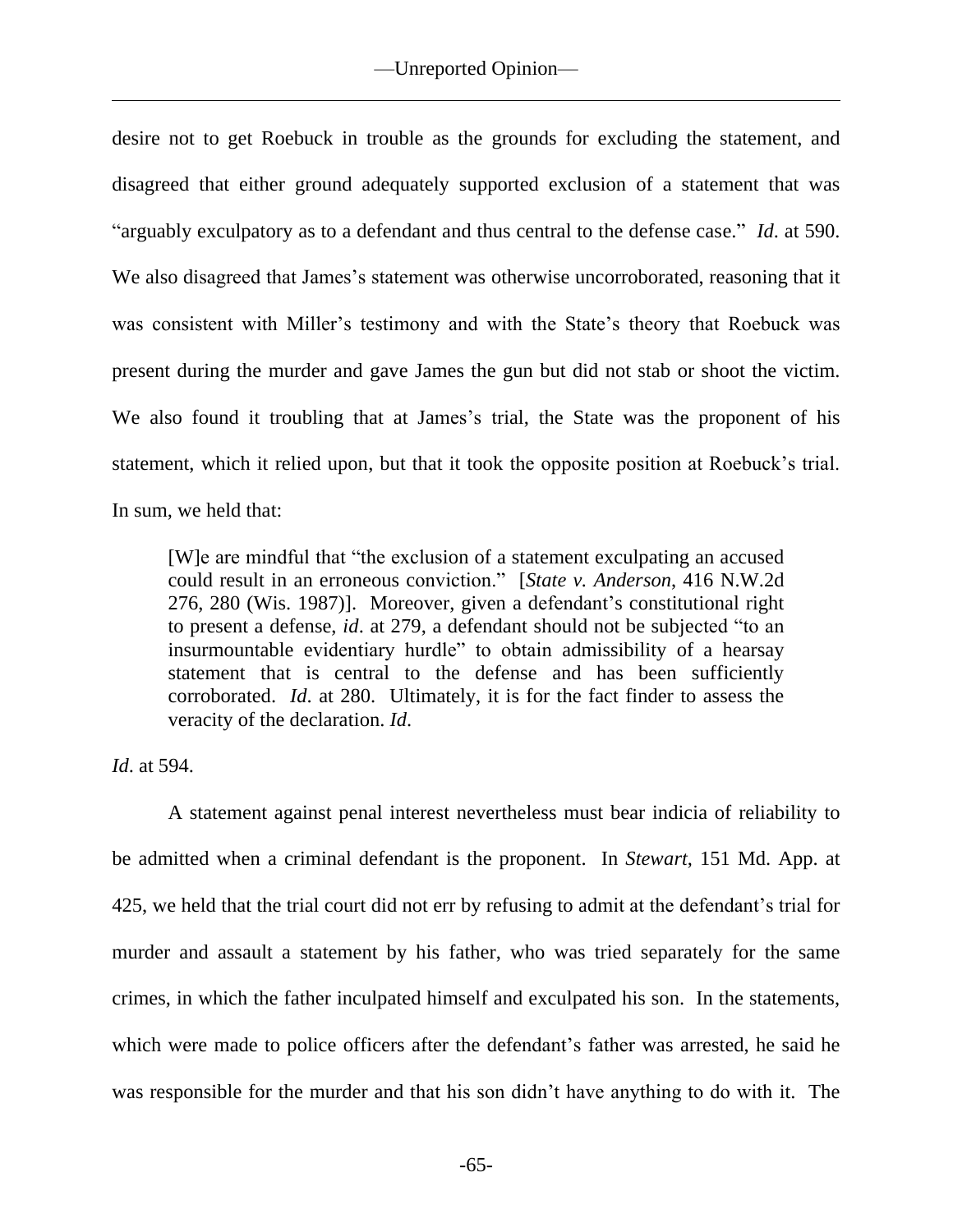desire not to get Roebuck in trouble as the grounds for excluding the statement, and disagreed that either ground adequately supported exclusion of a statement that was "arguably exculpatory as to a defendant and thus central to the defense case." *Id*. at 590. We also disagreed that James's statement was otherwise uncorroborated, reasoning that it was consistent with Miller's testimony and with the State's theory that Roebuck was present during the murder and gave James the gun but did not stab or shoot the victim. We also found it troubling that at James's trial, the State was the proponent of his statement, which it relied upon, but that it took the opposite position at Roebuck's trial. In sum, we held that:

> [W]e are mindful that "the exclusion of a statement exculpating an accused could result in an erroneous conviction." [*State v. Anderson*, 416 N.W.2d 276, 280 (Wis. 1987)]. Moreover, given a defendant's constitutional right to present a defense, *id*. at 279, a defendant should not be subjected "to an insurmountable evidentiary hurdle" to obtain admissibility of a hearsay statement that is central to the defense and has been sufficiently corroborated. *Id*. at 280. Ultimately, it is for the fact finder to assess the veracity of the declaration. *Id*.

*Id*. at 594.

A statement against penal interest nevertheless must bear indicia of reliability to be admitted when a criminal defendant is the proponent. In *Stewart*, 151 Md. App. at 425, we held that the trial court did not err by refusing to admit at the defendant's trial for murder and assault a statement by his father, who was tried separately for the same crimes, in which the father inculpated himself and exculpated his son. In the statements, which were made to police officers after the defendant's father was arrested, he said he was responsible for the murder and that his son didn't have anything to do with it. The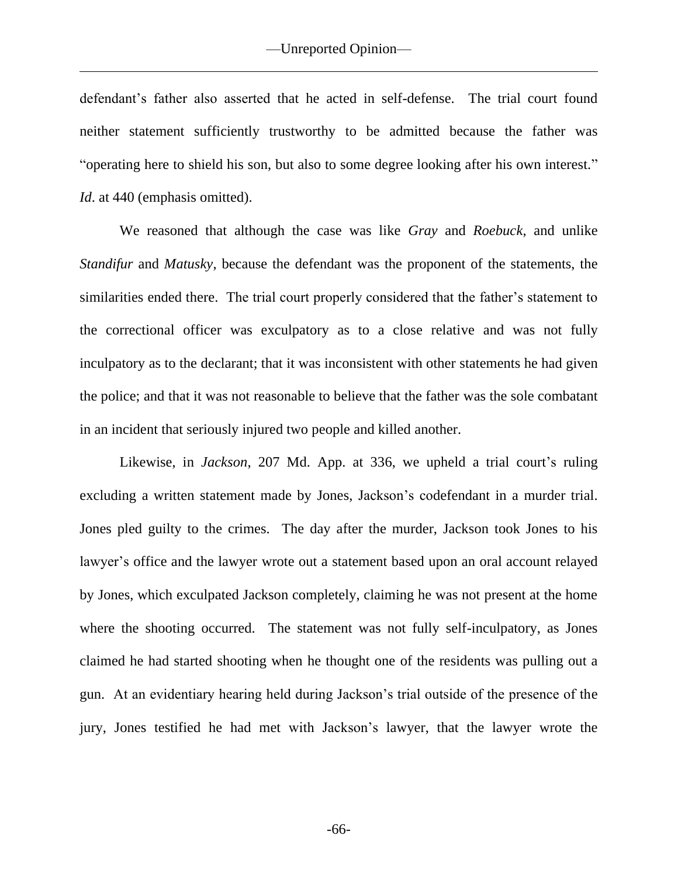defendant's father also asserted that he acted in self-defense. The trial court found neither statement sufficiently trustworthy to be admitted because the father was "operating here to shield his son, but also to some degree looking after his own interest." *Id*. at 440 (emphasis omitted).

We reasoned that although the case was like *Gray* and *Roebuck*, and unlike *Standifur* and *Matusky*, because the defendant was the proponent of the statements, the similarities ended there. The trial court properly considered that the father's statement to the correctional officer was exculpatory as to a close relative and was not fully inculpatory as to the declarant; that it was inconsistent with other statements he had given the police; and that it was not reasonable to believe that the father was the sole combatant in an incident that seriously injured two people and killed another.

Likewise, in *Jackson*, 207 Md. App. at 336, we upheld a trial court's ruling excluding a written statement made by Jones, Jackson's codefendant in a murder trial. Jones pled guilty to the crimes. The day after the murder, Jackson took Jones to his lawyer's office and the lawyer wrote out a statement based upon an oral account relayed by Jones, which exculpated Jackson completely, claiming he was not present at the home where the shooting occurred. The statement was not fully self-inculpatory, as Jones claimed he had started shooting when he thought one of the residents was pulling out a gun. At an evidentiary hearing held during Jackson's trial outside of the presence of the jury, Jones testified he had met with Jackson's lawyer, that the lawyer wrote the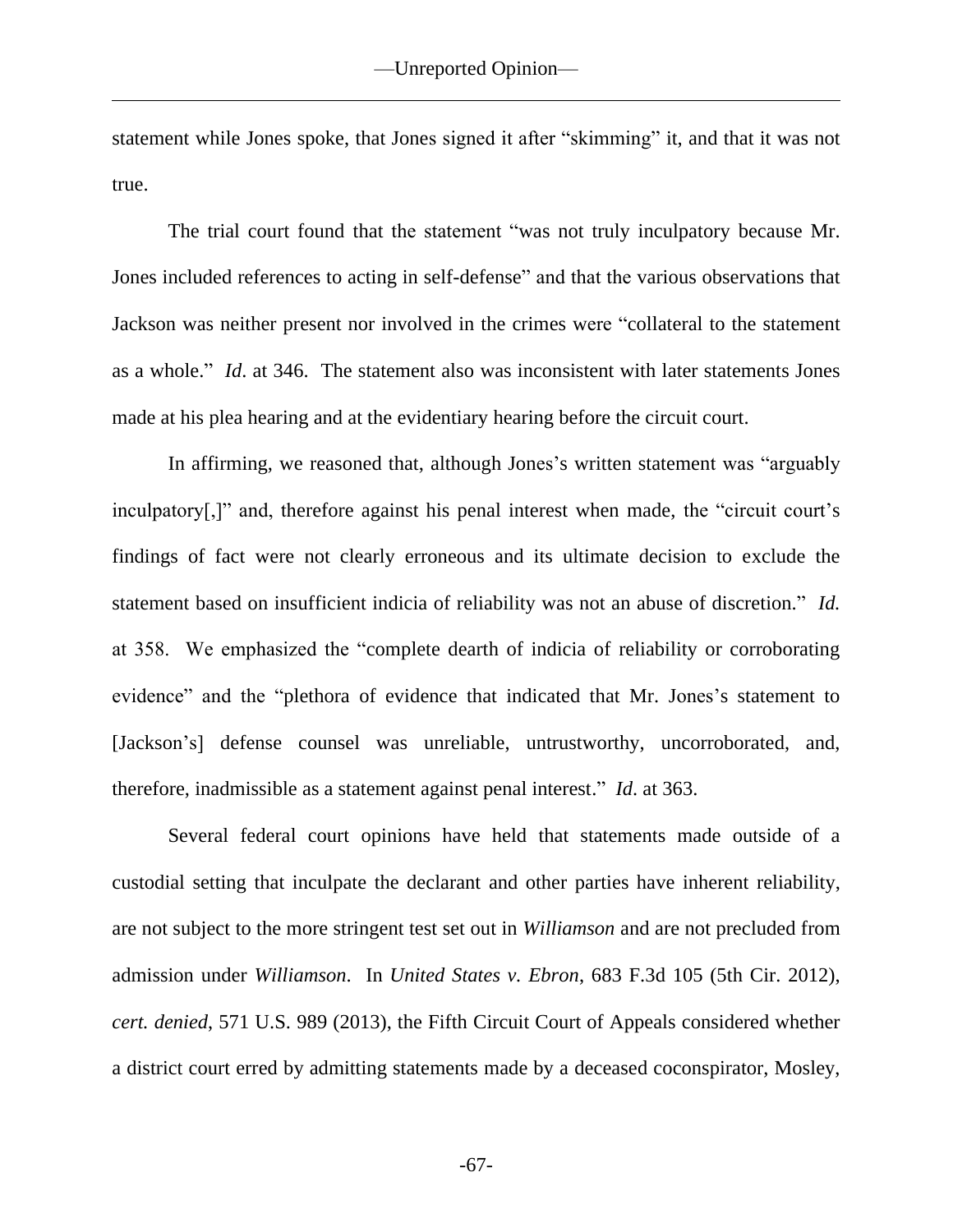statement while Jones spoke, that Jones signed it after "skimming" it, and that it was not true.

The trial court found that the statement "was not truly inculpatory because Mr. Jones included references to acting in self-defense" and that the various observations that Jackson was neither present nor involved in the crimes were "collateral to the statement as a whole." *Id*. at 346. The statement also was inconsistent with later statements Jones made at his plea hearing and at the evidentiary hearing before the circuit court.

In affirming, we reasoned that, although Jones's written statement was "arguably inculpatory[,]" and, therefore against his penal interest when made, the "circuit court's findings of fact were not clearly erroneous and its ultimate decision to exclude the statement based on insufficient indicia of reliability was not an abuse of discretion." *Id.* at 358. We emphasized the "complete dearth of indicia of reliability or corroborating evidence" and the "plethora of evidence that indicated that Mr. Jones's statement to [Jackson's] defense counsel was unreliable, untrustworthy, uncorroborated, and, therefore, inadmissible as a statement against penal interest." *Id*. at 363.

Several federal court opinions have held that statements made outside of a custodial setting that inculpate the declarant and other parties have inherent reliability, are not subject to the more stringent test set out in *Williamson* and are not precluded from admission under *Williamson*. In *United States v. Ebron*, 683 F.3d 105 (5th Cir. 2012), *cert. denied*, 571 U.S. 989 (2013), the Fifth Circuit Court of Appeals considered whether a district court erred by admitting statements made by a deceased coconspirator, Mosley,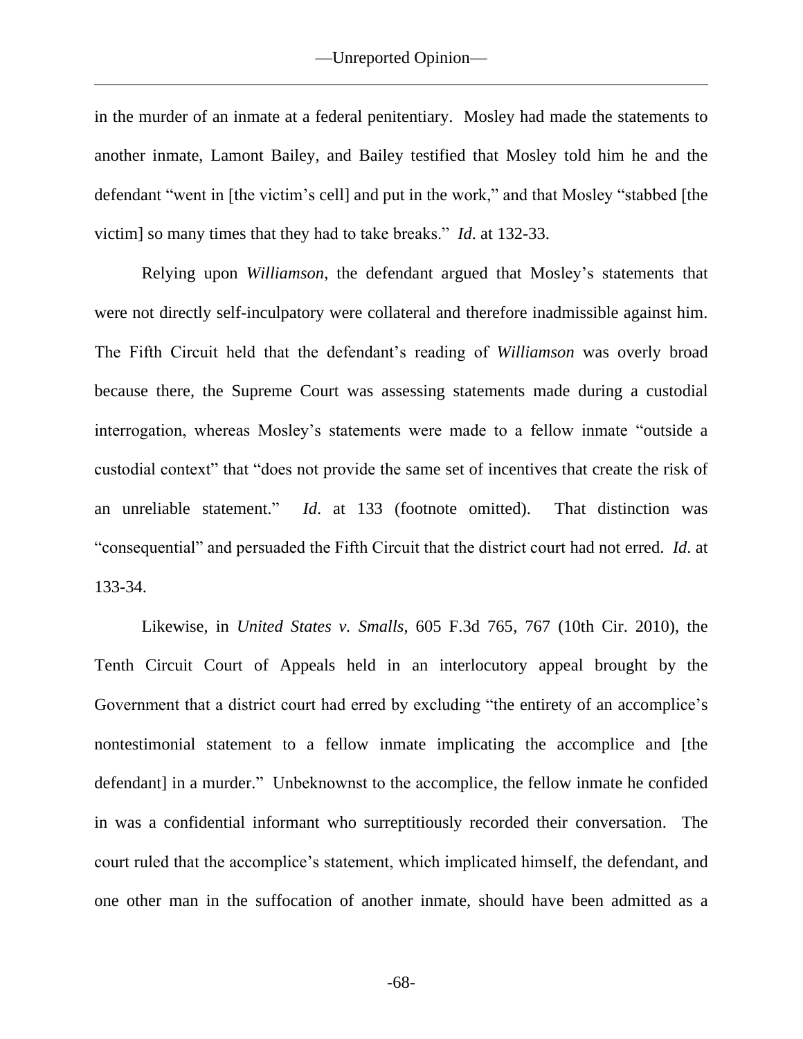in the murder of an inmate at a federal penitentiary. Mosley had made the statements to another inmate, Lamont Bailey, and Bailey testified that Mosley told him he and the defendant "went in [the victim's cell] and put in the work," and that Mosley "stabbed [the victim] so many times that they had to take breaks." *Id*. at 132-33.

Relying upon *Williamson*, the defendant argued that Mosley's statements that were not directly self-inculpatory were collateral and therefore inadmissible against him. The Fifth Circuit held that the defendant's reading of *Williamson* was overly broad because there, the Supreme Court was assessing statements made during a custodial interrogation, whereas Mosley's statements were made to a fellow inmate "outside a custodial context" that "does not provide the same set of incentives that create the risk of an unreliable statement." *Id*. at 133 (footnote omitted). That distinction was "consequential" and persuaded the Fifth Circuit that the district court had not erred. *Id*. at 133-34.

Likewise, in *United States v. Smalls*, 605 F.3d 765, 767 (10th Cir. 2010), the Tenth Circuit Court of Appeals held in an interlocutory appeal brought by the Government that a district court had erred by excluding "the entirety of an accomplice's nontestimonial statement to a fellow inmate implicating the accomplice and [the defendant] in a murder." Unbeknownst to the accomplice, the fellow inmate he confided in was a confidential informant who surreptitiously recorded their conversation. The court ruled that the accomplice's statement, which implicated himself, the defendant, and one other man in the suffocation of another inmate, should have been admitted as a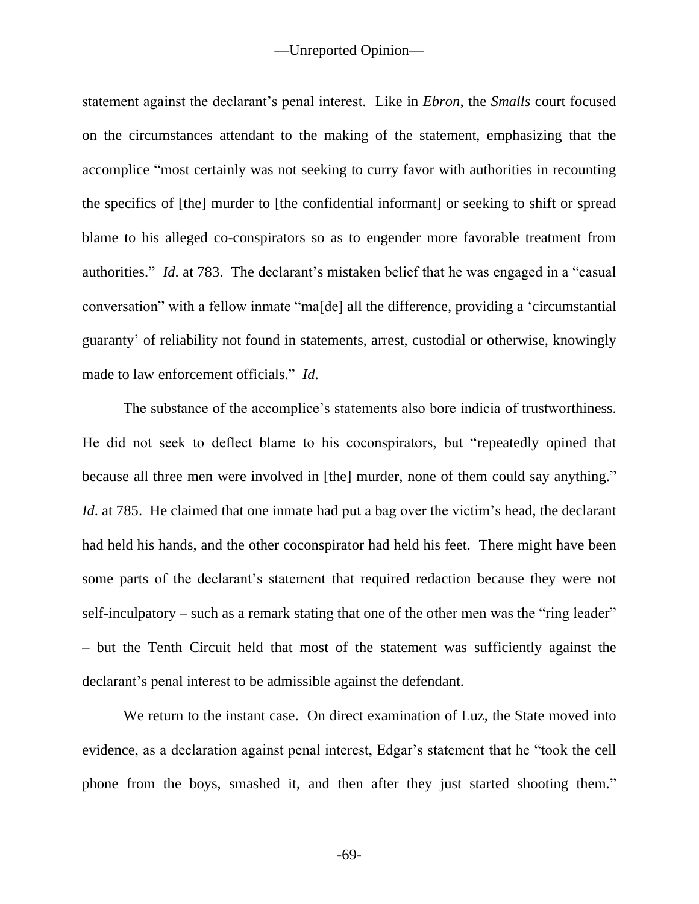statement against the declarant's penal interest. Like in *Ebron*, the *Smalls* court focused on the circumstances attendant to the making of the statement, emphasizing that the accomplice "most certainly was not seeking to curry favor with authorities in recounting the specifics of [the] murder to [the confidential informant] or seeking to shift or spread blame to his alleged co-conspirators so as to engender more favorable treatment from authorities." *Id*. at 783. The declarant's mistaken belief that he was engaged in a "casual conversation" with a fellow inmate "ma[de] all the difference, providing a 'circumstantial guaranty' of reliability not found in statements, arrest, custodial or otherwise, knowingly made to law enforcement officials." *Id*.

The substance of the accomplice's statements also bore indicia of trustworthiness. He did not seek to deflect blame to his coconspirators, but "repeatedly opined that because all three men were involved in [the] murder, none of them could say anything." *Id*. at 785. He claimed that one inmate had put a bag over the victim's head, the declarant had held his hands, and the other coconspirator had held his feet. There might have been some parts of the declarant's statement that required redaction because they were not self-inculpatory – such as a remark stating that one of the other men was the "ring leader" – but the Tenth Circuit held that most of the statement was sufficiently against the declarant's penal interest to be admissible against the defendant.

We return to the instant case. On direct examination of Luz, the State moved into evidence, as a declaration against penal interest, Edgar's statement that he "took the cell phone from the boys, smashed it, and then after they just started shooting them."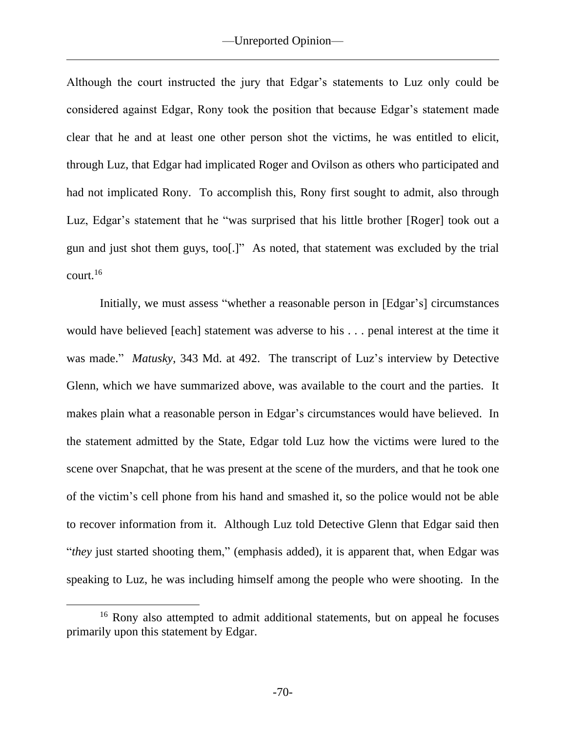Although the court instructed the jury that Edgar's statements to Luz only could be considered against Edgar, Rony took the position that because Edgar's statement made clear that he and at least one other person shot the victims, he was entitled to elicit, through Luz, that Edgar had implicated Roger and Ovilson as others who participated and had not implicated Rony. To accomplish this, Rony first sought to admit, also through Luz, Edgar's statement that he "was surprised that his little brother [Roger] took out a gun and just shot them guys, too[.]" As noted, that statement was excluded by the trial court.[16]

Initially, we must assess "whether a reasonable person in [Edgar's] circumstances would have believed [each] statement was adverse to his . . . penal interest at the time it was made." *Matusky*, 343 Md. at 492. The transcript of Luz's interview by Detective Glenn, which we have summarized above, was available to the court and the parties. It makes plain what a reasonable person in Edgar's circumstances would have believed. In the statement admitted by the State, Edgar told Luz how the victims were lured to the scene over Snapchat, that he was present at the scene of the murders, and that he took one of the victim's cell phone from his hand and smashed it, so the police would not be able to recover information from it. Although Luz told Detective Glenn that Edgar said then "*they* just started shooting them," (emphasis added), it is apparent that, when Edgar was speaking to Luz, he was including himself among the people who were shooting. In the

[16] Rony also attempted to admit additional statements, but on appeal he focuses primarily upon this statement by Edgar.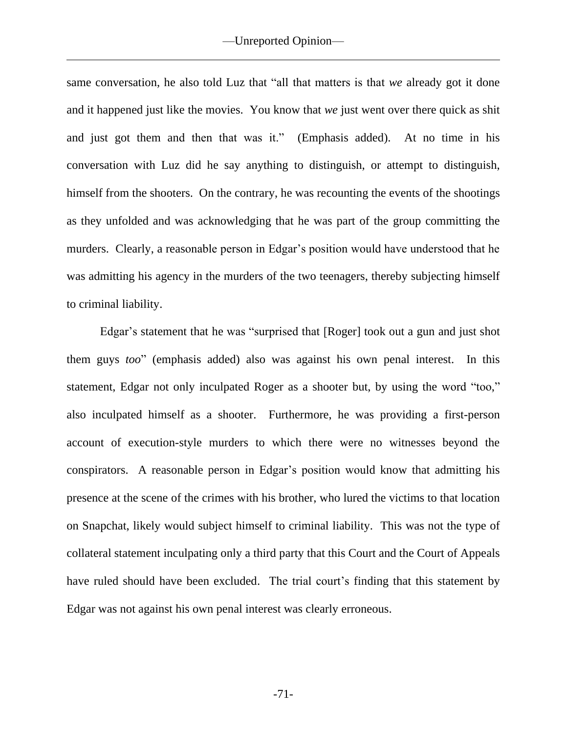same conversation, he also told Luz that "all that matters is that *we* already got it done and it happened just like the movies. You know that *we* just went over there quick as shit and just got them and then that was it." (Emphasis added). At no time in his conversation with Luz did he say anything to distinguish, or attempt to distinguish, himself from the shooters. On the contrary, he was recounting the events of the shootings as they unfolded and was acknowledging that he was part of the group committing the murders. Clearly, a reasonable person in Edgar's position would have understood that he was admitting his agency in the murders of the two teenagers, thereby subjecting himself to criminal liability.

Edgar's statement that he was "surprised that [Roger] took out a gun and just shot them guys *too*" (emphasis added) also was against his own penal interest. In this statement, Edgar not only inculpated Roger as a shooter but, by using the word "too," also inculpated himself as a shooter. Furthermore, he was providing a first-person account of execution-style murders to which there were no witnesses beyond the conspirators. A reasonable person in Edgar's position would know that admitting his presence at the scene of the crimes with his brother, who lured the victims to that location on Snapchat, likely would subject himself to criminal liability. This was not the type of collateral statement inculpating only a third party that this Court and the Court of Appeals have ruled should have been excluded. The trial court's finding that this statement by Edgar was not against his own penal interest was clearly erroneous.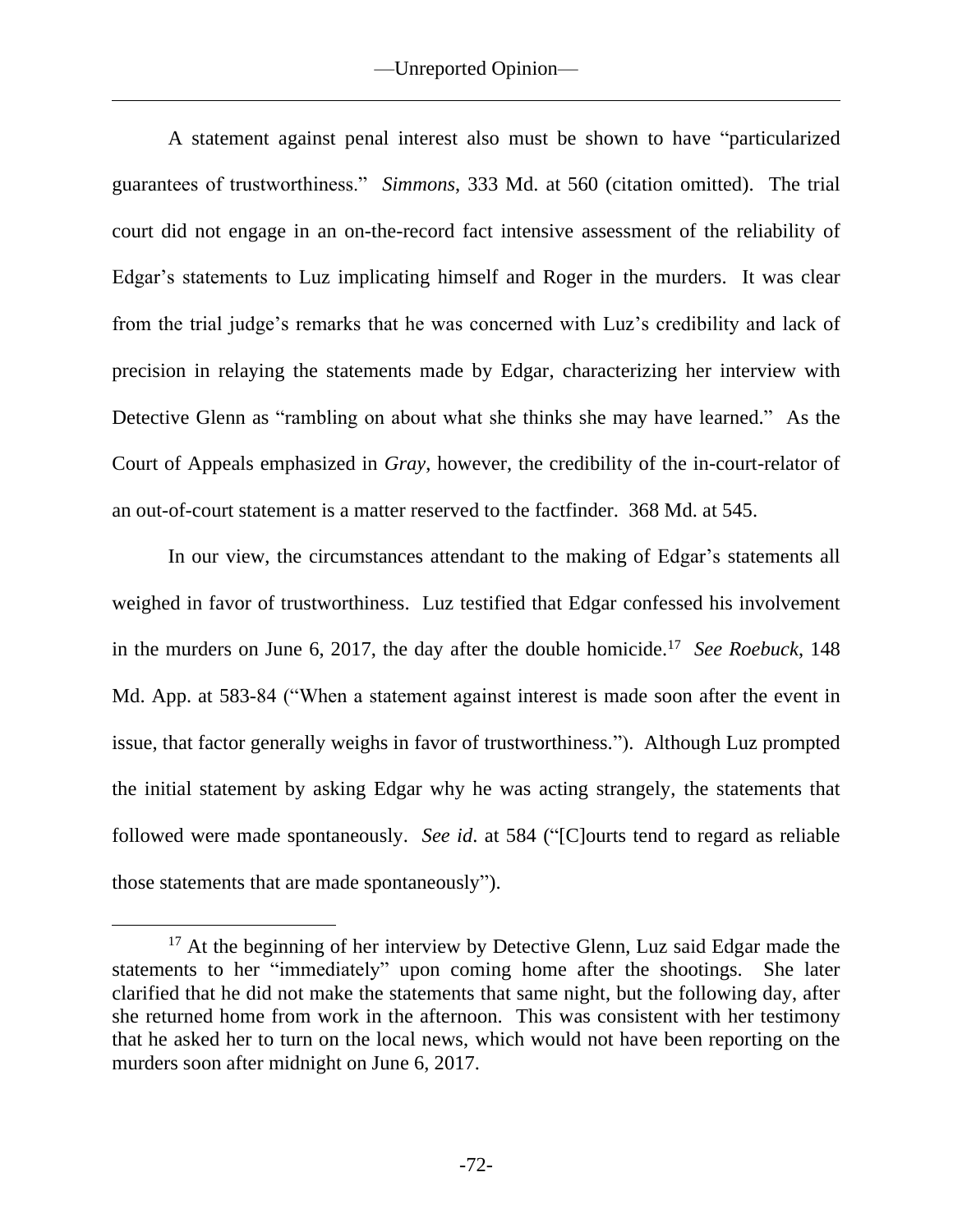A statement against penal interest also must be shown to have "particularized guarantees of trustworthiness." *Simmons*, 333 Md. at 560 (citation omitted). The trial court did not engage in an on-the-record fact intensive assessment of the reliability of Edgar's statements to Luz implicating himself and Roger in the murders. It was clear from the trial judge's remarks that he was concerned with Luz's credibility and lack of precision in relaying the statements made by Edgar, characterizing her interview with Detective Glenn as "rambling on about what she thinks she may have learned." As the Court of Appeals emphasized in *Gray*, however, the credibility of the in-court-relator of an out-of-court statement is a matter reserved to the factfinder. 368 Md. at 545.

In our view, the circumstances attendant to the making of Edgar's statements all weighed in favor of trustworthiness. Luz testified that Edgar confessed his involvement in the murders on June 6, 2017, the day after the double homicide.[17] *See Roebuck*, 148 Md. App. at 583-84 ("When a statement against interest is made soon after the event in issue, that factor generally weighs in favor of trustworthiness."). Although Luz prompted the initial statement by asking Edgar why he was acting strangely, the statements that followed were made spontaneously. *See id*. at 584 ("[C]ourts tend to regard as reliable those statements that are made spontaneously").

[17] At the beginning of her interview by Detective Glenn, Luz said Edgar made the statements to her "immediately" upon coming home after the shootings. She later clarified that he did not make the statements that same night, but the following day, after she returned home from work in the afternoon. This was consistent with her testimony that he asked her to turn on the local news, which would not have been reporting on the murders soon after midnight on June 6, 2017.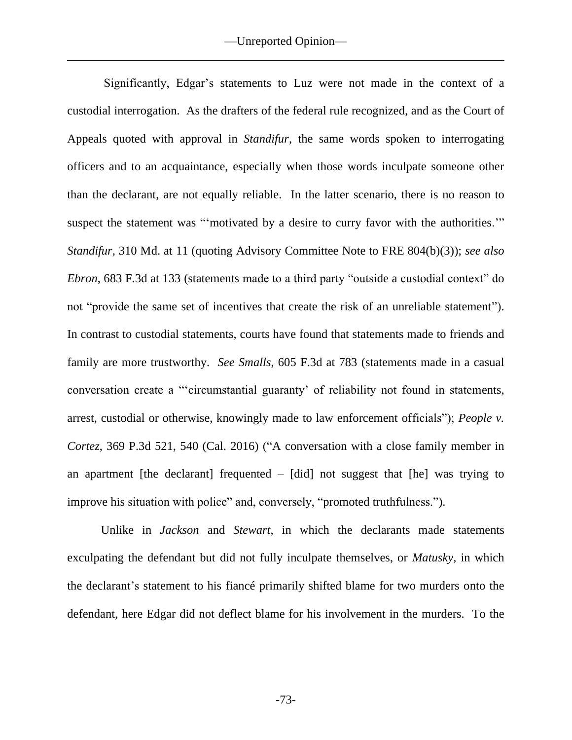Significantly, Edgar's statements to Luz were not made in the context of a custodial interrogation. As the drafters of the federal rule recognized, and as the Court of Appeals quoted with approval in *Standifur*, the same words spoken to interrogating officers and to an acquaintance, especially when those words inculpate someone other than the declarant, are not equally reliable. In the latter scenario, there is no reason to suspect the statement was "'motivated by a desire to curry favor with the authorities.'" *Standifur*, 310 Md. at 11 (quoting Advisory Committee Note to FRE 804(b)(3)); *see also Ebron*, 683 F.3d at 133 (statements made to a third party "outside a custodial context" do not "provide the same set of incentives that create the risk of an unreliable statement"). In contrast to custodial statements, courts have found that statements made to friends and family are more trustworthy. *See Smalls*, 605 F.3d at 783 (statements made in a casual conversation create a "'circumstantial guaranty' of reliability not found in statements, arrest, custodial or otherwise, knowingly made to law enforcement officials"); *People v. Cortez*, 369 P.3d 521, 540 (Cal. 2016) ("A conversation with a close family member in an apartment [the declarant] frequented – [did] not suggest that [he] was trying to improve his situation with police" and, conversely, "promoted truthfulness.").

Unlike in *Jackson* and *Stewart*, in which the declarants made statements exculpating the defendant but did not fully inculpate themselves, or *Matusky*, in which the declarant's statement to his fiancé primarily shifted blame for two murders onto the defendant, here Edgar did not deflect blame for his involvement in the murders. To the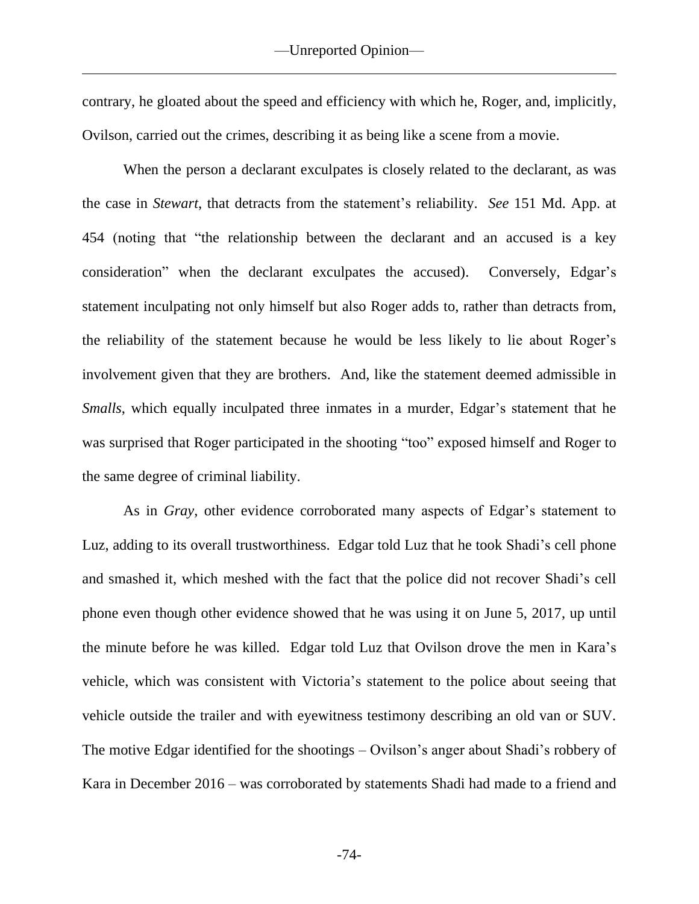contrary, he gloated about the speed and efficiency with which he, Roger, and, implicitly, Ovilson, carried out the crimes, describing it as being like a scene from a movie.

When the person a declarant exculpates is closely related to the declarant, as was the case in *Stewart*, that detracts from the statement's reliability. *See* 151 Md. App. at 454 (noting that "the relationship between the declarant and an accused is a key consideration" when the declarant exculpates the accused). Conversely, Edgar's statement inculpating not only himself but also Roger adds to, rather than detracts from, the reliability of the statement because he would be less likely to lie about Roger's involvement given that they are brothers. And, like the statement deemed admissible in *Smalls*, which equally inculpated three inmates in a murder, Edgar's statement that he was surprised that Roger participated in the shooting "too" exposed himself and Roger to the same degree of criminal liability.

As in *Gray*, other evidence corroborated many aspects of Edgar's statement to Luz, adding to its overall trustworthiness. Edgar told Luz that he took Shadi's cell phone and smashed it, which meshed with the fact that the police did not recover Shadi's cell phone even though other evidence showed that he was using it on June 5, 2017, up until the minute before he was killed. Edgar told Luz that Ovilson drove the men in Kara's vehicle, which was consistent with Victoria's statement to the police about seeing that vehicle outside the trailer and with eyewitness testimony describing an old van or SUV. The motive Edgar identified for the shootings – Ovilson's anger about Shadi's robbery of Kara in December 2016 – was corroborated by statements Shadi had made to a friend and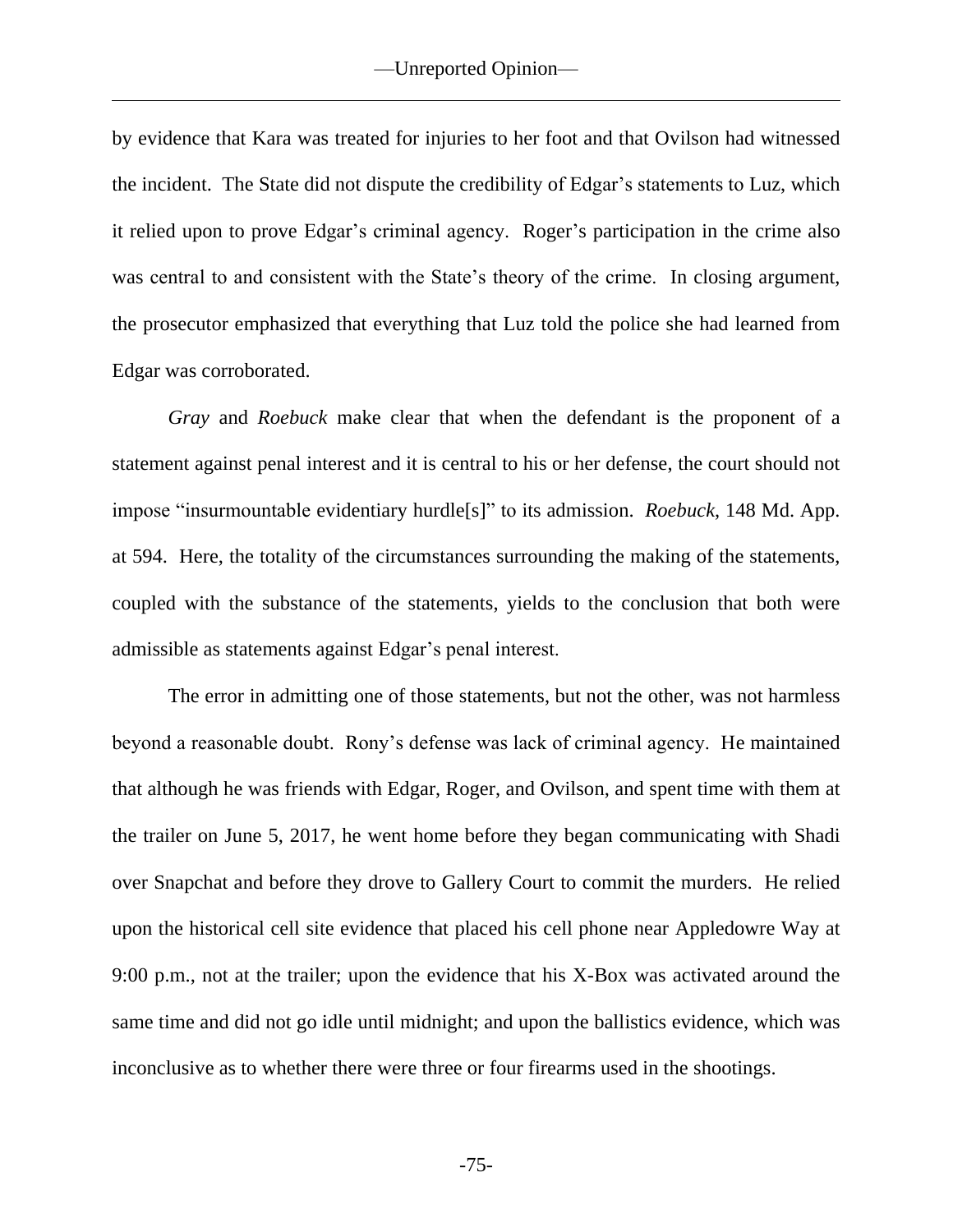by evidence that Kara was treated for injuries to her foot and that Ovilson had witnessed the incident. The State did not dispute the credibility of Edgar's statements to Luz, which it relied upon to prove Edgar's criminal agency. Roger's participation in the crime also was central to and consistent with the State's theory of the crime. In closing argument, the prosecutor emphasized that everything that Luz told the police she had learned from Edgar was corroborated.

*Gray* and *Roebuck* make clear that when the defendant is the proponent of a statement against penal interest and it is central to his or her defense, the court should not impose "insurmountable evidentiary hurdle[s]" to its admission. *Roebuck*, 148 Md. App. at 594. Here, the totality of the circumstances surrounding the making of the statements, coupled with the substance of the statements, yields to the conclusion that both were admissible as statements against Edgar's penal interest.

The error in admitting one of those statements, but not the other, was not harmless beyond a reasonable doubt. Rony's defense was lack of criminal agency. He maintained that although he was friends with Edgar, Roger, and Ovilson, and spent time with them at the trailer on June 5, 2017, he went home before they began communicating with Shadi over Snapchat and before they drove to Gallery Court to commit the murders. He relied upon the historical cell site evidence that placed his cell phone near Appledowre Way at 9:00 p.m., not at the trailer; upon the evidence that his X-Box was activated around the same time and did not go idle until midnight; and upon the ballistics evidence, which was inconclusive as to whether there were three or four firearms used in the shootings.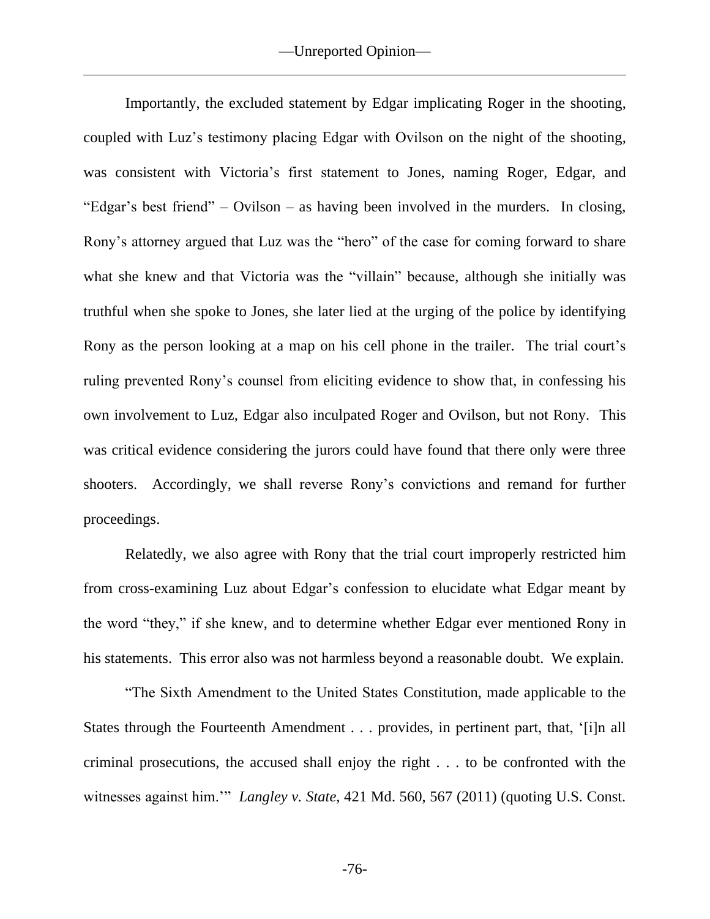Importantly, the excluded statement by Edgar implicating Roger in the shooting, coupled with Luz's testimony placing Edgar with Ovilson on the night of the shooting, was consistent with Victoria's first statement to Jones, naming Roger, Edgar, and "Edgar's best friend" – Ovilson – as having been involved in the murders. In closing, Rony's attorney argued that Luz was the "hero" of the case for coming forward to share what she knew and that Victoria was the "villain" because, although she initially was truthful when she spoke to Jones, she later lied at the urging of the police by identifying Rony as the person looking at a map on his cell phone in the trailer. The trial court's ruling prevented Rony's counsel from eliciting evidence to show that, in confessing his own involvement to Luz, Edgar also inculpated Roger and Ovilson, but not Rony. This was critical evidence considering the jurors could have found that there only were three shooters. Accordingly, we shall reverse Rony's convictions and remand for further proceedings.

Relatedly, we also agree with Rony that the trial court improperly restricted him from cross-examining Luz about Edgar's confession to elucidate what Edgar meant by the word "they," if she knew, and to determine whether Edgar ever mentioned Rony in his statements. This error also was not harmless beyond a reasonable doubt. We explain.

"The Sixth Amendment to the United States Constitution, made applicable to the States through the Fourteenth Amendment . . . provides, in pertinent part, that, '[i]n all criminal prosecutions, the accused shall enjoy the right . . . to be confronted with the witnesses against him.'" *Langley v. State*, 421 Md. 560, 567 (2011) (quoting U.S. Const.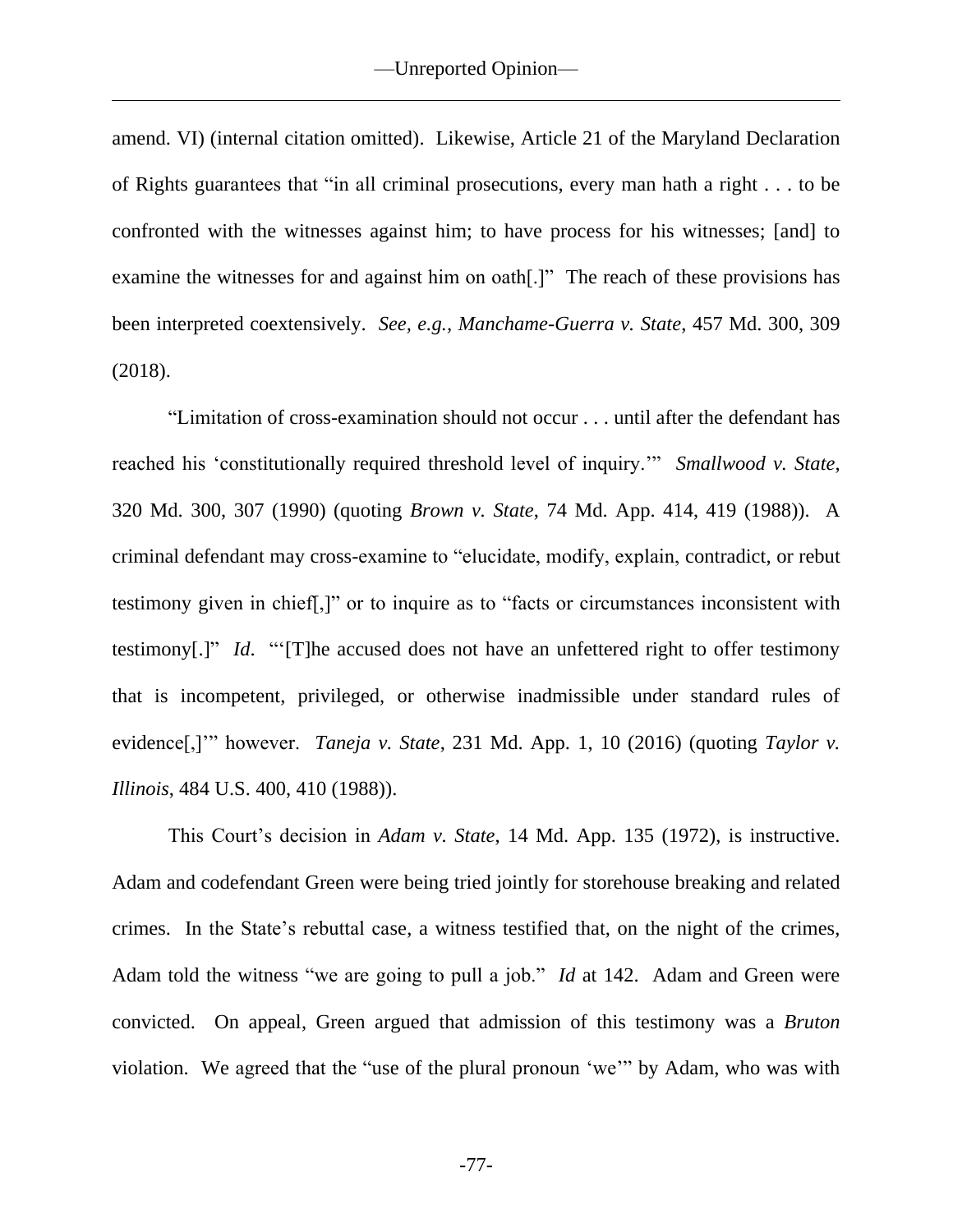amend. VI) (internal citation omitted). Likewise, Article 21 of the Maryland Declaration of Rights guarantees that "in all criminal prosecutions, every man hath a right . . . to be confronted with the witnesses against him; to have process for his witnesses; [and] to examine the witnesses for and against him on oath[.]" The reach of these provisions has been interpreted coextensively. *See, e.g.*, *Manchame-Guerra v. State*, 457 Md. 300, 309 (2018).

"Limitation of cross-examination should not occur . . . until after the defendant has reached his 'constitutionally required threshold level of inquiry.'" *Smallwood v. State*, 320 Md. 300, 307 (1990) (quoting *Brown v. State*, 74 Md. App. 414, 419 (1988)). A criminal defendant may cross-examine to "elucidate, modify, explain, contradict, or rebut testimony given in chief[,]" or to inquire as to "facts or circumstances inconsistent with testimony[.]" *Id*. "'[T]he accused does not have an unfettered right to offer testimony that is incompetent, privileged, or otherwise inadmissible under standard rules of evidence[,]'" however. *Taneja v. State*, 231 Md. App. 1, 10 (2016) (quoting *Taylor v. Illinois*, 484 U.S. 400, 410 (1988)).

This Court's decision in *Adam v. State*, 14 Md. App. 135 (1972), is instructive. Adam and codefendant Green were being tried jointly for storehouse breaking and related crimes. In the State's rebuttal case, a witness testified that, on the night of the crimes, Adam told the witness "we are going to pull a job." *Id* at 142. Adam and Green were convicted. On appeal, Green argued that admission of this testimony was a *Bruton* violation. We agreed that the "use of the plural pronoun 'we'" by Adam, who was with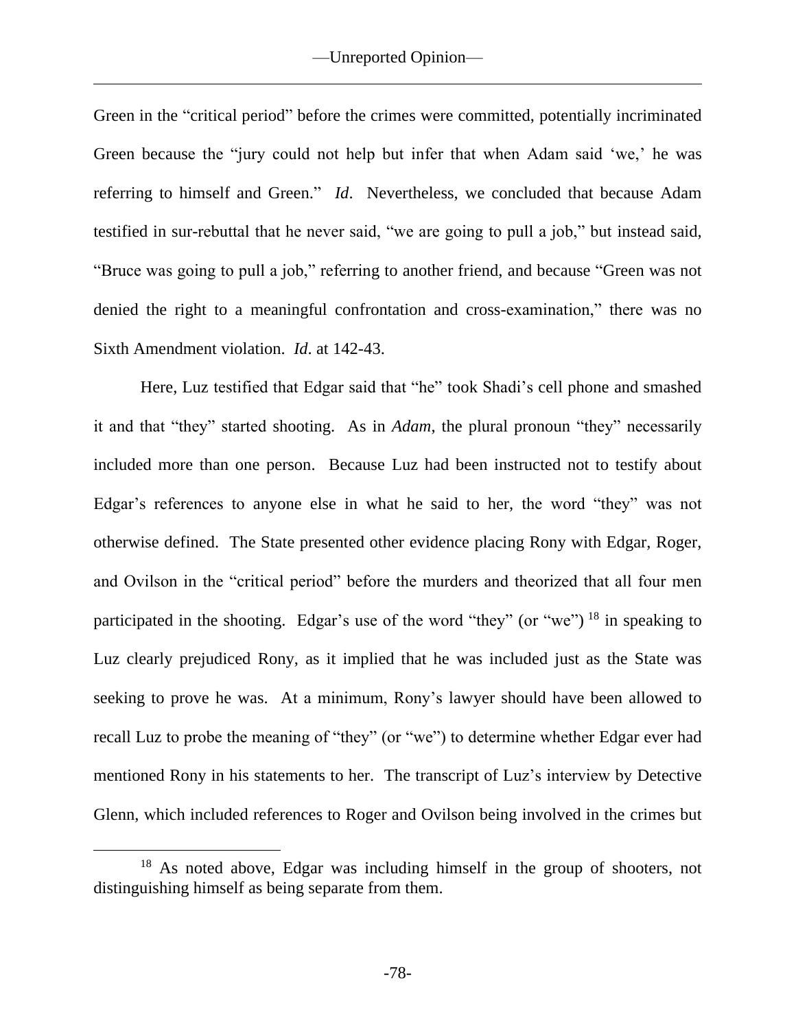Green in the "critical period" before the crimes were committed, potentially incriminated Green because the "jury could not help but infer that when Adam said 'we,' he was referring to himself and Green." *Id*. Nevertheless, we concluded that because Adam testified in sur-rebuttal that he never said, "we are going to pull a job," but instead said, "Bruce was going to pull a job," referring to another friend, and because "Green was not denied the right to a meaningful confrontation and cross-examination," there was no Sixth Amendment violation. *Id*. at 142-43.

Here, Luz testified that Edgar said that "he" took Shadi's cell phone and smashed it and that "they" started shooting. As in *Adam*, the plural pronoun "they" necessarily included more than one person. Because Luz had been instructed not to testify about Edgar's references to anyone else in what he said to her, the word "they" was not otherwise defined. The State presented other evidence placing Rony with Edgar, Roger, and Ovilson in the "critical period" before the murders and theorized that all four men participated in the shooting. Edgar's use of the word "they" (or "we") [18] in speaking to Luz clearly prejudiced Rony, as it implied that he was included just as the State was seeking to prove he was. At a minimum, Rony's lawyer should have been allowed to recall Luz to probe the meaning of "they" (or "we") to determine whether Edgar ever had mentioned Rony in his statements to her. The transcript of Luz's interview by Detective Glenn, which included references to Roger and Ovilson being involved in the crimes but

[18] As noted above, Edgar was including himself in the group of shooters, not distinguishing himself as being separate from them.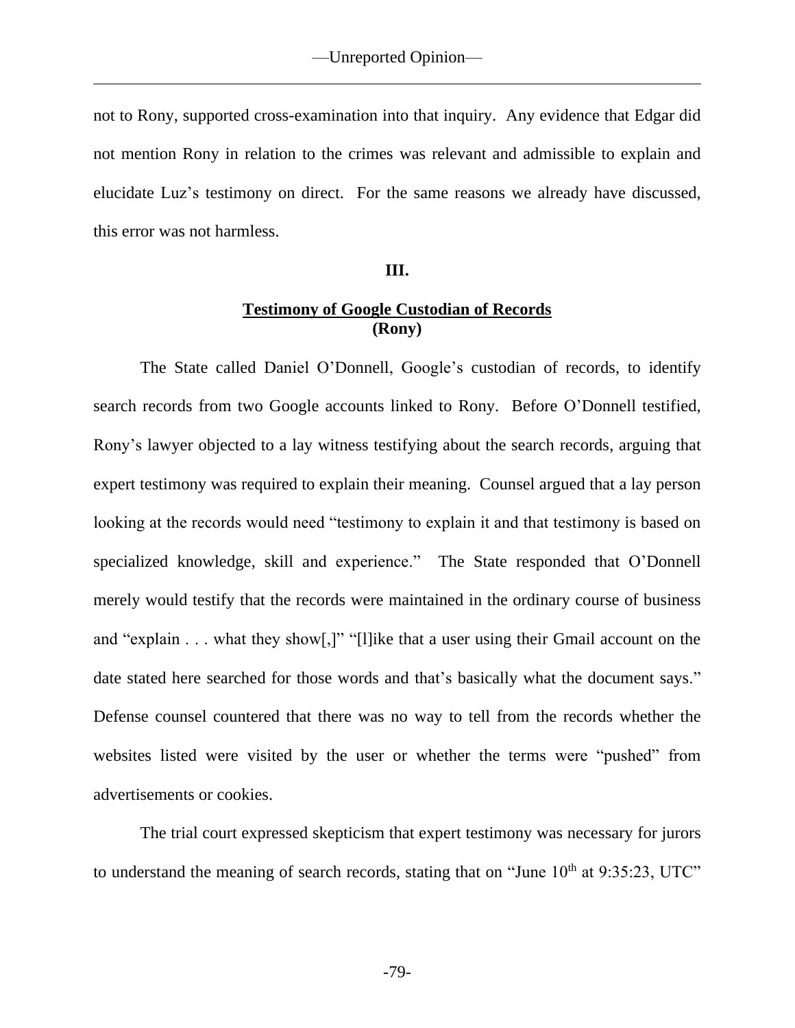not to Rony, supported cross-examination into that inquiry. Any evidence that Edgar did not mention Rony in relation to the crimes was relevant and admissible to explain and elucidate Luz's testimony on direct. For the same reasons we already have discussed, this error was not harmless.

## III.

## Testimony of Google Custodian of Records
**(Rony)**

The State called Daniel O'Donnell, Google's custodian of records, to identify search records from two Google accounts linked to Rony. Before O'Donnell testified, Rony's lawyer objected to a lay witness testifying about the search records, arguing that expert testimony was required to explain their meaning. Counsel argued that a lay person looking at the records would need "testimony to explain it and that testimony is based on specialized knowledge, skill and experience." The State responded that O'Donnell merely would testify that the records were maintained in the ordinary course of business and "explain . . . what they show[,]" "[l]ike that a user using their Gmail account on the date stated here searched for those words and that's basically what the document says." Defense counsel countered that there was no way to tell from the records whether the websites listed were visited by the user or whether the terms were "pushed" from advertisements or cookies.

The trial court expressed skepticism that expert testimony was necessary for jurors to understand the meaning of search records, stating that on "June 10th at 9:35:23, UTC"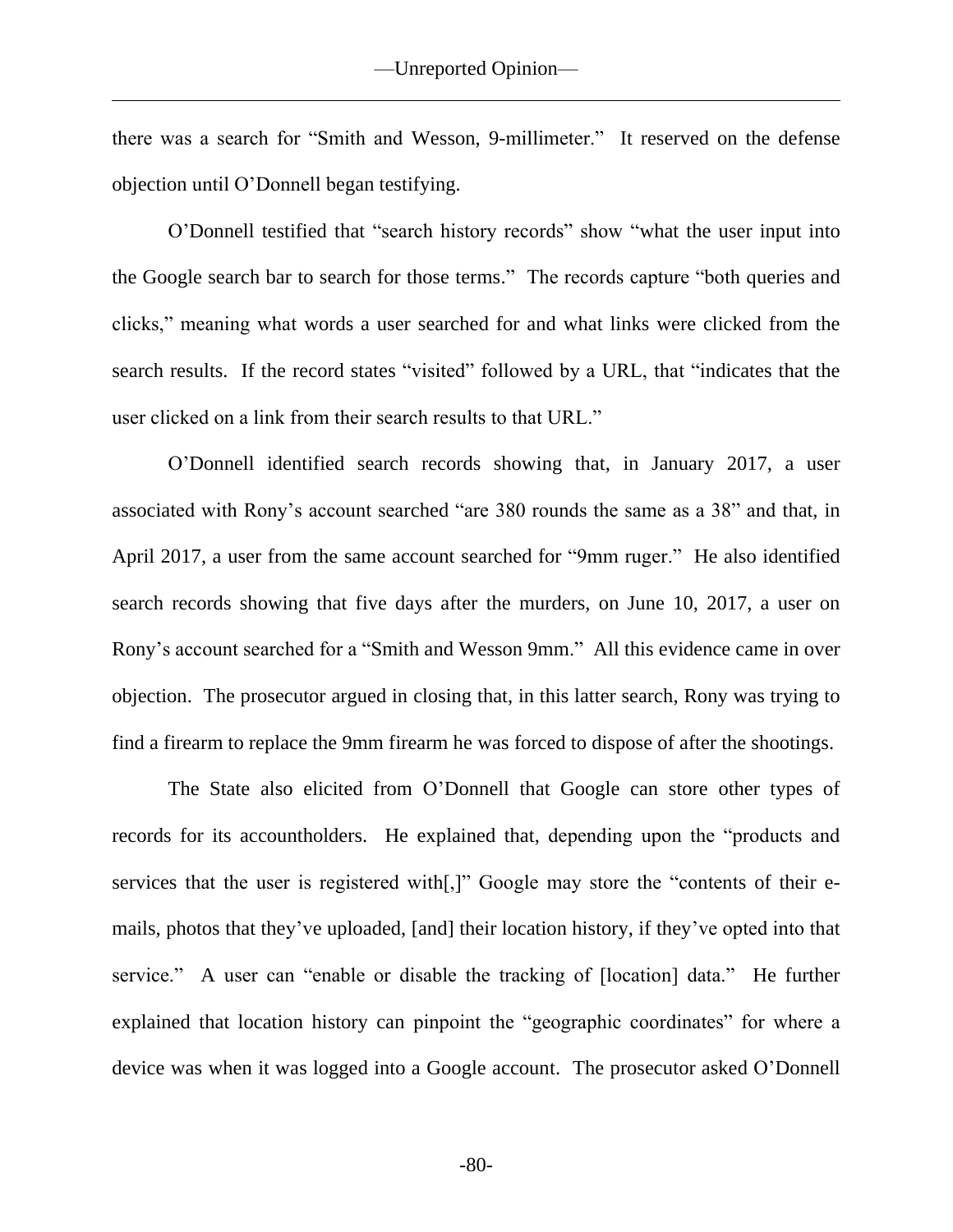there was a search for "Smith and Wesson, 9-millimeter." It reserved on the defense objection until O'Donnell began testifying.

O'Donnell testified that "search history records" show "what the user input into the Google search bar to search for those terms." The records capture "both queries and clicks," meaning what words a user searched for and what links were clicked from the search results. If the record states "visited" followed by a URL, that "indicates that the user clicked on a link from their search results to that URL."

O'Donnell identified search records showing that, in January 2017, a user associated with Rony's account searched "are 380 rounds the same as a 38" and that, in April 2017, a user from the same account searched for "9mm ruger." He also identified search records showing that five days after the murders, on June 10, 2017, a user on Rony's account searched for a "Smith and Wesson 9mm." All this evidence came in over objection. The prosecutor argued in closing that, in this latter search, Rony was trying to find a firearm to replace the 9mm firearm he was forced to dispose of after the shootings.

The State also elicited from O'Donnell that Google can store other types of records for its accountholders. He explained that, depending upon the "products and services that the user is registered with[,]" Google may store the "contents of their e-mails, photos that they've uploaded, [and] their location history, if they've opted into that service." A user can "enable or disable the tracking of [location] data." He further explained that location history can pinpoint the "geographic coordinates" for where a device was when it was logged into a Google account. The prosecutor asked O'Donnell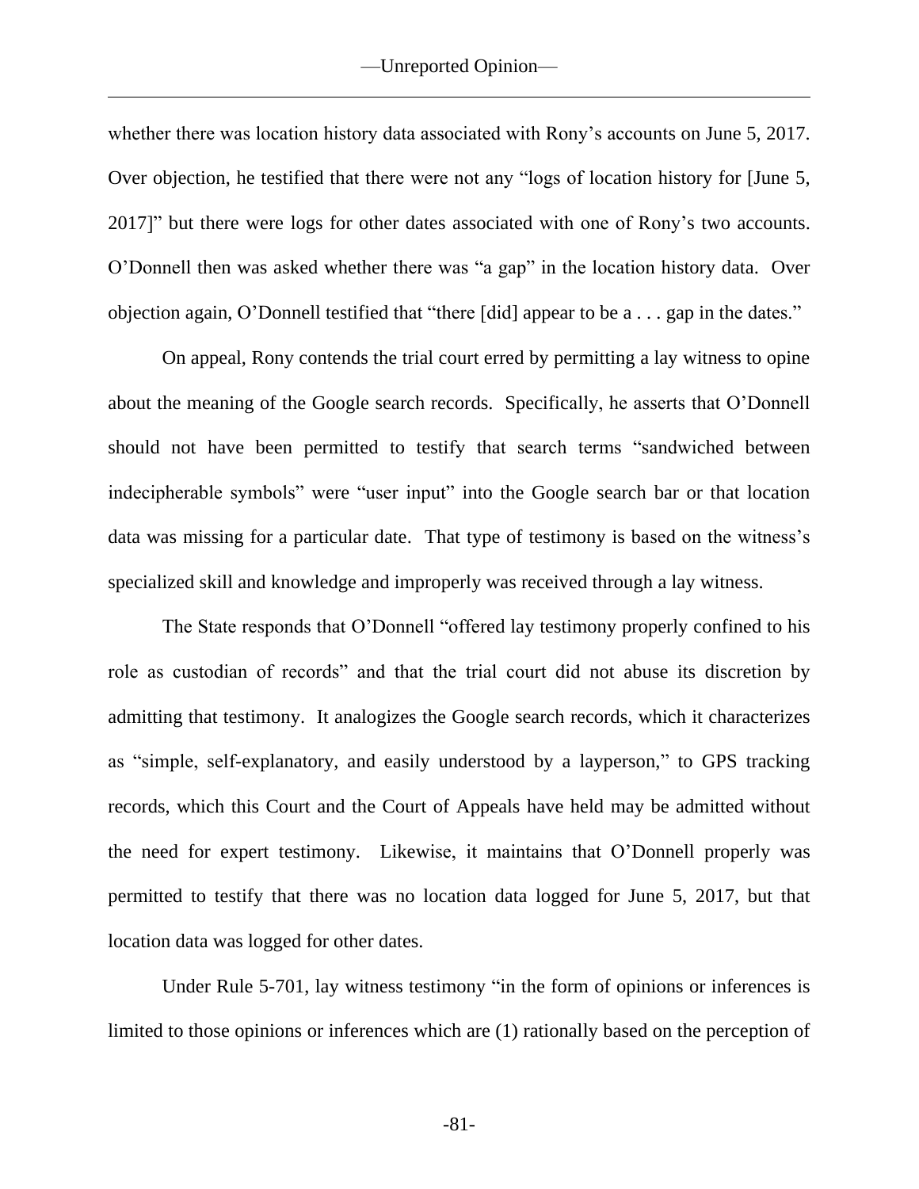whether there was location history data associated with Rony's accounts on June 5, 2017. Over objection, he testified that there were not any "logs of location history for [June 5, 2017]" but there were logs for other dates associated with one of Rony's two accounts. O'Donnell then was asked whether there was "a gap" in the location history data. Over objection again, O'Donnell testified that "there [did] appear to be a . . . gap in the dates."

On appeal, Rony contends the trial court erred by permitting a lay witness to opine about the meaning of the Google search records. Specifically, he asserts that O'Donnell should not have been permitted to testify that search terms "sandwiched between indecipherable symbols" were "user input" into the Google search bar or that location data was missing for a particular date. That type of testimony is based on the witness's specialized skill and knowledge and improperly was received through a lay witness.

The State responds that O'Donnell "offered lay testimony properly confined to his role as custodian of records" and that the trial court did not abuse its discretion by admitting that testimony. It analogizes the Google search records, which it characterizes as "simple, self-explanatory, and easily understood by a layperson," to GPS tracking records, which this Court and the Court of Appeals have held may be admitted without the need for expert testimony. Likewise, it maintains that O'Donnell properly was permitted to testify that there was no location data logged for June 5, 2017, but that location data was logged for other dates.

Under Rule 5-701, lay witness testimony "in the form of opinions or inferences is limited to those opinions or inferences which are (1) rationally based on the perception of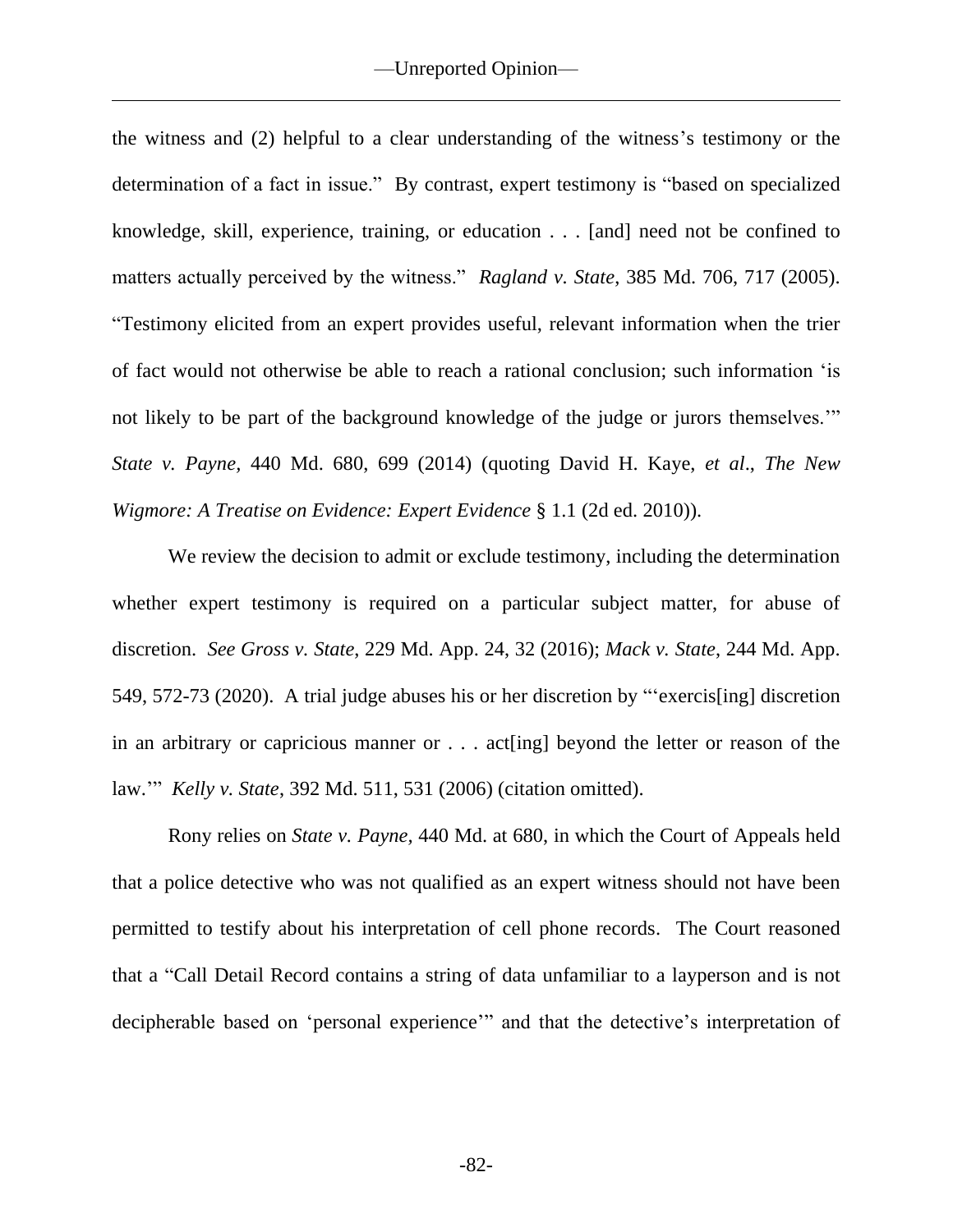the witness and (2) helpful to a clear understanding of the witness's testimony or the determination of a fact in issue." By contrast, expert testimony is "based on specialized knowledge, skill, experience, training, or education . . . [and] need not be confined to matters actually perceived by the witness." *Ragland v. State*, 385 Md. 706, 717 (2005). "Testimony elicited from an expert provides useful, relevant information when the trier of fact would not otherwise be able to reach a rational conclusion; such information 'is not likely to be part of the background knowledge of the judge or jurors themselves.'" *State v. Payne*, 440 Md. 680, 699 (2014) (quoting David H. Kaye, *et al*., *The New Wigmore: A Treatise on Evidence: Expert Evidence* § 1.1 (2d ed. 2010)).

We review the decision to admit or exclude testimony, including the determination whether expert testimony is required on a particular subject matter, for abuse of discretion. *See Gross v. State*, 229 Md. App. 24, 32 (2016); *Mack v. State*, 244 Md. App. 549, 572-73 (2020). A trial judge abuses his or her discretion by "'exercis[ing] discretion in an arbitrary or capricious manner or . . . act[ing] beyond the letter or reason of the law.'" *Kelly v. State*, 392 Md. 511, 531 (2006) (citation omitted).

Rony relies on *State v. Payne,* 440 Md. at 680, in which the Court of Appeals held that a police detective who was not qualified as an expert witness should not have been permitted to testify about his interpretation of cell phone records. The Court reasoned that a "Call Detail Record contains a string of data unfamiliar to a layperson and is not decipherable based on 'personal experience'" and that the detective's interpretation of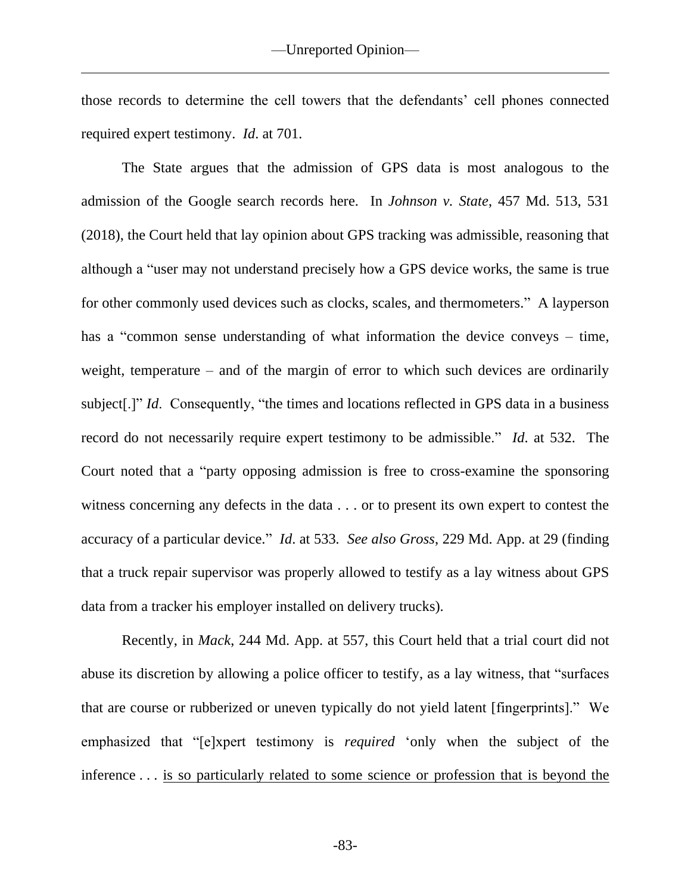those records to determine the cell towers that the defendants' cell phones connected required expert testimony. *Id*. at 701.

The State argues that the admission of GPS data is most analogous to the admission of the Google search records here. In *Johnson v. State*, 457 Md. 513, 531 (2018), the Court held that lay opinion about GPS tracking was admissible, reasoning that although a "user may not understand precisely how a GPS device works, the same is true for other commonly used devices such as clocks, scales, and thermometers." A layperson has a "common sense understanding of what information the device conveys – time, weight, temperature – and of the margin of error to which such devices are ordinarily subject[.]" *Id*. Consequently, "the times and locations reflected in GPS data in a business record do not necessarily require expert testimony to be admissible." *Id*. at 532. The Court noted that a "party opposing admission is free to cross-examine the sponsoring witness concerning any defects in the data . . . or to present its own expert to contest the accuracy of a particular device." *Id*. at 533. *See also Gross*, 229 Md. App. at 29 (finding that a truck repair supervisor was properly allowed to testify as a lay witness about GPS data from a tracker his employer installed on delivery trucks).

Recently, in *Mack*, 244 Md. App. at 557, this Court held that a trial court did not abuse its discretion by allowing a police officer to testify, as a lay witness, that "surfaces that are course or rubberized or uneven typically do not yield latent [fingerprints]." We emphasized that "[e]xpert testimony is *required* 'only when the subject of the inference . . . <u>is so particularly related to some science or profession that is beyond the</u>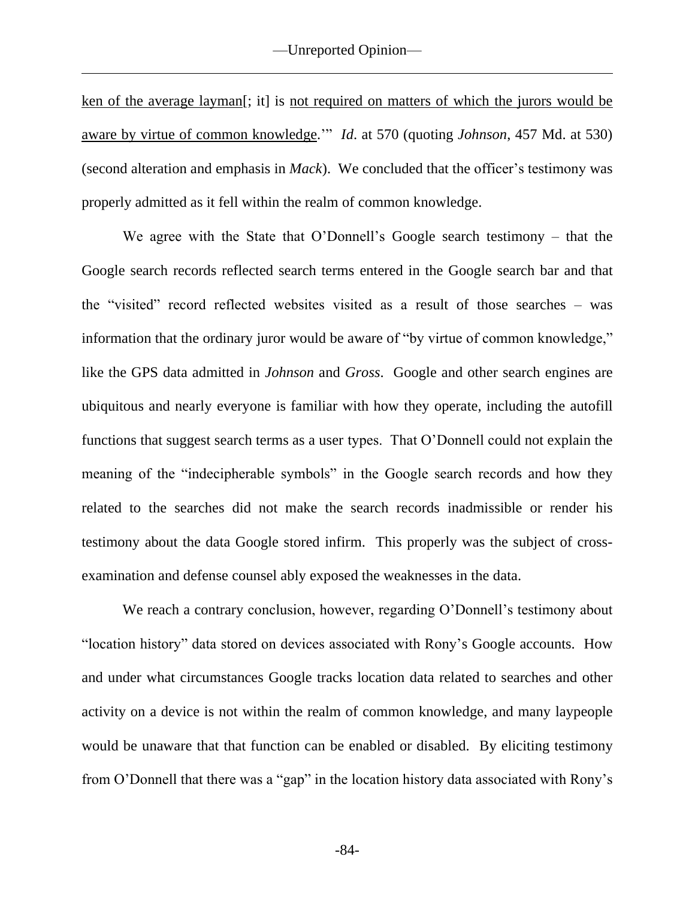<u>ken of the average layman</u>[; it] is <u>not required on matters of which the jurors would be aware by virtue of common knowledge</u>.'" *Id.* at 570 (quoting *Johnson*, 457 Md. at 530) (second alteration and emphasis in *Mack*). We concluded that the officer's testimony was properly admitted as it fell within the realm of common knowledge.

We agree with the State that O'Donnell's Google search testimony – that the Google search records reflected search terms entered in the Google search bar and that the "visited" record reflected websites visited as a result of those searches – was information that the ordinary juror would be aware of "by virtue of common knowledge," like the GPS data admitted in *Johnson* and *Gross*. Google and other search engines are ubiquitous and nearly everyone is familiar with how they operate, including the autofill functions that suggest search terms as a user types. That O'Donnell could not explain the meaning of the "indecipherable symbols" in the Google search records and how they related to the searches did not make the search records inadmissible or render his testimony about the data Google stored infirm. This properly was the subject of cross-examination and defense counsel ably exposed the weaknesses in the data.

We reach a contrary conclusion, however, regarding O'Donnell's testimony about "location history" data stored on devices associated with Rony's Google accounts. How and under what circumstances Google tracks location data related to searches and other activity on a device is not within the realm of common knowledge, and many laypeople would be unaware that that function can be enabled or disabled. By eliciting testimony from O'Donnell that there was a "gap" in the location history data associated with Rony's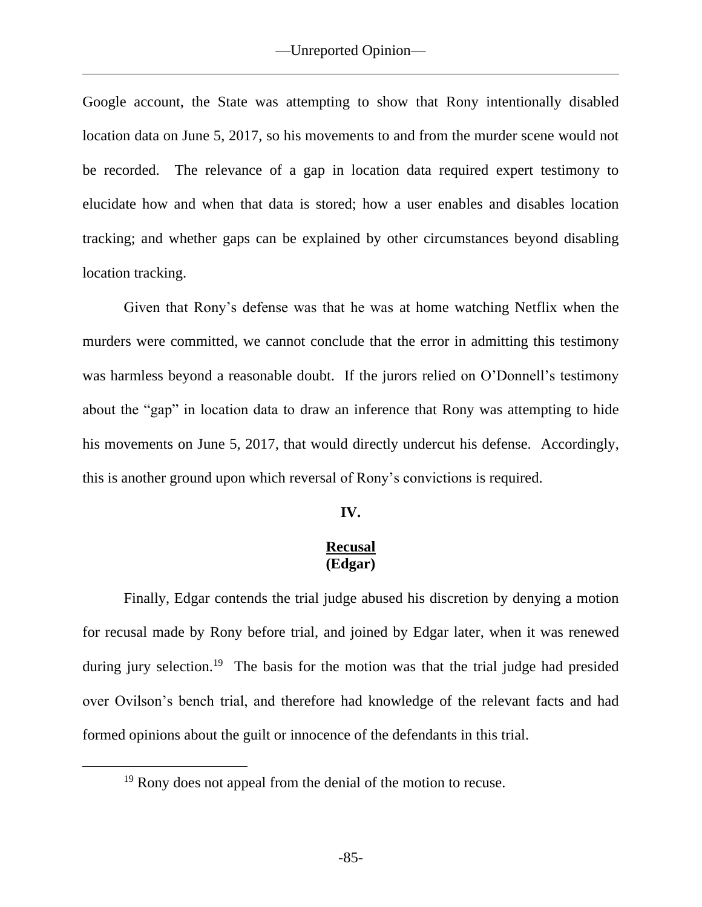Google account, the State was attempting to show that Rony intentionally disabled location data on June 5, 2017, so his movements to and from the murder scene would not be recorded. The relevance of a gap in location data required expert testimony to elucidate how and when that data is stored; how a user enables and disables location tracking; and whether gaps can be explained by other circumstances beyond disabling location tracking.

Given that Rony's defense was that he was at home watching Netflix when the murders were committed, we cannot conclude that the error in admitting this testimony was harmless beyond a reasonable doubt. If the jurors relied on O'Donnell's testimony about the "gap" in location data to draw an inference that Rony was attempting to hide his movements on June 5, 2017, that would directly undercut his defense. Accordingly, this is another ground upon which reversal of Rony's convictions is required.

## IV.

## Recusal (Edgar)

Finally, Edgar contends the trial judge abused his discretion by denying a motion for recusal made by Rony before trial, and joined by Edgar later, when it was renewed during jury selection.[19] The basis for the motion was that the trial judge had presided over Ovilson's bench trial, and therefore had knowledge of the relevant facts and had formed opinions about the guilt or innocence of the defendants in this trial.

[19] Rony does not appeal from the denial of the motion to recuse.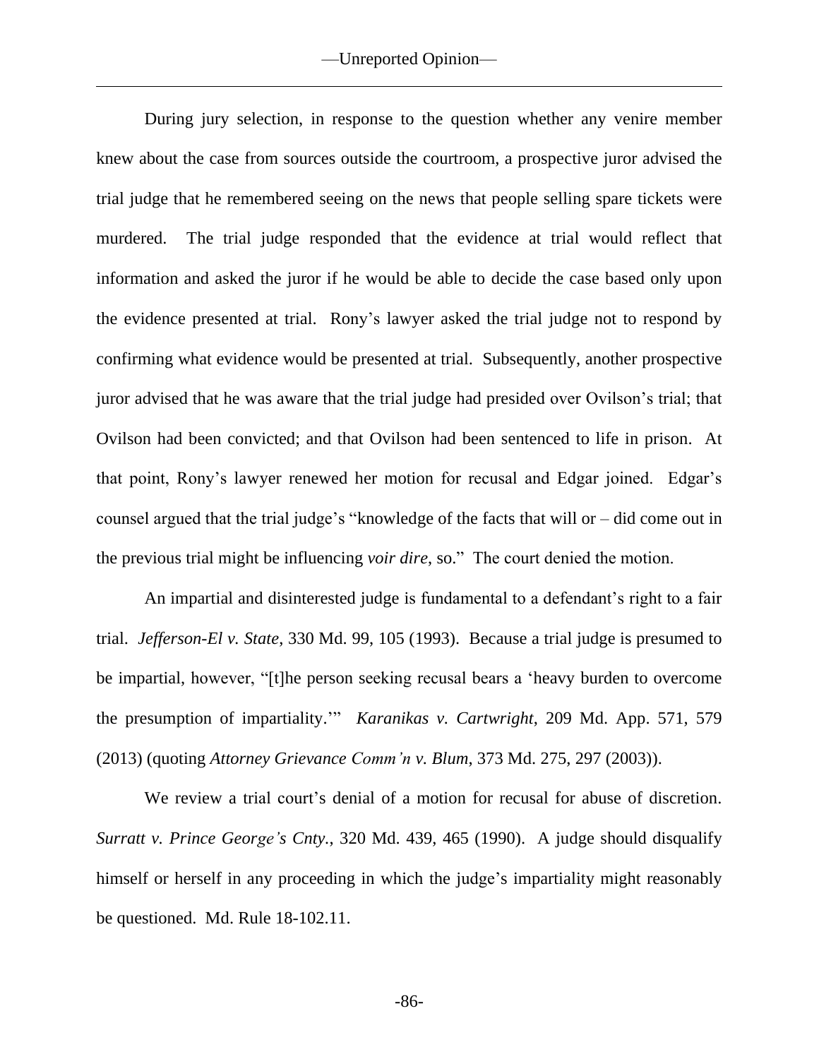During jury selection, in response to the question whether any venire member knew about the case from sources outside the courtroom, a prospective juror advised the trial judge that he remembered seeing on the news that people selling spare tickets were murdered. The trial judge responded that the evidence at trial would reflect that information and asked the juror if he would be able to decide the case based only upon the evidence presented at trial. Rony's lawyer asked the trial judge not to respond by confirming what evidence would be presented at trial. Subsequently, another prospective juror advised that he was aware that the trial judge had presided over Ovilson's trial; that Ovilson had been convicted; and that Ovilson had been sentenced to life in prison. At that point, Rony's lawyer renewed her motion for recusal and Edgar joined. Edgar's counsel argued that the trial judge's "knowledge of the facts that will or – did come out in the previous trial might be influencing *voir dire*, so." The court denied the motion.

An impartial and disinterested judge is fundamental to a defendant's right to a fair trial. *Jefferson-El v. State*, 330 Md. 99, 105 (1993). Because a trial judge is presumed to be impartial, however, "[t]he person seeking recusal bears a 'heavy burden to overcome the presumption of impartiality.'" *Karanikas v. Cartwright*, 209 Md. App. 571, 579 (2013) (quoting *Attorney Grievance Comm'n v. Blum*, 373 Md. 275, 297 (2003)).

We review a trial court's denial of a motion for recusal for abuse of discretion. *Surratt v. Prince George's Cnty.*, 320 Md. 439, 465 (1990). A judge should disqualify himself or herself in any proceeding in which the judge's impartiality might reasonably be questioned. Md. Rule 18-102.11.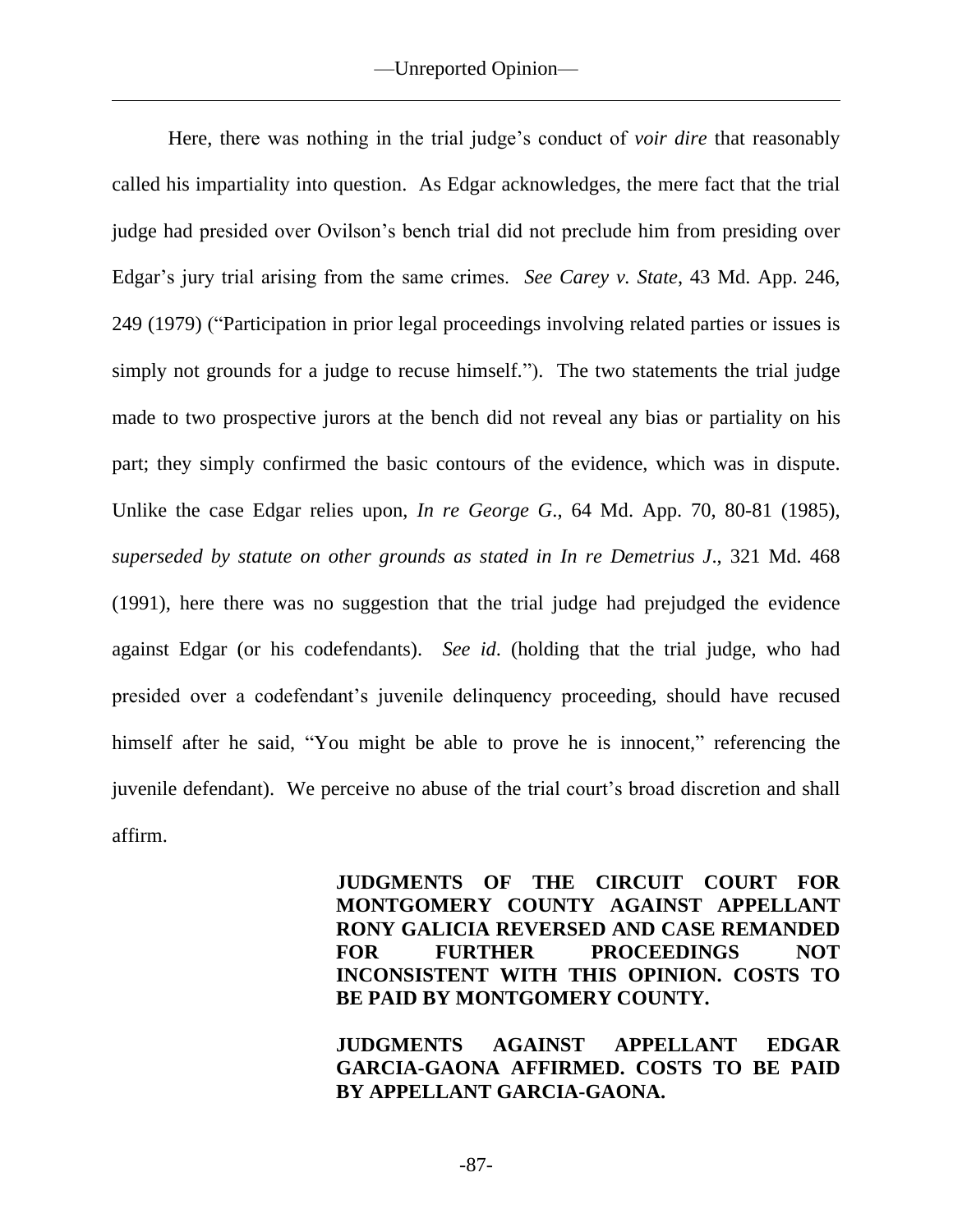Here, there was nothing in the trial judge's conduct of *voir dire* that reasonably called his impartiality into question. As Edgar acknowledges, the mere fact that the trial judge had presided over Ovilson's bench trial did not preclude him from presiding over Edgar's jury trial arising from the same crimes. *See Carey v. State*, 43 Md. App. 246, 249 (1979) ("Participation in prior legal proceedings involving related parties or issues is simply not grounds for a judge to recuse himself."). The two statements the trial judge made to two prospective jurors at the bench did not reveal any bias or partiality on his part; they simply confirmed the basic contours of the evidence, which was in dispute. Unlike the case Edgar relies upon, *In re George G.*, 64 Md. App. 70, 80-81 (1985), *superseded by statute on other grounds as stated in In re Demetrius J.*, 321 Md. 468 (1991), here there was no suggestion that the trial judge had prejudged the evidence against Edgar (or his codefendants). *See id.* (holding that the trial judge, who had presided over a codefendant's juvenile delinquency proceeding, should have recused himself after he said, "You might be able to prove he is innocent," referencing the juvenile defendant). We perceive no abuse of the trial court's broad discretion and shall affirm.

**JUDGMENTS OF THE CIRCUIT COURT FOR MONTGOMERY COUNTY AGAINST APPELLANT RONY GALICIA REVERSED AND CASE REMANDED FOR FURTHER PROCEEDINGS NOT INCONSISTENT WITH THIS OPINION. COSTS TO BE PAID BY MONTGOMERY COUNTY.**

**JUDGMENTS AGAINST APPELLANT EDGAR GARCIA-GAONA AFFIRMED. COSTS TO BE PAID BY APPELLANT GARCIA-GAONA.**